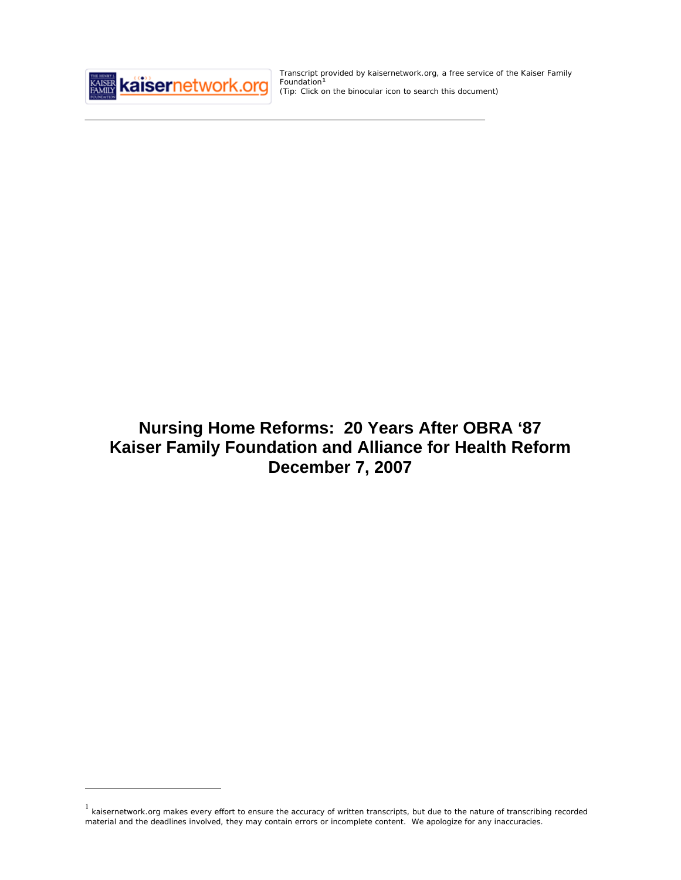Transcript provided by kaisernetwork.org, a free service of the Kaiser Family Foundation[1]
(Tip: Click on the binocular icon to search this document)

# Nursing Home Reforms: 20 Years After OBRA '87
# Kaiser Family Foundation and Alliance for Health Reform
# December 7, 2007

[1] kaisernetwork.org makes every effort to ensure the accuracy of written transcripts, but due to the nature of transcribing recorded material and the deadlines involved, they may contain errors or incomplete content. We apologize for any inaccuracies.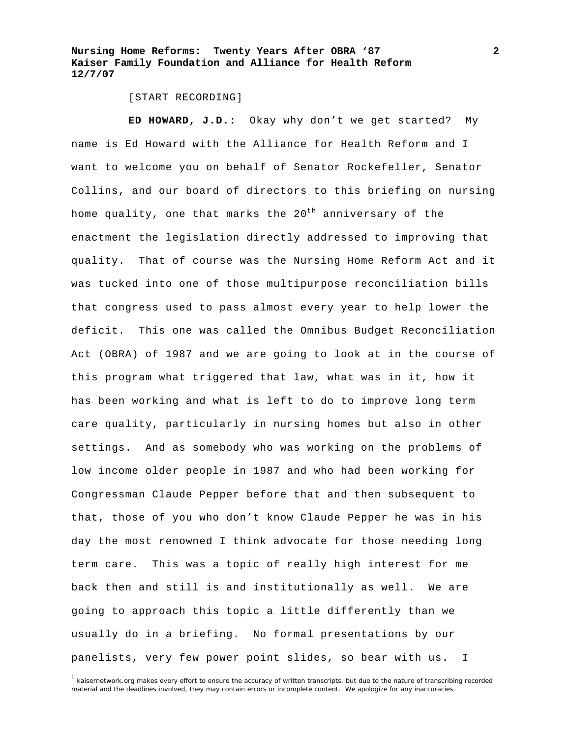[START RECORDING]

**ED HOWARD, J.D.:** Okay why don't we get started? My name is Ed Howard with the Alliance for Health Reform and I want to welcome you on behalf of Senator Rockefeller, Senator Collins, and our board of directors to this briefing on nursing home quality, one that marks the 20th anniversary of the enactment the legislation directly addressed to improving that quality. That of course was the Nursing Home Reform Act and it was tucked into one of those multipurpose reconciliation bills that congress used to pass almost every year to help lower the deficit. This one was called the Omnibus Budget Reconciliation Act (OBRA) of 1987 and we are going to look at in the course of this program what triggered that law, what was in it, how it has been working and what is left to do to improve long term care quality, particularly in nursing homes but also in other settings. And as somebody who was working on the problems of low income older people in 1987 and who had been working for Congressman Claude Pepper before that and then subsequent to that, those of you who don't know Claude Pepper he was in his day the most renowned I think advocate for those needing long term care. This was a topic of really high interest for me back then and still is and institutionally as well. We are going to approach this topic a little differently than we usually do in a briefing. No formal presentations by our panelists, very few power point slides, so bear with us. I

[1] kaisernetwork.org makes every effort to ensure the accuracy of written transcripts, but due to the nature of transcribing recorded material and the deadlines involved, they may contain errors or incomplete content. We apologize for any inaccuracies.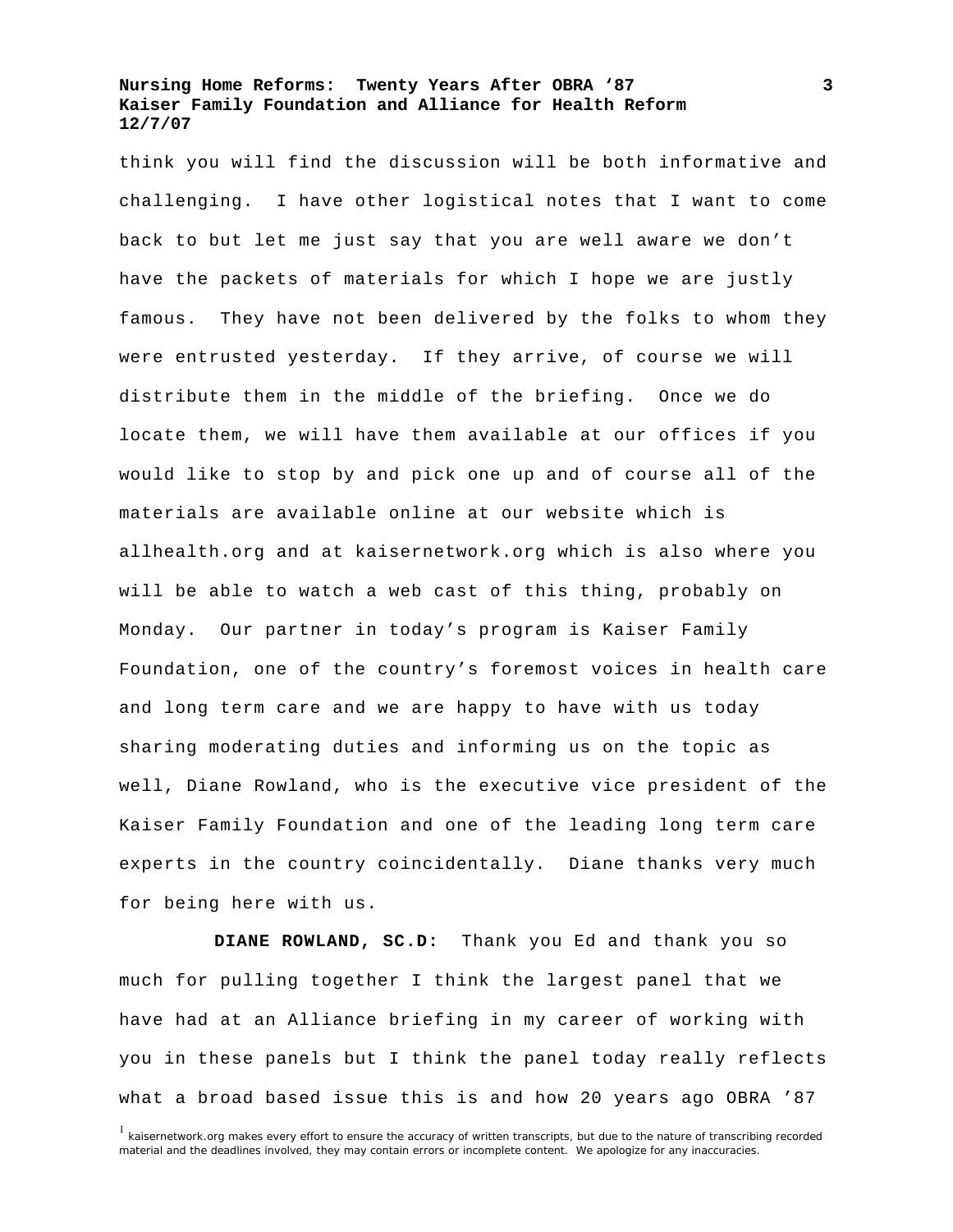think you will find the discussion will be both informative and challenging. I have other logistical notes that I want to come back to but let me just say that you are well aware we don't have the packets of materials for which I hope we are justly famous. They have not been delivered by the folks to whom they were entrusted yesterday. If they arrive, of course we will distribute them in the middle of the briefing. Once we do locate them, we will have them available at our offices if you would like to stop by and pick one up and of course all of the materials are available online at our website which is allhealth.org and at kaisernetwork.org which is also where you will be able to watch a web cast of this thing, probably on Monday. Our partner in today's program is Kaiser Family Foundation, one of the country's foremost voices in health care and long term care and we are happy to have with us today sharing moderating duties and informing us on the topic as well, Diane Rowland, who is the executive vice president of the Kaiser Family Foundation and one of the leading long term care experts in the country coincidentally. Diane thanks very much for being here with us.

**DIANE ROWLAND, SC.D:** Thank you Ed and thank you so much for pulling together I think the largest panel that we have had at an Alliance briefing in my career of working with you in these panels but I think the panel today really reflects what a broad based issue this is and how 20 years ago OBRA '87

[1] kaisernetwork.org makes every effort to ensure the accuracy of written transcripts, but due to the nature of transcribing recorded material and the deadlines involved, they may contain errors or incomplete content. We apologize for any inaccuracies.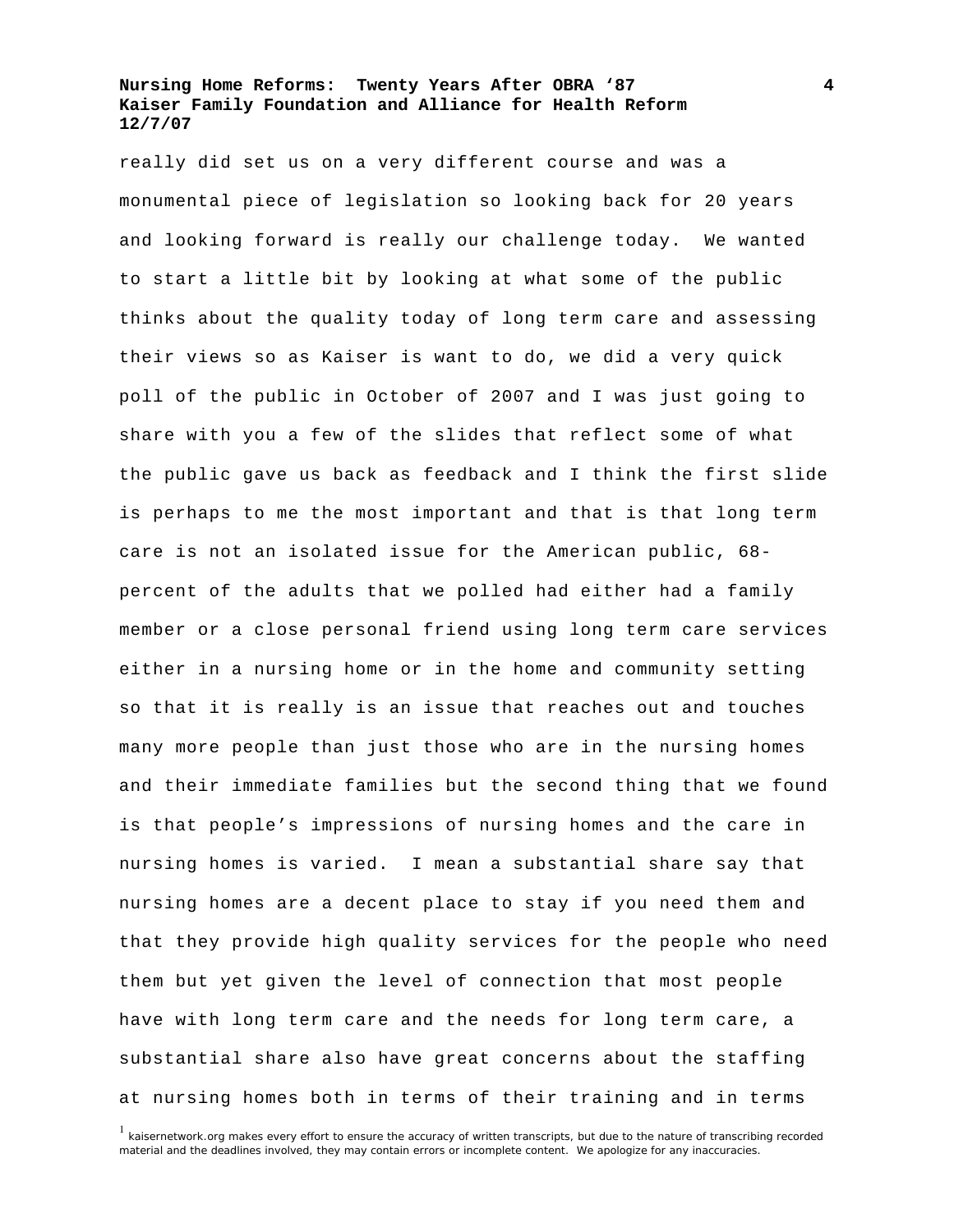really did set us on a very different course and was a monumental piece of legislation so looking back for 20 years and looking forward is really our challenge today. We wanted to start a little bit by looking at what some of the public thinks about the quality today of long term care and assessing their views so as Kaiser is want to do, we did a very quick poll of the public in October of 2007 and I was just going to share with you a few of the slides that reflect some of what the public gave us back as feedback and I think the first slide is perhaps to me the most important and that is that long term care is not an isolated issue for the American public, 68-percent of the adults that we polled had either had a family member or a close personal friend using long term care services either in a nursing home or in the home and community setting so that it is really is an issue that reaches out and touches many more people than just those who are in the nursing homes and their immediate families but the second thing that we found is that people's impressions of nursing homes and the care in nursing homes is varied. I mean a substantial share say that nursing homes are a decent place to stay if you need them and that they provide high quality services for the people who need them but yet given the level of connection that most people have with long term care and the needs for long term care, a substantial share also have great concerns about the staffing at nursing homes both in terms of their training and in terms

[1] kaisernetwork.org makes every effort to ensure the accuracy of written transcripts, but due to the nature of transcribing recorded material and the deadlines involved, they may contain errors or incomplete content. We apologize for any inaccuracies.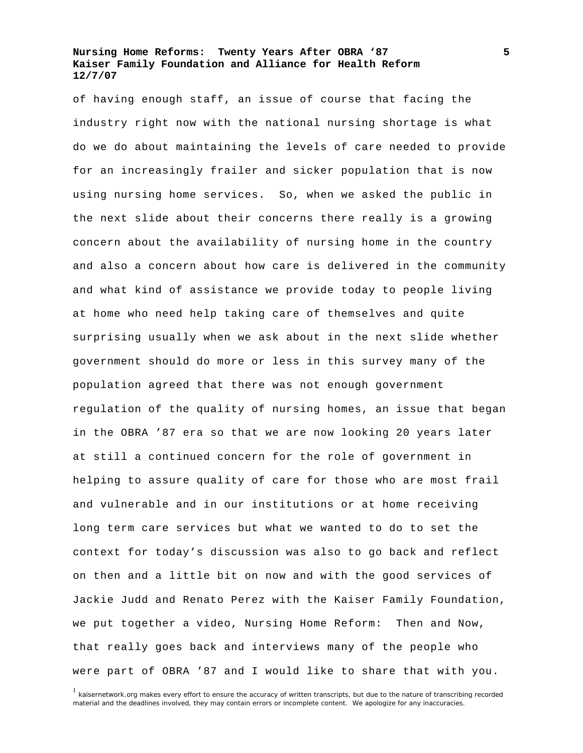of having enough staff, an issue of course that facing the industry right now with the national nursing shortage is what do we do about maintaining the levels of care needed to provide for an increasingly frailer and sicker population that is now using nursing home services. So, when we asked the public in the next slide about their concerns there really is a growing concern about the availability of nursing home in the country and also a concern about how care is delivered in the community and what kind of assistance we provide today to people living at home who need help taking care of themselves and quite surprising usually when we ask about in the next slide whether government should do more or less in this survey many of the population agreed that there was not enough government regulation of the quality of nursing homes, an issue that began in the OBRA '87 era so that we are now looking 20 years later at still a continued concern for the role of government in helping to assure quality of care for those who are most frail and vulnerable and in our institutions or at home receiving long term care services but what we wanted to do to set the context for today's discussion was also to go back and reflect on then and a little bit on now and with the good services of Jackie Judd and Renato Perez with the Kaiser Family Foundation, we put together a video, Nursing Home Reform: Then and Now, that really goes back and interviews many of the people who were part of OBRA '87 and I would like to share that with you.

[1] kaisernetwork.org makes every effort to ensure the accuracy of written transcripts, but due to the nature of transcribing recorded material and the deadlines involved, they may contain errors or incomplete content. We apologize for any inaccuracies.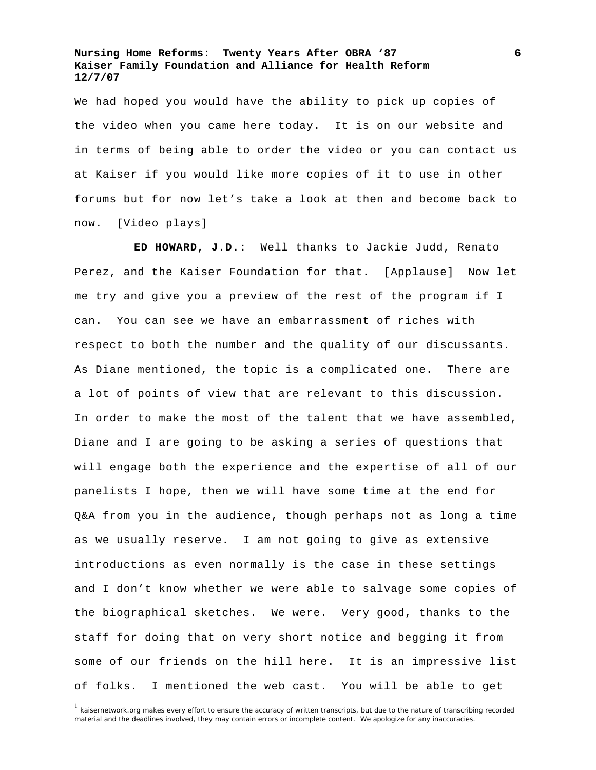We had hoped you would have the ability to pick up copies of the video when you came here today. It is on our website and in terms of being able to order the video or you can contact us at Kaiser if you would like more copies of it to use in other forums but for now let's take a look at then and become back to now. [Video plays]

**ED HOWARD, J.D.:** Well thanks to Jackie Judd, Renato Perez, and the Kaiser Foundation for that. [Applause] Now let me try and give you a preview of the rest of the program if I can. You can see we have an embarrassment of riches with respect to both the number and the quality of our discussants. As Diane mentioned, the topic is a complicated one. There are a lot of points of view that are relevant to this discussion. In order to make the most of the talent that we have assembled, Diane and I are going to be asking a series of questions that will engage both the experience and the expertise of all of our panelists I hope, then we will have some time at the end for Q&A from you in the audience, though perhaps not as long a time as we usually reserve. I am not going to give as extensive introductions as even normally is the case in these settings and I don't know whether we were able to salvage some copies of the biographical sketches. We were. Very good, thanks to the staff for doing that on very short notice and begging it from some of our friends on the hill here. It is an impressive list of folks. I mentioned the web cast. You will be able to get

[1] kaisernetwork.org makes every effort to ensure the accuracy of written transcripts, but due to the nature of transcribing recorded material and the deadlines involved, they may contain errors or incomplete content. We apologize for any inaccuracies.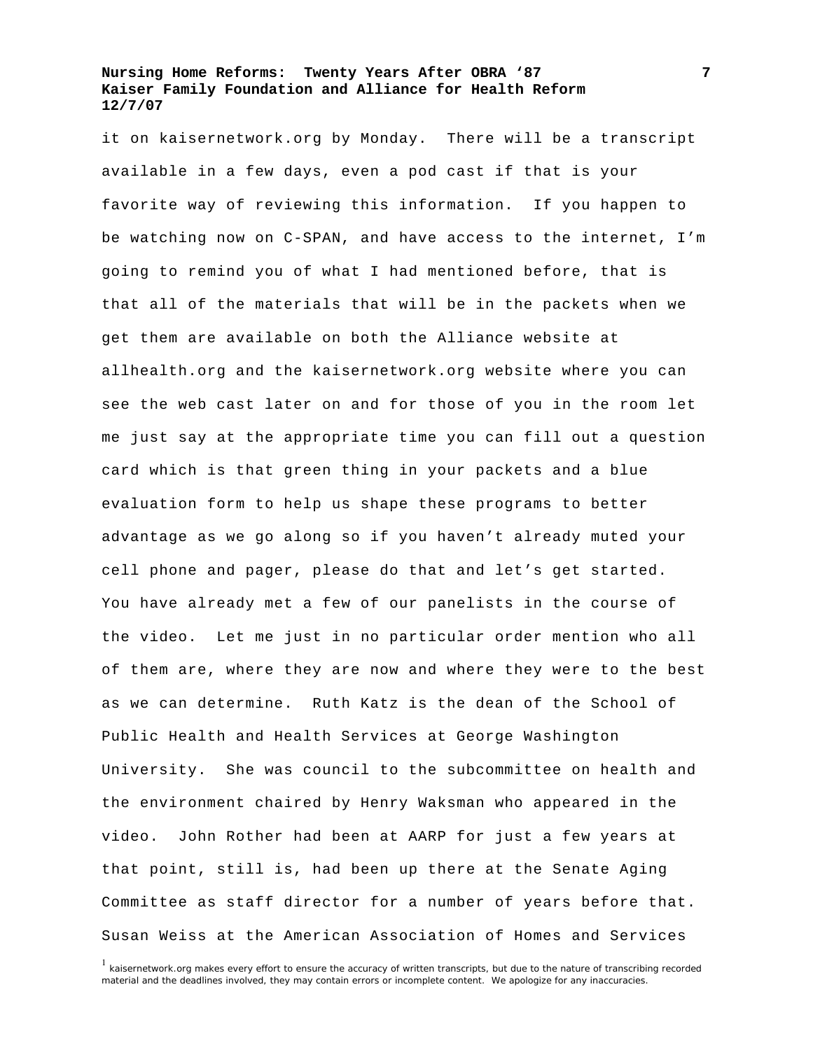it on kaisernetwork.org by Monday. There will be a transcript available in a few days, even a pod cast if that is your favorite way of reviewing this information. If you happen to be watching now on C-SPAN, and have access to the internet, I'm going to remind you of what I had mentioned before, that is that all of the materials that will be in the packets when we get them are available on both the Alliance website at allhealth.org and the kaisernetwork.org website where you can see the web cast later on and for those of you in the room let me just say at the appropriate time you can fill out a question card which is that green thing in your packets and a blue evaluation form to help us shape these programs to better advantage as we go along so if you haven't already muted your cell phone and pager, please do that and let's get started. You have already met a few of our panelists in the course of the video. Let me just in no particular order mention who all of them are, where they are now and where they were to the best as we can determine. Ruth Katz is the dean of the School of Public Health and Health Services at George Washington University. She was council to the subcommittee on health and the environment chaired by Henry Waksman who appeared in the video. John Rother had been at AARP for just a few years at that point, still is, had been up there at the Senate Aging Committee as staff director for a number of years before that. Susan Weiss at the American Association of Homes and Services

[1] kaisernetwork.org makes every effort to ensure the accuracy of written transcripts, but due to the nature of transcribing recorded material and the deadlines involved, they may contain errors or incomplete content. We apologize for any inaccuracies.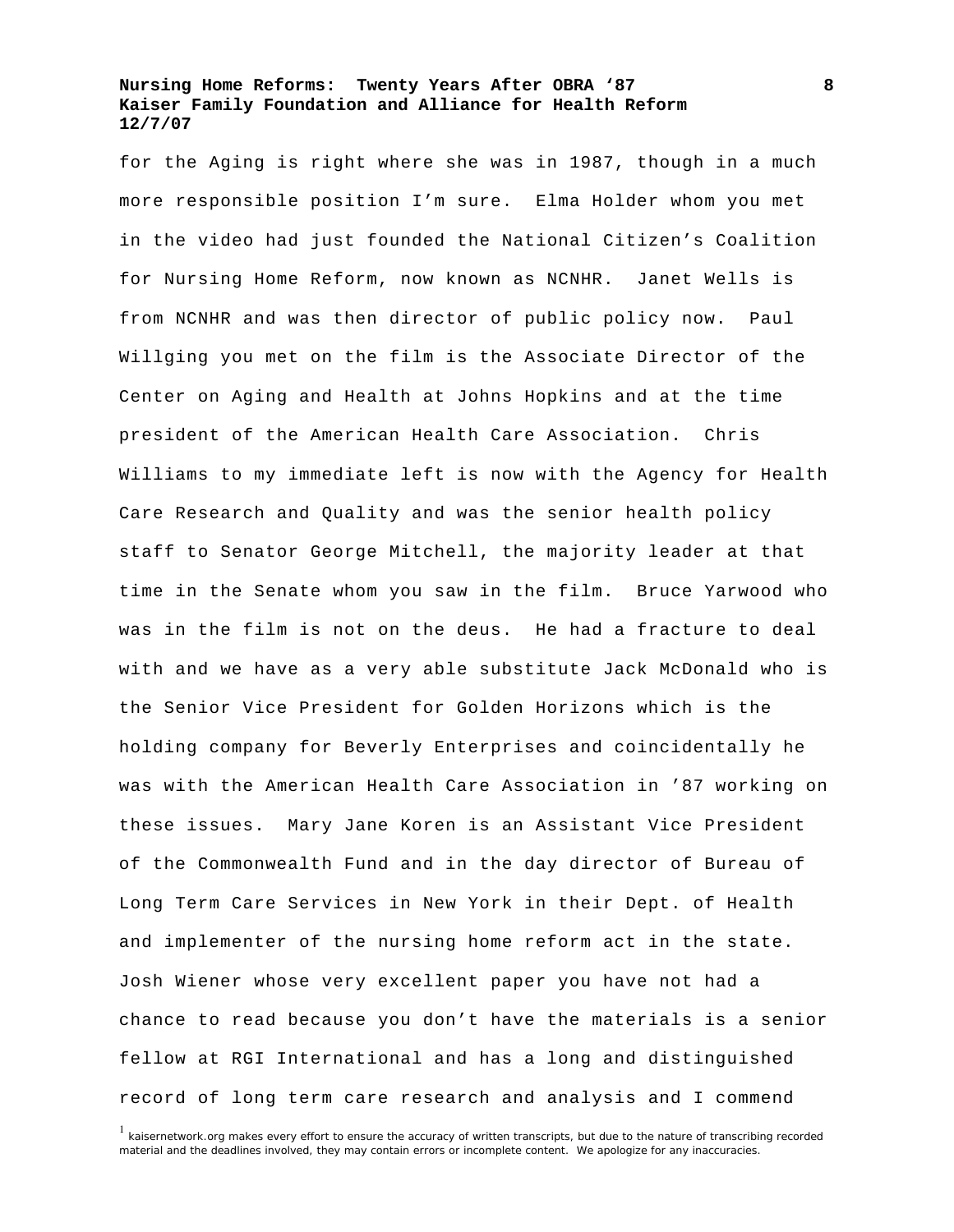for the Aging is right where she was in 1987, though in a much more responsible position I'm sure. Elma Holder whom you met in the video had just founded the National Citizen's Coalition for Nursing Home Reform, now known as NCNHR. Janet Wells is from NCNHR and was then director of public policy now. Paul Willging you met on the film is the Associate Director of the Center on Aging and Health at Johns Hopkins and at the time president of the American Health Care Association. Chris Williams to my immediate left is now with the Agency for Health Care Research and Quality and was the senior health policy staff to Senator George Mitchell, the majority leader at that time in the Senate whom you saw in the film. Bruce Yarwood who was in the film is not on the deus. He had a fracture to deal with and we have as a very able substitute Jack McDonald who is the Senior Vice President for Golden Horizons which is the holding company for Beverly Enterprises and coincidentally he was with the American Health Care Association in '87 working on these issues. Mary Jane Koren is an Assistant Vice President of the Commonwealth Fund and in the day director of Bureau of Long Term Care Services in New York in their Dept. of Health and implementer of the nursing home reform act in the state. Josh Wiener whose very excellent paper you have not had a chance to read because you don't have the materials is a senior fellow at RGI International and has a long and distinguished record of long term care research and analysis and I commend

[1] kaisernetwork.org makes every effort to ensure the accuracy of written transcripts, but due to the nature of transcribing recorded material and the deadlines involved, they may contain errors or incomplete content. We apologize for any inaccuracies.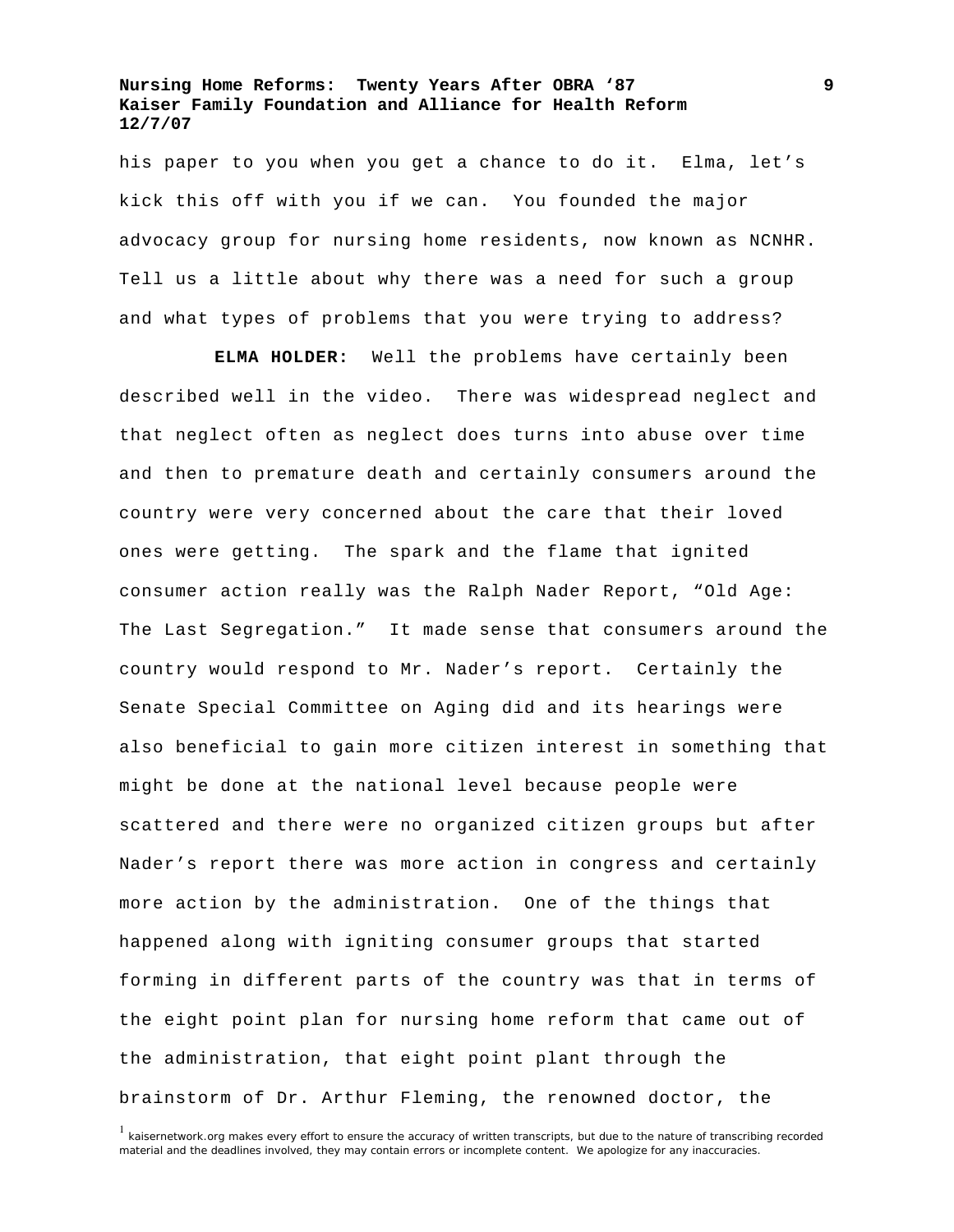his paper to you when you get a chance to do it. Elma, let's kick this off with you if we can. You founded the major advocacy group for nursing home residents, now known as NCNHR. Tell us a little about why there was a need for such a group and what types of problems that you were trying to address?

**ELMA HOLDER:** Well the problems have certainly been described well in the video. There was widespread neglect and that neglect often as neglect does turns into abuse over time and then to premature death and certainly consumers around the country were very concerned about the care that their loved ones were getting. The spark and the flame that ignited consumer action really was the Ralph Nader Report, "Old Age: The Last Segregation." It made sense that consumers around the country would respond to Mr. Nader's report. Certainly the Senate Special Committee on Aging did and its hearings were also beneficial to gain more citizen interest in something that might be done at the national level because people were scattered and there were no organized citizen groups but after Nader's report there was more action in congress and certainly more action by the administration. One of the things that happened along with igniting consumer groups that started forming in different parts of the country was that in terms of the eight point plan for nursing home reform that came out of the administration, that eight point plant through the brainstorm of Dr. Arthur Fleming, the renowned doctor, the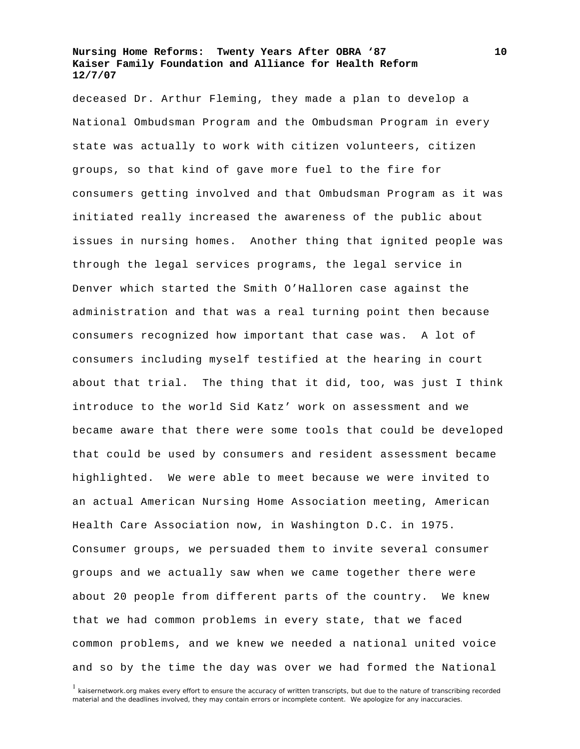deceased Dr. Arthur Fleming, they made a plan to develop a National Ombudsman Program and the Ombudsman Program in every state was actually to work with citizen volunteers, citizen groups, so that kind of gave more fuel to the fire for consumers getting involved and that Ombudsman Program as it was initiated really increased the awareness of the public about issues in nursing homes. Another thing that ignited people was through the legal services programs, the legal service in Denver which started the Smith O'Halloren case against the administration and that was a real turning point then because consumers recognized how important that case was. A lot of consumers including myself testified at the hearing in court about that trial. The thing that it did, too, was just I think introduce to the world Sid Katz' work on assessment and we became aware that there were some tools that could be developed that could be used by consumers and resident assessment became highlighted. We were able to meet because we were invited to an actual American Nursing Home Association meeting, American Health Care Association now, in Washington D.C. in 1975. Consumer groups, we persuaded them to invite several consumer groups and we actually saw when we came together there were about 20 people from different parts of the country. We knew that we had common problems in every state, that we faced common problems, and we knew we needed a national united voice and so by the time the day was over we had formed the National

[1] kaisernetwork.org makes every effort to ensure the accuracy of written transcripts, but due to the nature of transcribing recorded material and the deadlines involved, they may contain errors or incomplete content. We apologize for any inaccuracies.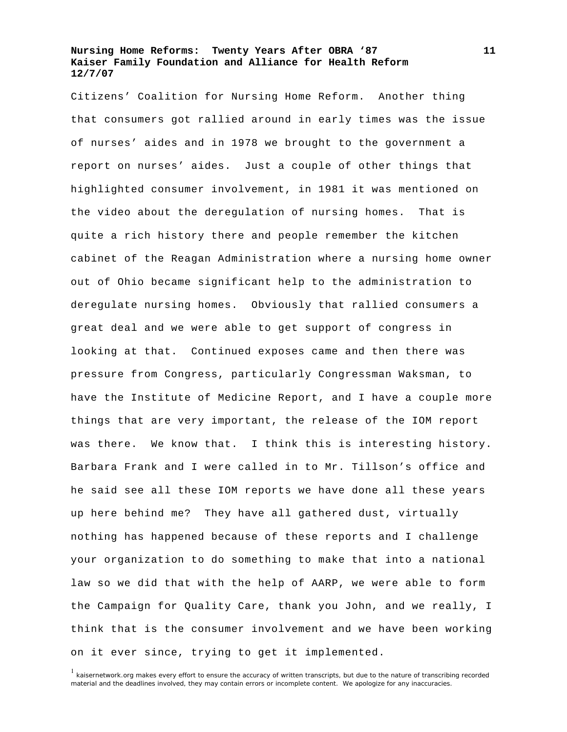Citizens' Coalition for Nursing Home Reform. Another thing that consumers got rallied around in early times was the issue of nurses' aides and in 1978 we brought to the government a report on nurses' aides. Just a couple of other things that highlighted consumer involvement, in 1981 it was mentioned on the video about the deregulation of nursing homes. That is quite a rich history there and people remember the kitchen cabinet of the Reagan Administration where a nursing home owner out of Ohio became significant help to the administration to deregulate nursing homes. Obviously that rallied consumers a great deal and we were able to get support of congress in looking at that. Continued exposes came and then there was pressure from Congress, particularly Congressman Waksman, to have the Institute of Medicine Report, and I have a couple more things that are very important, the release of the IOM report was there. We know that. I think this is interesting history. Barbara Frank and I were called in to Mr. Tillson's office and he said see all these IOM reports we have done all these years up here behind me? They have all gathered dust, virtually nothing has happened because of these reports and I challenge your organization to do something to make that into a national law so we did that with the help of AARP, we were able to form the Campaign for Quality Care, thank you John, and we really, I think that is the consumer involvement and we have been working on it ever since, trying to get it implemented.

[1] kaisernetwork.org makes every effort to ensure the accuracy of written transcripts, but due to the nature of transcribing recorded material and the deadlines involved, they may contain errors or incomplete content. We apologize for any inaccuracies.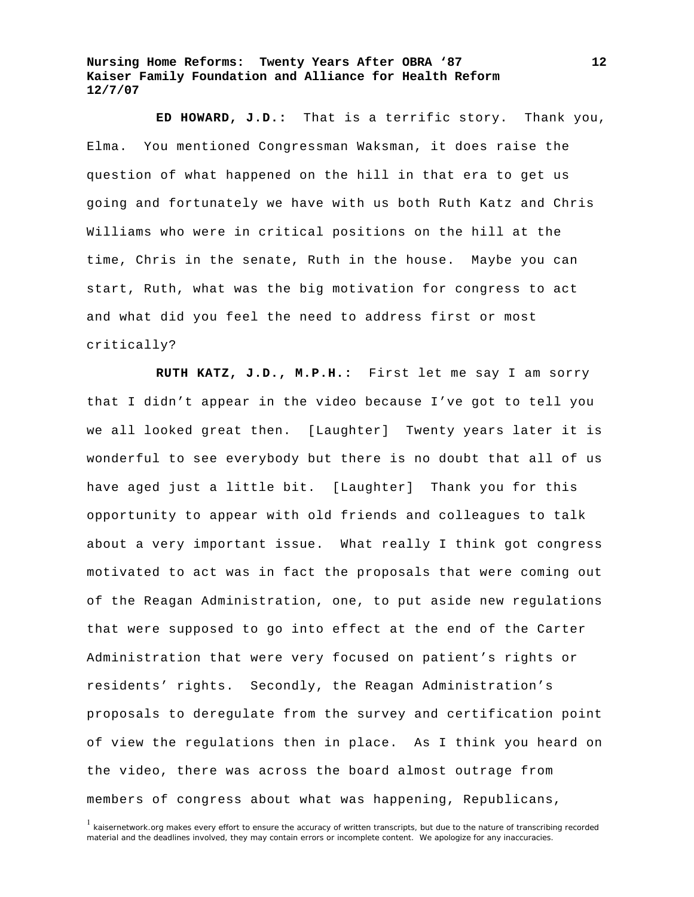**ED HOWARD, J.D.:** That is a terrific story. Thank you, Elma. You mentioned Congressman Waksman, it does raise the question of what happened on the hill in that era to get us going and fortunately we have with us both Ruth Katz and Chris Williams who were in critical positions on the hill at the time, Chris in the senate, Ruth in the house. Maybe you can start, Ruth, what was the big motivation for congress to act and what did you feel the need to address first or most critically?

**RUTH KATZ, J.D., M.P.H.:** First let me say I am sorry that I didn't appear in the video because I've got to tell you we all looked great then. [Laughter] Twenty years later it is wonderful to see everybody but there is no doubt that all of us have aged just a little bit. [Laughter] Thank you for this opportunity to appear with old friends and colleagues to talk about a very important issue. What really I think got congress motivated to act was in fact the proposals that were coming out of the Reagan Administration, one, to put aside new regulations that were supposed to go into effect at the end of the Carter Administration that were very focused on patient's rights or residents' rights. Secondly, the Reagan Administration's proposals to deregulate from the survey and certification point of view the regulations then in place. As I think you heard on the video, there was across the board almost outrage from members of congress about what was happening, Republicans,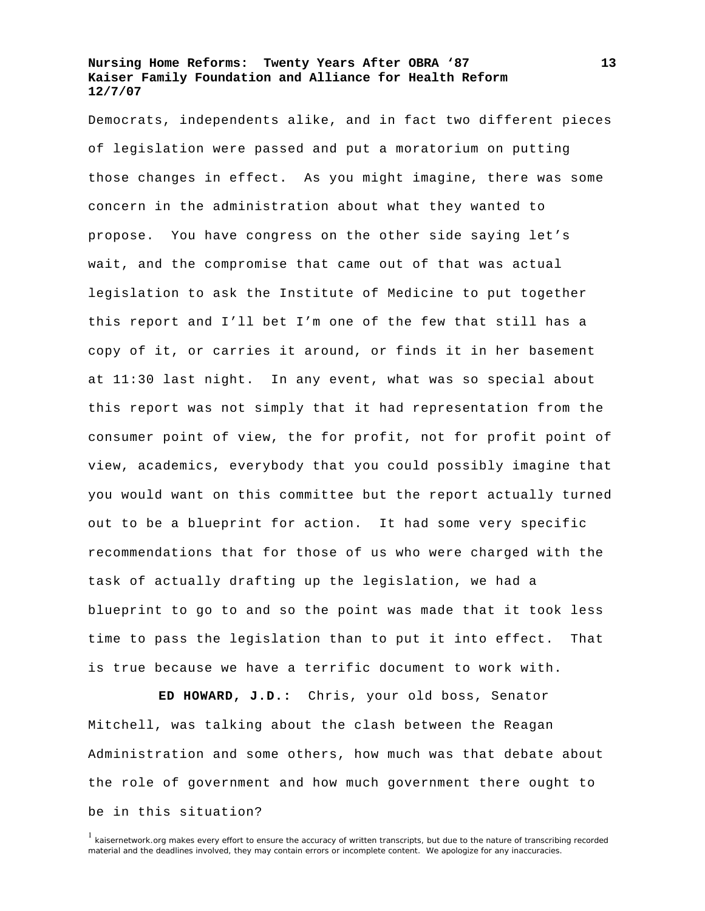Democrats, independents alike, and in fact two different pieces of legislation were passed and put a moratorium on putting those changes in effect. As you might imagine, there was some concern in the administration about what they wanted to propose. You have congress on the other side saying let's wait, and the compromise that came out of that was actual legislation to ask the Institute of Medicine to put together this report and I'll bet I'm one of the few that still has a copy of it, or carries it around, or finds it in her basement at 11:30 last night. In any event, what was so special about this report was not simply that it had representation from the consumer point of view, the for profit, not for profit point of view, academics, everybody that you could possibly imagine that you would want on this committee but the report actually turned out to be a blueprint for action. It had some very specific recommendations that for those of us who were charged with the task of actually drafting up the legislation, we had a blueprint to go to and so the point was made that it took less time to pass the legislation than to put it into effect. That is true because we have a terrific document to work with.

**ED HOWARD, J.D.:** Chris, your old boss, Senator Mitchell, was talking about the clash between the Reagan Administration and some others, how much was that debate about the role of government and how much government there ought to be in this situation?

[1] kaisernetwork.org makes every effort to ensure the accuracy of written transcripts, but due to the nature of transcribing recorded material and the deadlines involved, they may contain errors or incomplete content. We apologize for any inaccuracies.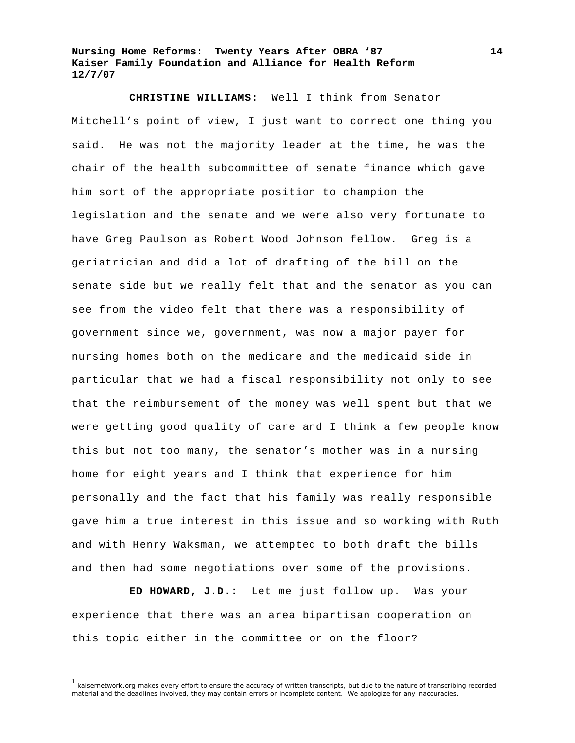**CHRISTINE WILLIAMS:** Well I think from Senator Mitchell's point of view, I just want to correct one thing you said. He was not the majority leader at the time, he was the chair of the health subcommittee of senate finance which gave him sort of the appropriate position to champion the legislation and the senate and we were also very fortunate to have Greg Paulson as Robert Wood Johnson fellow. Greg is a geriatrician and did a lot of drafting of the bill on the senate side but we really felt that and the senator as you can see from the video felt that there was a responsibility of government since we, government, was now a major payer for nursing homes both on the medicare and the medicaid side in particular that we had a fiscal responsibility not only to see that the reimbursement of the money was well spent but that we were getting good quality of care and I think a few people know this but not too many, the senator's mother was in a nursing home for eight years and I think that experience for him personally and the fact that his family was really responsible gave him a true interest in this issue and so working with Ruth and with Henry Waksman, we attempted to both draft the bills and then had some negotiations over some of the provisions.

**ED HOWARD, J.D.:** Let me just follow up. Was your experience that there was an area bipartisan cooperation on this topic either in the committee or on the floor?

[1] kaisernetwork.org makes every effort to ensure the accuracy of written transcripts, but due to the nature of transcribing recorded material and the deadlines involved, they may contain errors or incomplete content. We apologize for any inaccuracies.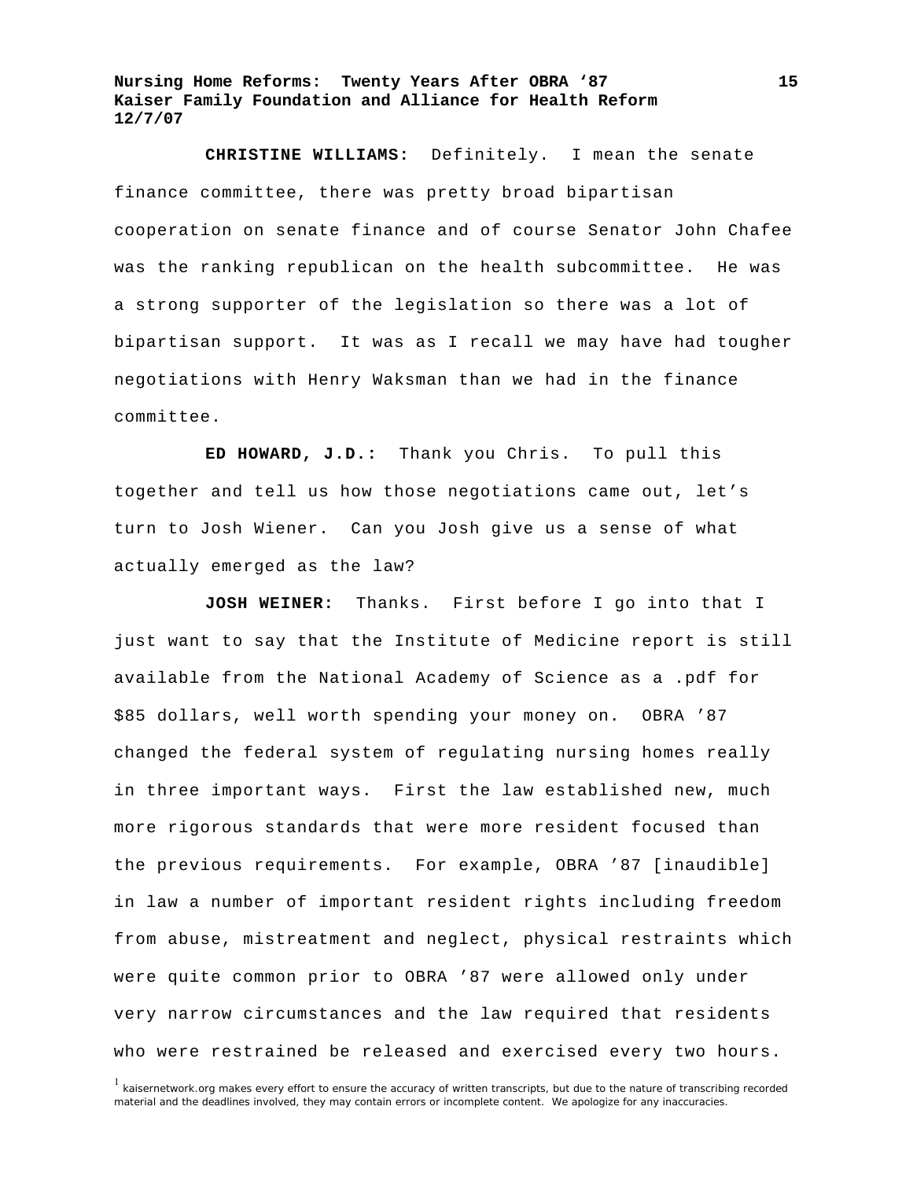**CHRISTINE WILLIAMS:** Definitely. I mean the senate finance committee, there was pretty broad bipartisan cooperation on senate finance and of course Senator John Chafee was the ranking republican on the health subcommittee. He was a strong supporter of the legislation so there was a lot of bipartisan support. It was as I recall we may have had tougher negotiations with Henry Waksman than we had in the finance committee.

**ED HOWARD, J.D.:** Thank you Chris. To pull this together and tell us how those negotiations came out, let's turn to Josh Wiener. Can you Josh give us a sense of what actually emerged as the law?

**JOSH WEINER:** Thanks. First before I go into that I just want to say that the Institute of Medicine report is still available from the National Academy of Science as a .pdf for $85 dollars, well worth spending your money on. OBRA '87 changed the federal system of regulating nursing homes really in three important ways. First the law established new, much more rigorous standards that were more resident focused than the previous requirements. For example, OBRA '87 [inaudible] in law a number of important resident rights including freedom from abuse, mistreatment and neglect, physical restraints which were quite common prior to OBRA '87 were allowed only under very narrow circumstances and the law required that residents who were restrained be released and exercised every two hours.

[1] kaisernetwork.org makes every effort to ensure the accuracy of written transcripts, but due to the nature of transcribing recorded material and the deadlines involved, they may contain errors or incomplete content. We apologize for any inaccuracies.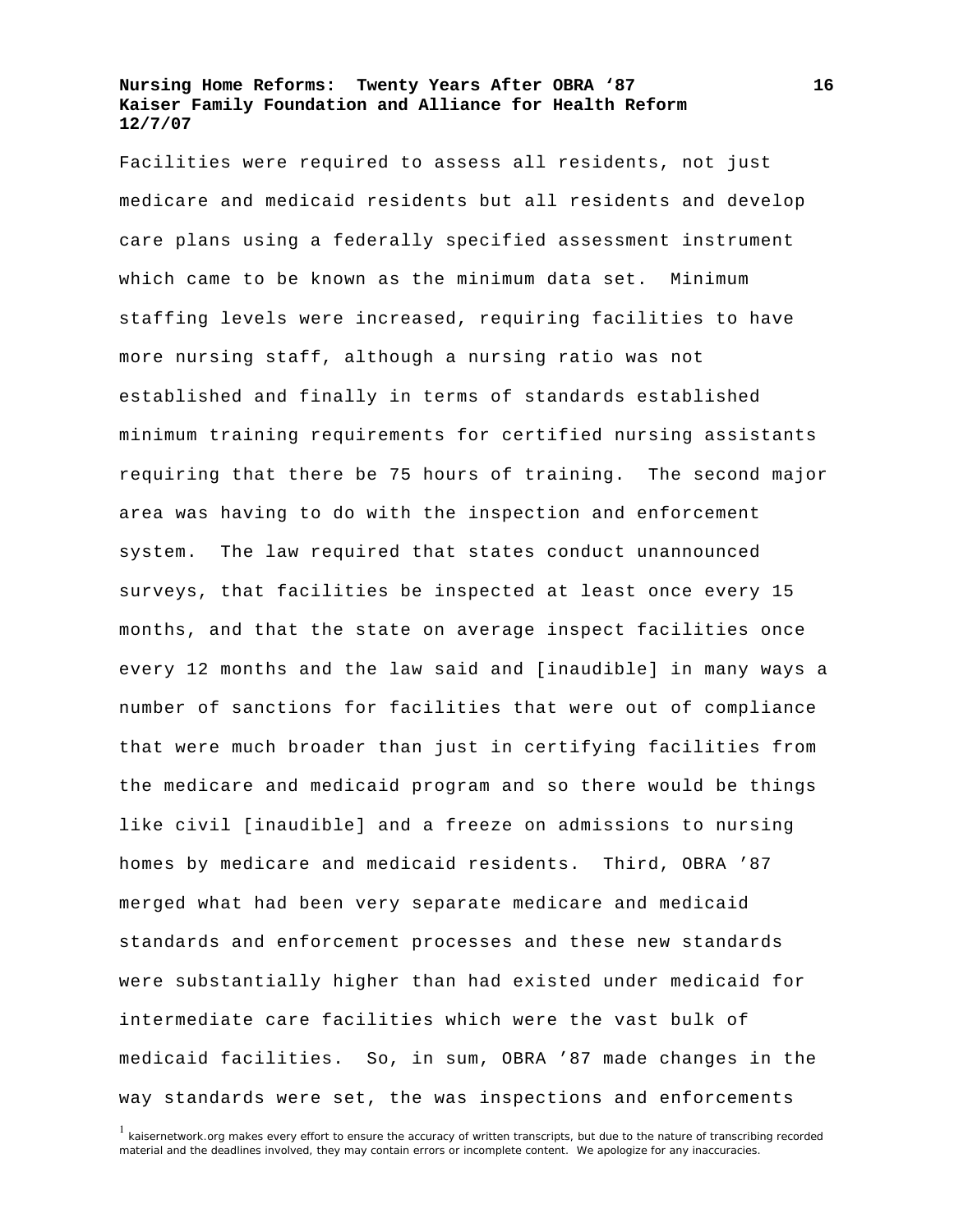Facilities were required to assess all residents, not just medicare and medicaid residents but all residents and develop care plans using a federally specified assessment instrument which came to be known as the minimum data set. Minimum staffing levels were increased, requiring facilities to have more nursing staff, although a nursing ratio was not established and finally in terms of standards established minimum training requirements for certified nursing assistants requiring that there be 75 hours of training. The second major area was having to do with the inspection and enforcement system. The law required that states conduct unannounced surveys, that facilities be inspected at least once every 15 months, and that the state on average inspect facilities once every 12 months and the law said and [inaudible] in many ways a number of sanctions for facilities that were out of compliance that were much broader than just in certifying facilities from the medicare and medicaid program and so there would be things like civil [inaudible] and a freeze on admissions to nursing homes by medicare and medicaid residents. Third, OBRA '87 merged what had been very separate medicare and medicaid standards and enforcement processes and these new standards were substantially higher than had existed under medicaid for intermediate care facilities which were the vast bulk of medicaid facilities. So, in sum, OBRA '87 made changes in the way standards were set, the was inspections and enforcements

[1] kaisernetwork.org makes every effort to ensure the accuracy of written transcripts, but due to the nature of transcribing recorded material and the deadlines involved, they may contain errors or incomplete content. We apologize for any inaccuracies.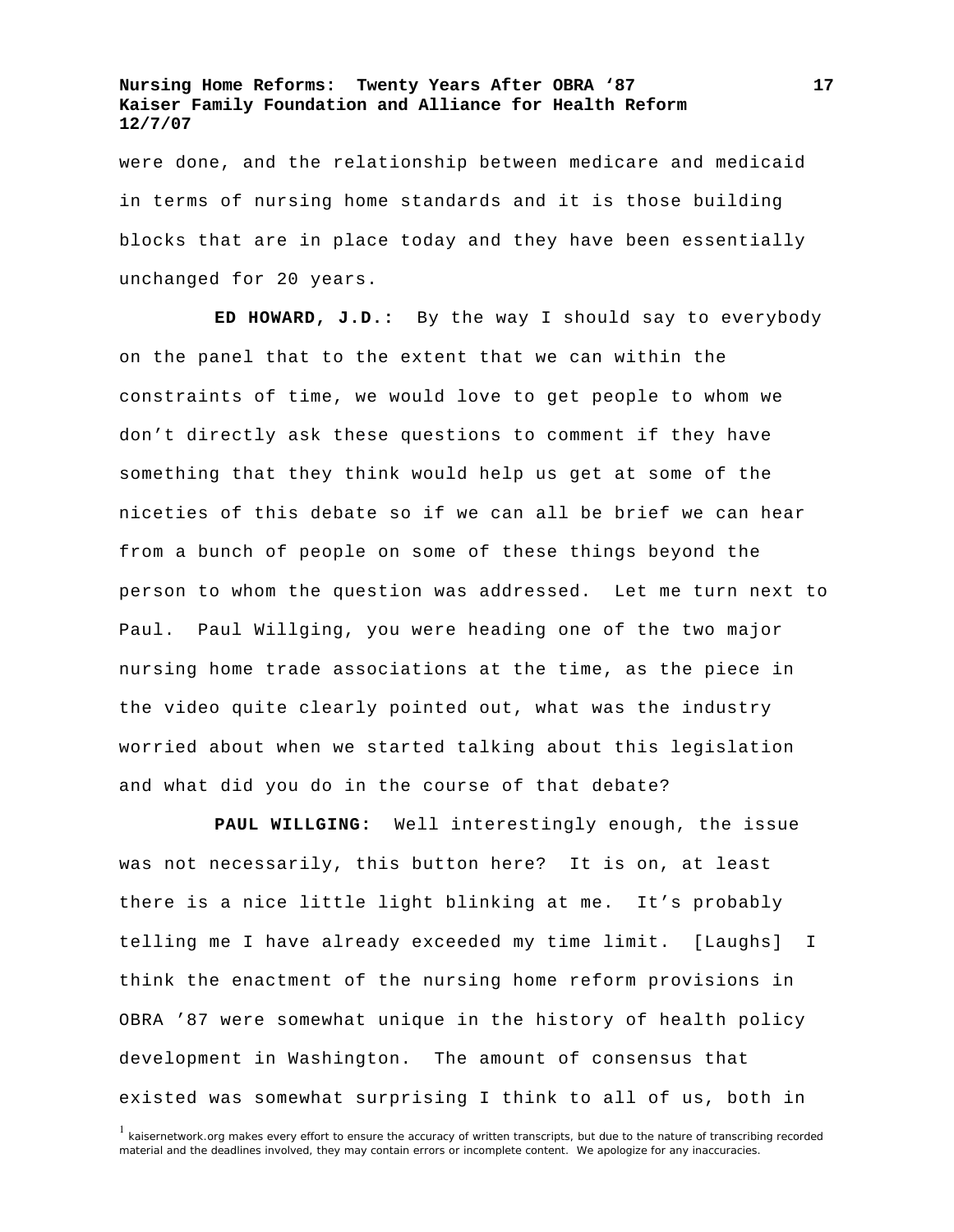were done, and the relationship between medicare and medicaid in terms of nursing home standards and it is those building blocks that are in place today and they have been essentially unchanged for 20 years.

**ED HOWARD, J.D.:** By the way I should say to everybody on the panel that to the extent that we can within the constraints of time, we would love to get people to whom we don't directly ask these questions to comment if they have something that they think would help us get at some of the niceties of this debate so if we can all be brief we can hear from a bunch of people on some of these things beyond the person to whom the question was addressed. Let me turn next to Paul. Paul Willging, you were heading one of the two major nursing home trade associations at the time, as the piece in the video quite clearly pointed out, what was the industry worried about when we started talking about this legislation and what did you do in the course of that debate?

**PAUL WILLGING:** Well interestingly enough, the issue was not necessarily, this button here? It is on, at least there is a nice little light blinking at me. It's probably telling me I have already exceeded my time limit. [Laughs] I think the enactment of the nursing home reform provisions in OBRA '87 were somewhat unique in the history of health policy development in Washington. The amount of consensus that existed was somewhat surprising I think to all of us, both in

[1] kaisernetwork.org makes every effort to ensure the accuracy of written transcripts, but due to the nature of transcribing recorded material and the deadlines involved, they may contain errors or incomplete content. We apologize for any inaccuracies.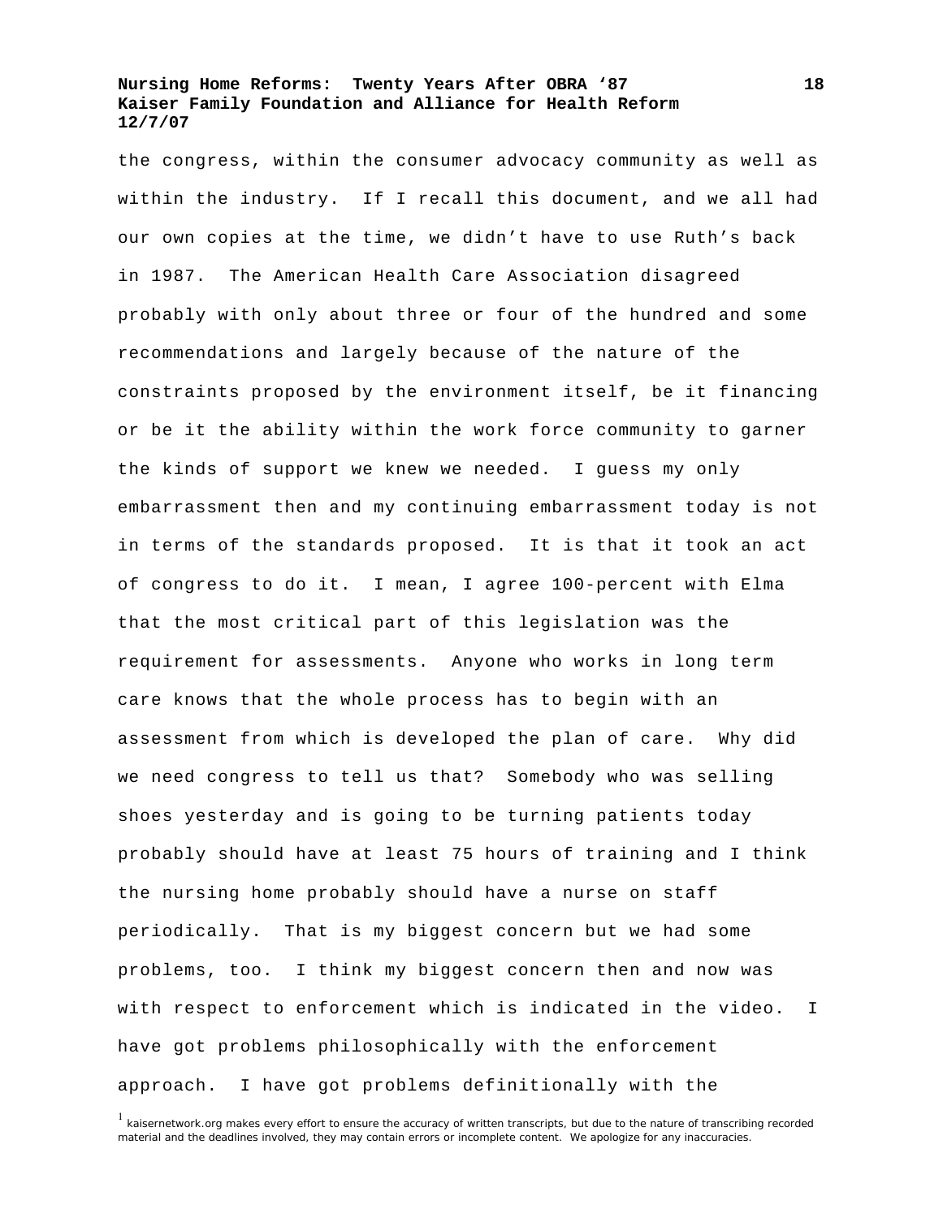the congress, within the consumer advocacy community as well as within the industry. If I recall this document, and we all had our own copies at the time, we didn't have to use Ruth's back in 1987. The American Health Care Association disagreed probably with only about three or four of the hundred and some recommendations and largely because of the nature of the constraints proposed by the environment itself, be it financing or be it the ability within the work force community to garner the kinds of support we knew we needed. I guess my only embarrassment then and my continuing embarrassment today is not in terms of the standards proposed. It is that it took an act of congress to do it. I mean, I agree 100-percent with Elma that the most critical part of this legislation was the requirement for assessments. Anyone who works in long term care knows that the whole process has to begin with an assessment from which is developed the plan of care. Why did we need congress to tell us that? Somebody who was selling shoes yesterday and is going to be turning patients today probably should have at least 75 hours of training and I think the nursing home probably should have a nurse on staff periodically. That is my biggest concern but we had some problems, too. I think my biggest concern then and now was with respect to enforcement which is indicated in the video. I have got problems philosophically with the enforcement approach. I have got problems definitionally with the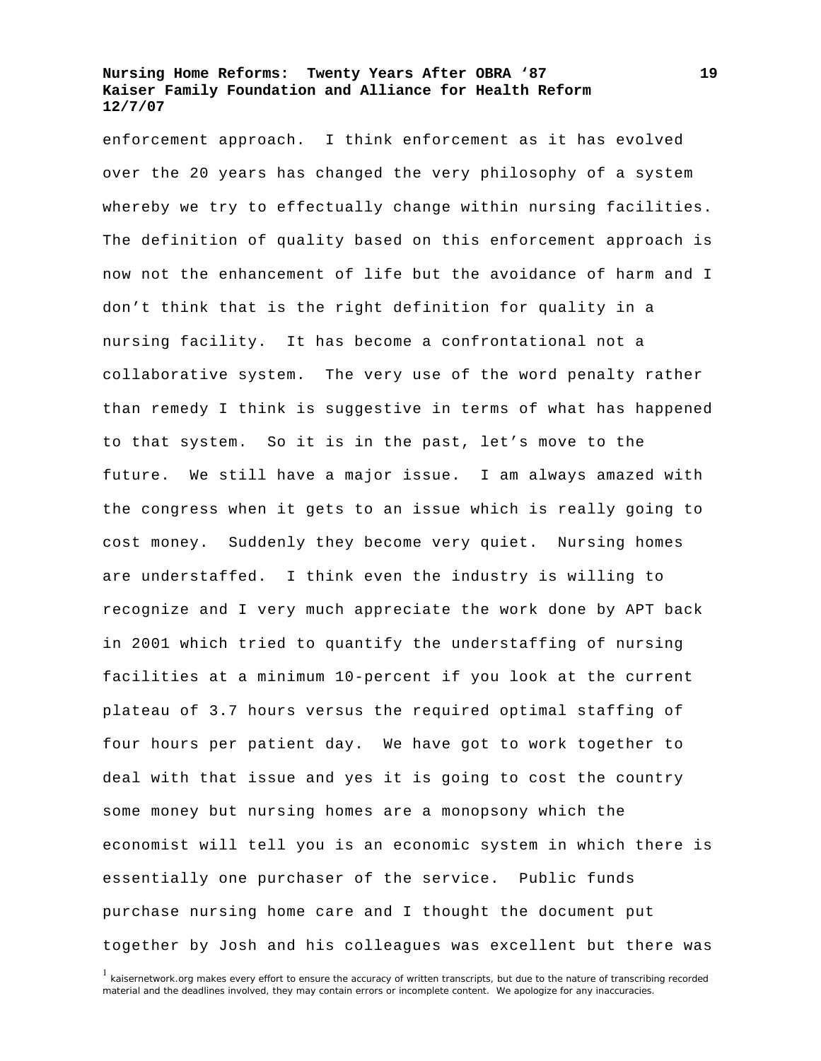enforcement approach. I think enforcement as it has evolved over the 20 years has changed the very philosophy of a system whereby we try to effectually change within nursing facilities. The definition of quality based on this enforcement approach is now not the enhancement of life but the avoidance of harm and I don't think that is the right definition for quality in a nursing facility. It has become a confrontational not a collaborative system. The very use of the word penalty rather than remedy I think is suggestive in terms of what has happened to that system. So it is in the past, let's move to the future. We still have a major issue. I am always amazed with the congress when it gets to an issue which is really going to cost money. Suddenly they become very quiet. Nursing homes are understaffed. I think even the industry is willing to recognize and I very much appreciate the work done by APT back in 2001 which tried to quantify the understaffing of nursing facilities at a minimum 10-percent if you look at the current plateau of 3.7 hours versus the required optimal staffing of four hours per patient day. We have got to work together to deal with that issue and yes it is going to cost the country some money but nursing homes are a monopsony which the economist will tell you is an economic system in which there is essentially one purchaser of the service. Public funds purchase nursing home care and I thought the document put together by Josh and his colleagues was excellent but there was

[1] kaisernetwork.org makes every effort to ensure the accuracy of written transcripts, but due to the nature of transcribing recorded material and the deadlines involved, they may contain errors or incomplete content. We apologize for any inaccuracies.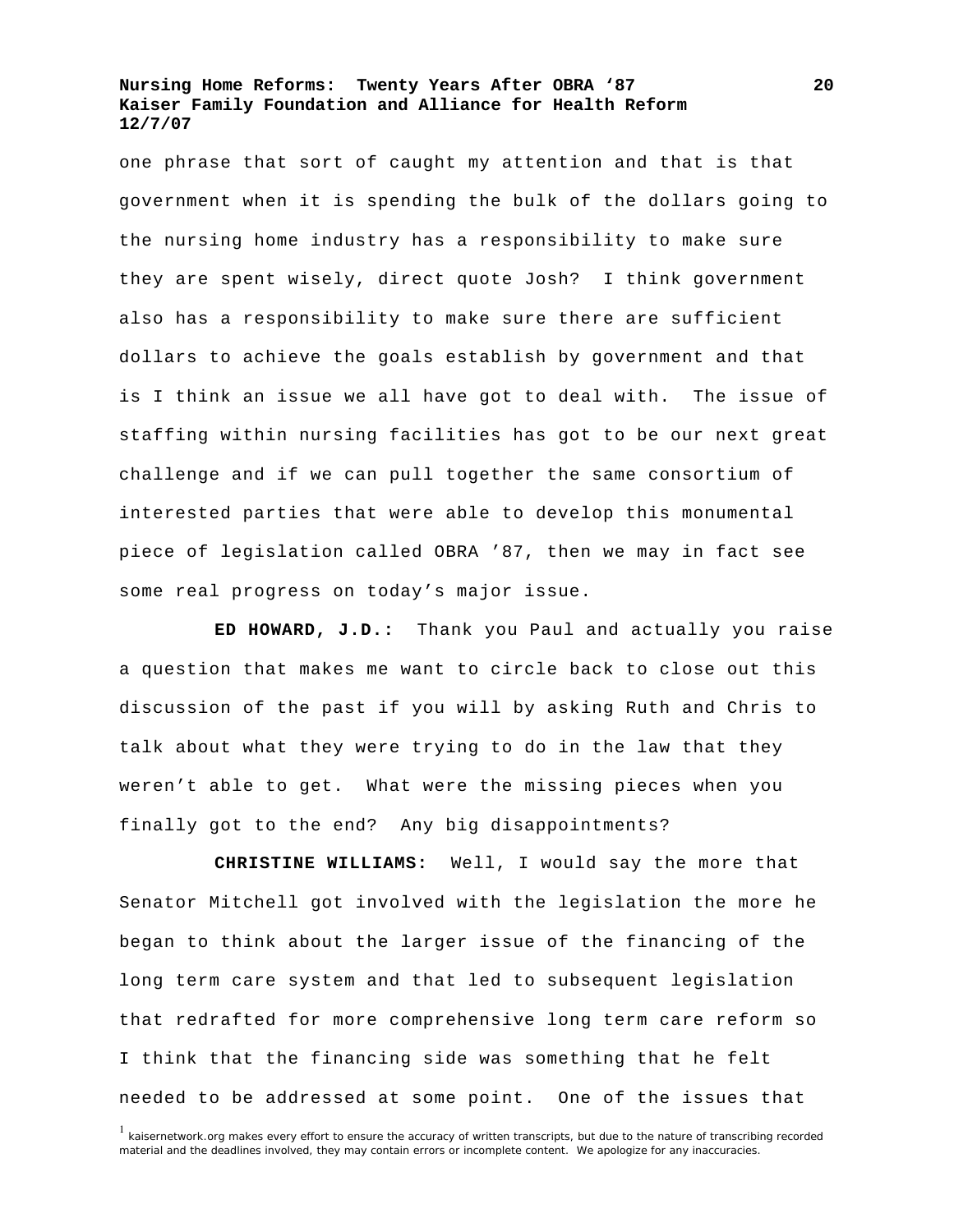one phrase that sort of caught my attention and that is that government when it is spending the bulk of the dollars going to the nursing home industry has a responsibility to make sure they are spent wisely, direct quote Josh? I think government also has a responsibility to make sure there are sufficient dollars to achieve the goals establish by government and that is I think an issue we all have got to deal with. The issue of staffing within nursing facilities has got to be our next great challenge and if we can pull together the same consortium of interested parties that were able to develop this monumental piece of legislation called OBRA '87, then we may in fact see some real progress on today's major issue.

**ED HOWARD, J.D.:** Thank you Paul and actually you raise a question that makes me want to circle back to close out this discussion of the past if you will by asking Ruth and Chris to talk about what they were trying to do in the law that they weren't able to get. What were the missing pieces when you finally got to the end? Any big disappointments?

**CHRISTINE WILLIAMS:** Well, I would say the more that Senator Mitchell got involved with the legislation the more he began to think about the larger issue of the financing of the long term care system and that led to subsequent legislation that redrafted for more comprehensive long term care reform so I think that the financing side was something that he felt needed to be addressed at some point. One of the issues that

[1] kaisernetwork.org makes every effort to ensure the accuracy of written transcripts, but due to the nature of transcribing recorded material and the deadlines involved, they may contain errors or incomplete content. We apologize for any inaccuracies.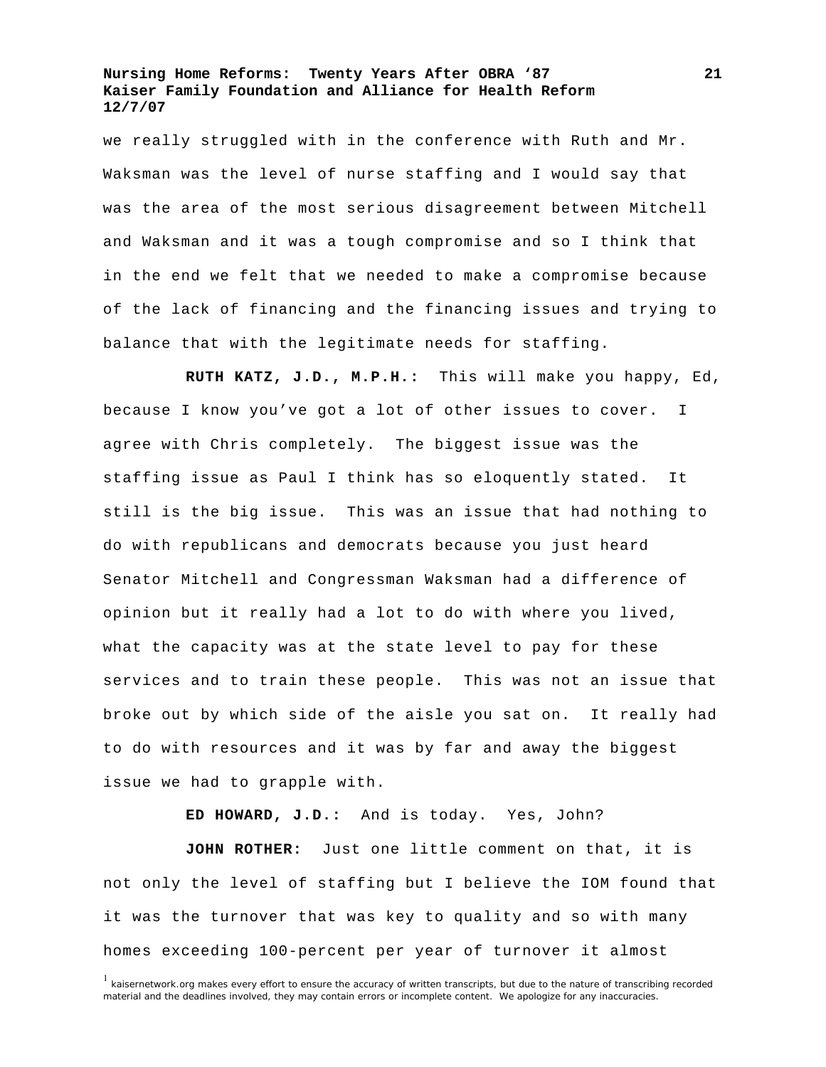we really struggled with in the conference with Ruth and Mr. Waksman was the level of nurse staffing and I would say that was the area of the most serious disagreement between Mitchell and Waksman and it was a tough compromise and so I think that in the end we felt that we needed to make a compromise because of the lack of financing and the financing issues and trying to balance that with the legitimate needs for staffing.

**RUTH KATZ, J.D., M.P.H.:** This will make you happy, Ed, because I know you've got a lot of other issues to cover. I agree with Chris completely. The biggest issue was the staffing issue as Paul I think has so eloquently stated. It still is the big issue. This was an issue that had nothing to do with republicans and democrats because you just heard Senator Mitchell and Congressman Waksman had a difference of opinion but it really had a lot to do with where you lived, what the capacity was at the state level to pay for these services and to train these people. This was not an issue that broke out by which side of the aisle you sat on. It really had to do with resources and it was by far and away the biggest issue we had to grapple with.

**ED HOWARD, J.D.:** And is today. Yes, John?

**JOHN ROTHER:** Just one little comment on that, it is not only the level of staffing but I believe the IOM found that it was the turnover that was key to quality and so with many homes exceeding 100-percent per year of turnover it almost

[1] kaisernetwork.org makes every effort to ensure the accuracy of written transcripts, but due to the nature of transcribing recorded material and the deadlines involved, they may contain errors or incomplete content. We apologize for any inaccuracies.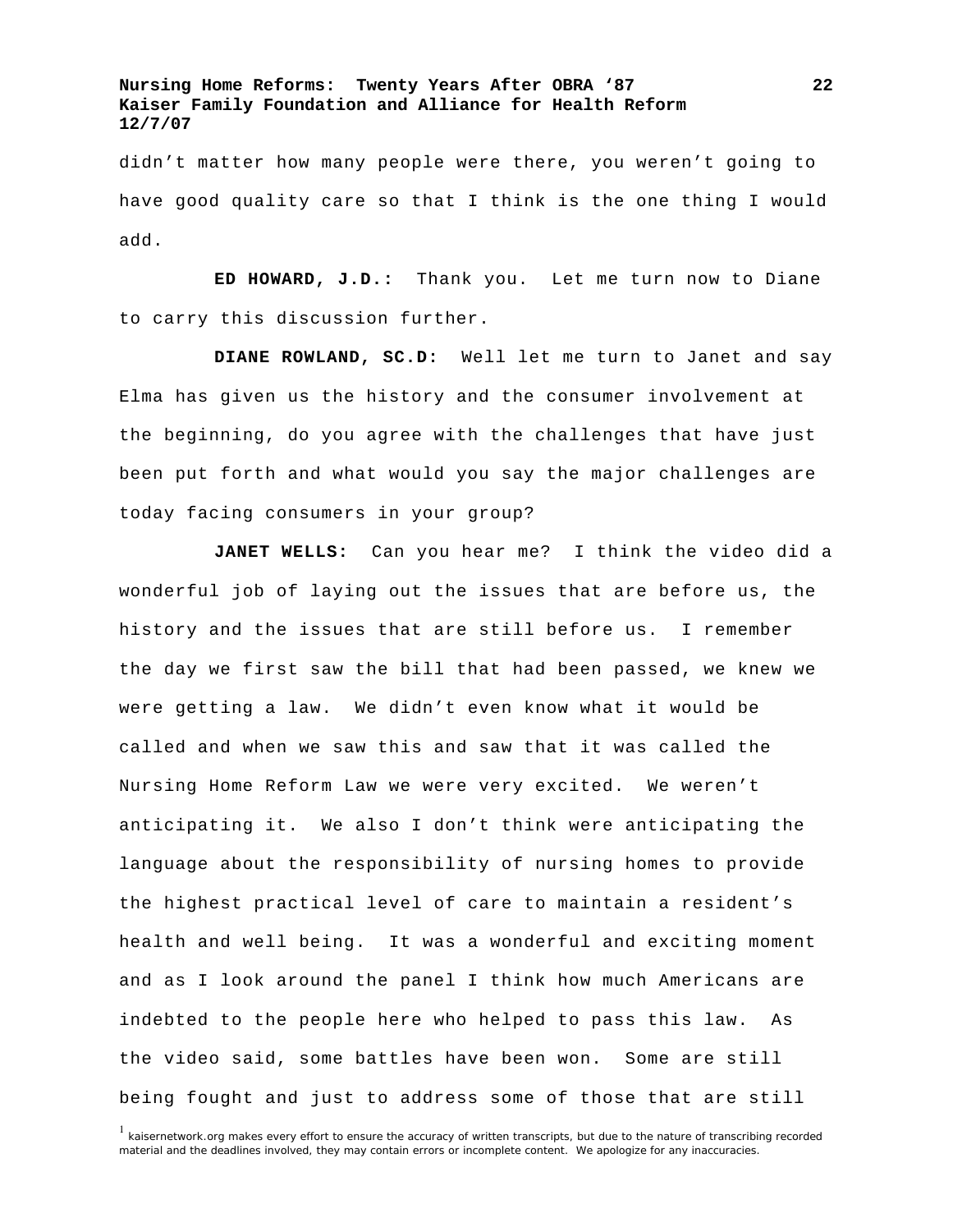didn't matter how many people were there, you weren't going to have good quality care so that I think is the one thing I would add.

**ED HOWARD, J.D.:** Thank you. Let me turn now to Diane to carry this discussion further.

**DIANE ROWLAND, SC.D:** Well let me turn to Janet and say Elma has given us the history and the consumer involvement at the beginning, do you agree with the challenges that have just been put forth and what would you say the major challenges are today facing consumers in your group?

**JANET WELLS:** Can you hear me? I think the video did a wonderful job of laying out the issues that are before us, the history and the issues that are still before us. I remember the day we first saw the bill that had been passed, we knew we were getting a law. We didn't even know what it would be called and when we saw this and saw that it was called the Nursing Home Reform Law we were very excited. We weren't anticipating it. We also I don't think were anticipating the language about the responsibility of nursing homes to provide the highest practical level of care to maintain a resident's health and well being. It was a wonderful and exciting moment and as I look around the panel I think how much Americans are indebted to the people here who helped to pass this law. As the video said, some battles have been won. Some are still being fought and just to address some of those that are still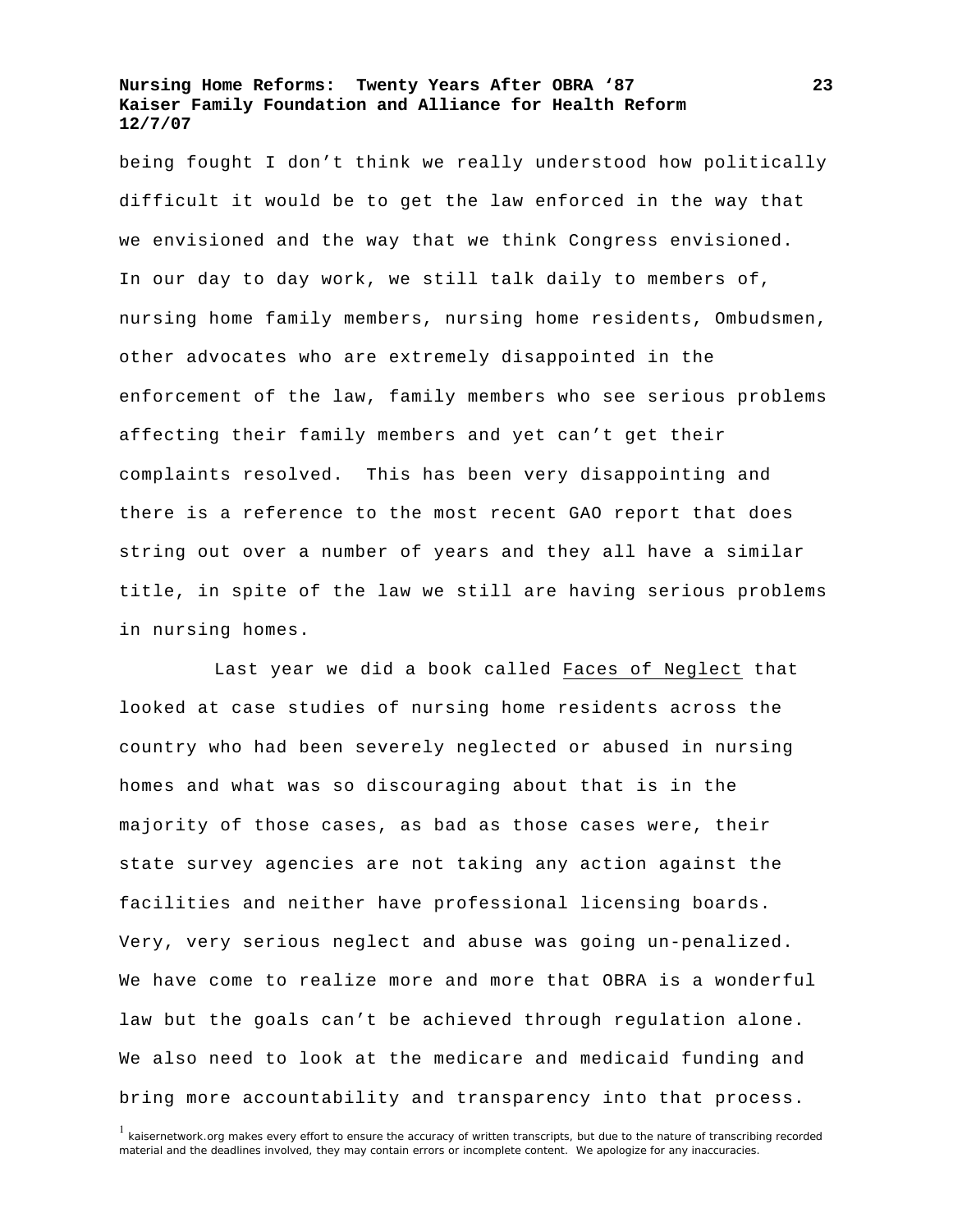being fought I don't think we really understood how politically difficult it would be to get the law enforced in the way that we envisioned and the way that we think Congress envisioned. In our day to day work, we still talk daily to members of, nursing home family members, nursing home residents, Ombudsmen, other advocates who are extremely disappointed in the enforcement of the law, family members who see serious problems affecting their family members and yet can't get their complaints resolved. This has been very disappointing and there is a reference to the most recent GAO report that does string out over a number of years and they all have a similar title, in spite of the law we still are having serious problems in nursing homes.

Last year we did a book called Faces of Neglect that looked at case studies of nursing home residents across the country who had been severely neglected or abused in nursing homes and what was so discouraging about that is in the majority of those cases, as bad as those cases were, their state survey agencies are not taking any action against the facilities and neither have professional licensing boards. Very, very serious neglect and abuse was going un-penalized. We have come to realize more and more that OBRA is a wonderful law but the goals can't be achieved through regulation alone. We also need to look at the medicare and medicaid funding and bring more accountability and transparency into that process.

[1] kaisernetwork.org makes every effort to ensure the accuracy of written transcripts, but due to the nature of transcribing recorded material and the deadlines involved, they may contain errors or incomplete content. We apologize for any inaccuracies.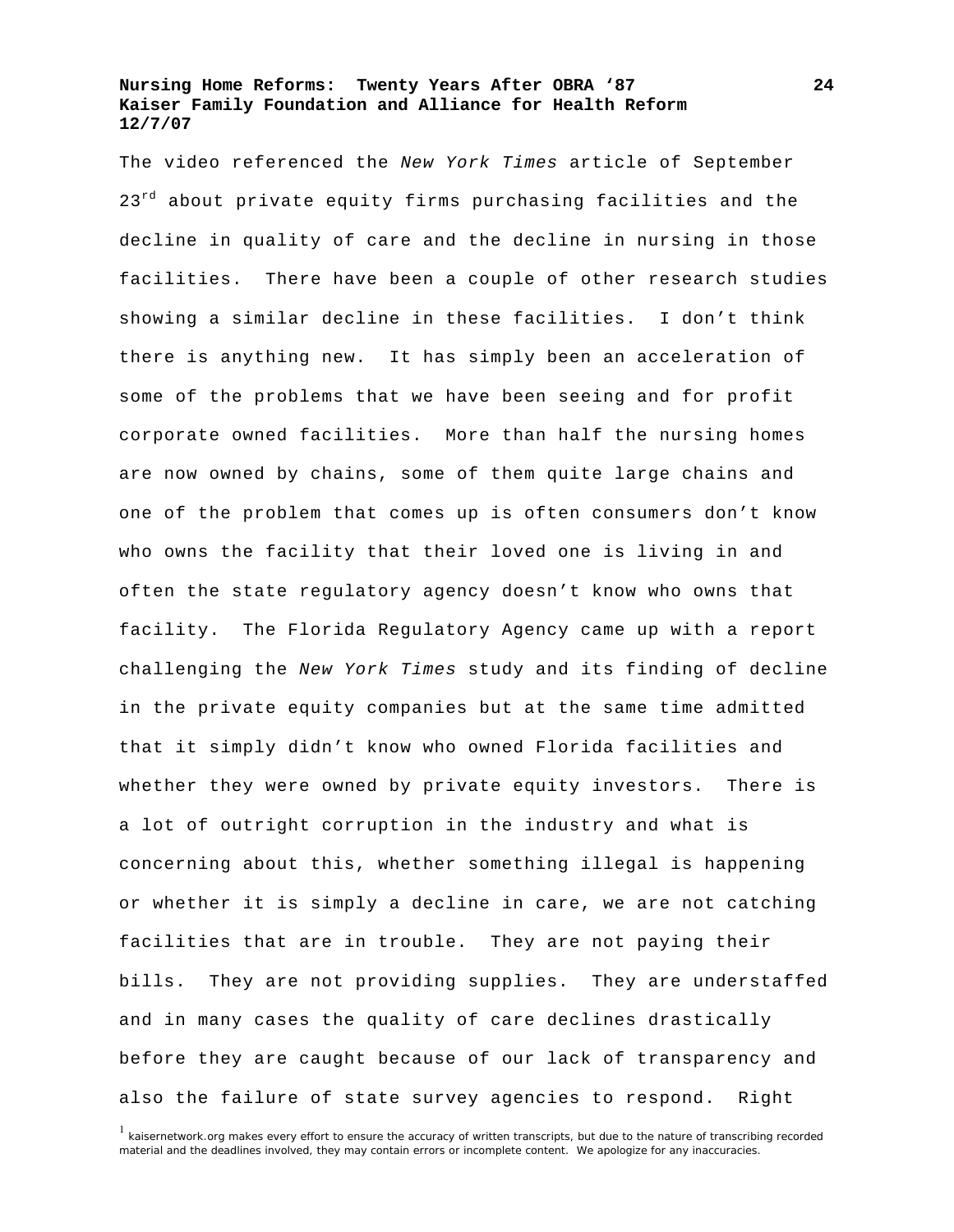The video referenced the *New York Times* article of September 23rd about private equity firms purchasing facilities and the decline in quality of care and the decline in nursing in those facilities. There have been a couple of other research studies showing a similar decline in these facilities. I don't think there is anything new. It has simply been an acceleration of some of the problems that we have been seeing and for profit corporate owned facilities. More than half the nursing homes are now owned by chains, some of them quite large chains and one of the problem that comes up is often consumers don't know who owns the facility that their loved one is living in and often the state regulatory agency doesn't know who owns that facility. The Florida Regulatory Agency came up with a report challenging the *New York Times* study and its finding of decline in the private equity companies but at the same time admitted that it simply didn't know who owned Florida facilities and whether they were owned by private equity investors. There is a lot of outright corruption in the industry and what is concerning about this, whether something illegal is happening or whether it is simply a decline in care, we are not catching facilities that are in trouble. They are not paying their bills. They are not providing supplies. They are understaffed and in many cases the quality of care declines drastically before they are caught because of our lack of transparency and also the failure of state survey agencies to respond. Right

[1] kaisernetwork.org makes every effort to ensure the accuracy of written transcripts, but due to the nature of transcribing recorded material and the deadlines involved, they may contain errors or incomplete content. We apologize for any inaccuracies.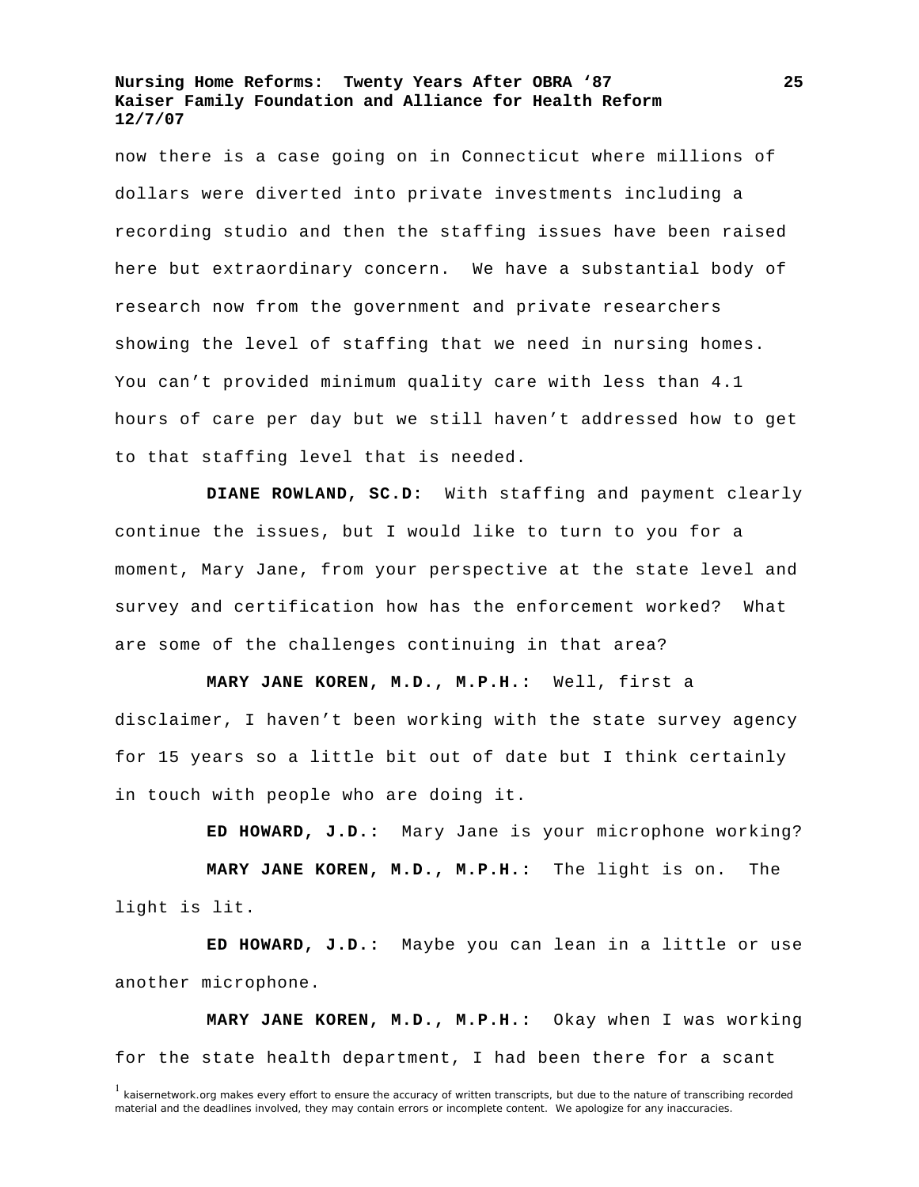now there is a case going on in Connecticut where millions of dollars were diverted into private investments including a recording studio and then the staffing issues have been raised here but extraordinary concern. We have a substantial body of research now from the government and private researchers showing the level of staffing that we need in nursing homes. You can't provided minimum quality care with less than 4.1 hours of care per day but we still haven't addressed how to get to that staffing level that is needed.

**DIANE ROWLAND, SC.D:** With staffing and payment clearly continue the issues, but I would like to turn to you for a moment, Mary Jane, from your perspective at the state level and survey and certification how has the enforcement worked? What are some of the challenges continuing in that area?

**MARY JANE KOREN, M.D., M.P.H.:** Well, first a disclaimer, I haven't been working with the state survey agency for 15 years so a little bit out of date but I think certainly in touch with people who are doing it.

**ED HOWARD, J.D.:** Mary Jane is your microphone working?

**MARY JANE KOREN, M.D., M.P.H.:** The light is on. The light is lit.

**ED HOWARD, J.D.:** Maybe you can lean in a little or use another microphone.

**MARY JANE KOREN, M.D., M.P.H.:** Okay when I was working for the state health department, I had been there for a scant

[1] kaisernetwork.org makes every effort to ensure the accuracy of written transcripts, but due to the nature of transcribing recorded material and the deadlines involved, they may contain errors or incomplete content. We apologize for any inaccuracies.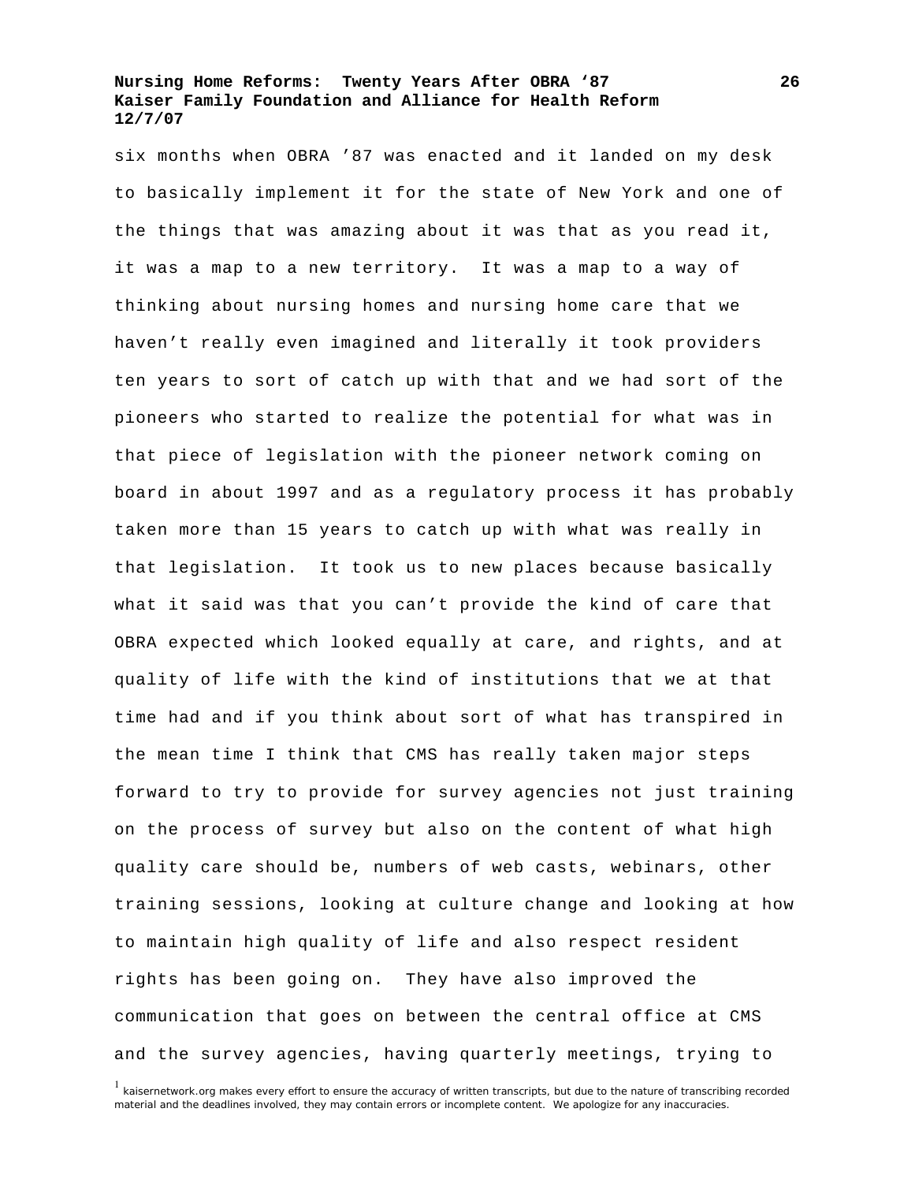six months when OBRA ’87 was enacted and it landed on my desk to basically implement it for the state of New York and one of the things that was amazing about it was that as you read it, it was a map to a new territory. It was a map to a way of thinking about nursing homes and nursing home care that we haven’t really even imagined and literally it took providers ten years to sort of catch up with that and we had sort of the pioneers who started to realize the potential for what was in that piece of legislation with the pioneer network coming on board in about 1997 and as a regulatory process it has probably taken more than 15 years to catch up with what was really in that legislation. It took us to new places because basically what it said was that you can’t provide the kind of care that OBRA expected which looked equally at care, and rights, and at quality of life with the kind of institutions that we at that time had and if you think about sort of what has transpired in the mean time I think that CMS has really taken major steps forward to try to provide for survey agencies not just training on the process of survey but also on the content of what high quality care should be, numbers of web casts, webinars, other training sessions, looking at culture change and looking at how to maintain high quality of life and also respect resident rights has been going on. They have also improved the communication that goes on between the central office at CMS and the survey agencies, having quarterly meetings, trying to

[1] kaisernetwork.org makes every effort to ensure the accuracy of written transcripts, but due to the nature of transcribing recorded material and the deadlines involved, they may contain errors or incomplete content. We apologize for any inaccuracies.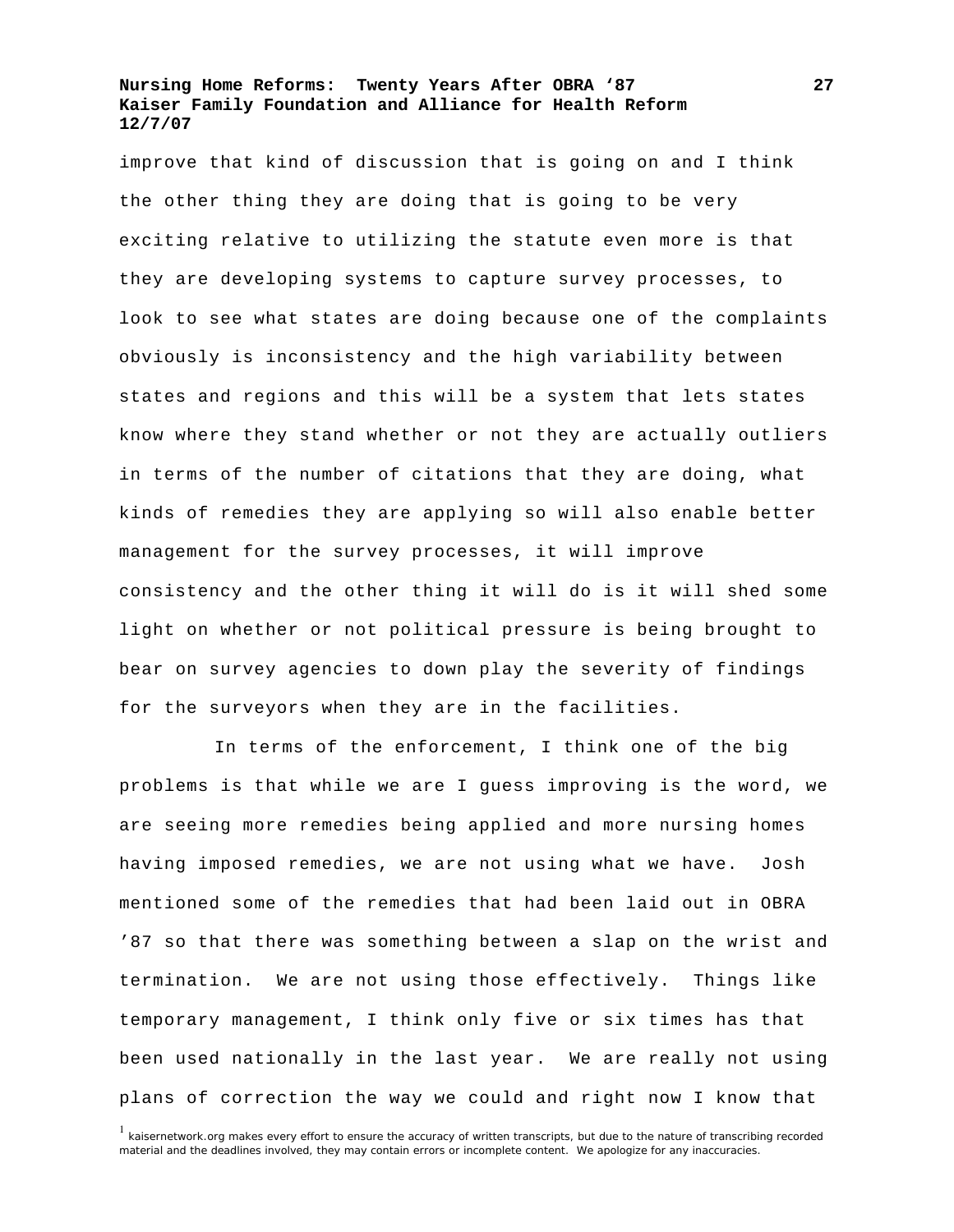improve that kind of discussion that is going on and I think the other thing they are doing that is going to be very exciting relative to utilizing the statute even more is that they are developing systems to capture survey processes, to look to see what states are doing because one of the complaints obviously is inconsistency and the high variability between states and regions and this will be a system that lets states know where they stand whether or not they are actually outliers in terms of the number of citations that they are doing, what kinds of remedies they are applying so will also enable better management for the survey processes, it will improve consistency and the other thing it will do is it will shed some light on whether or not political pressure is being brought to bear on survey agencies to down play the severity of findings for the surveyors when they are in the facilities.

In terms of the enforcement, I think one of the big problems is that while we are I guess improving is the word, we are seeing more remedies being applied and more nursing homes having imposed remedies, we are not using what we have. Josh mentioned some of the remedies that had been laid out in OBRA '87 so that there was something between a slap on the wrist and termination. We are not using those effectively. Things like temporary management, I think only five or six times has that been used nationally in the last year. We are really not using plans of correction the way we could and right now I know that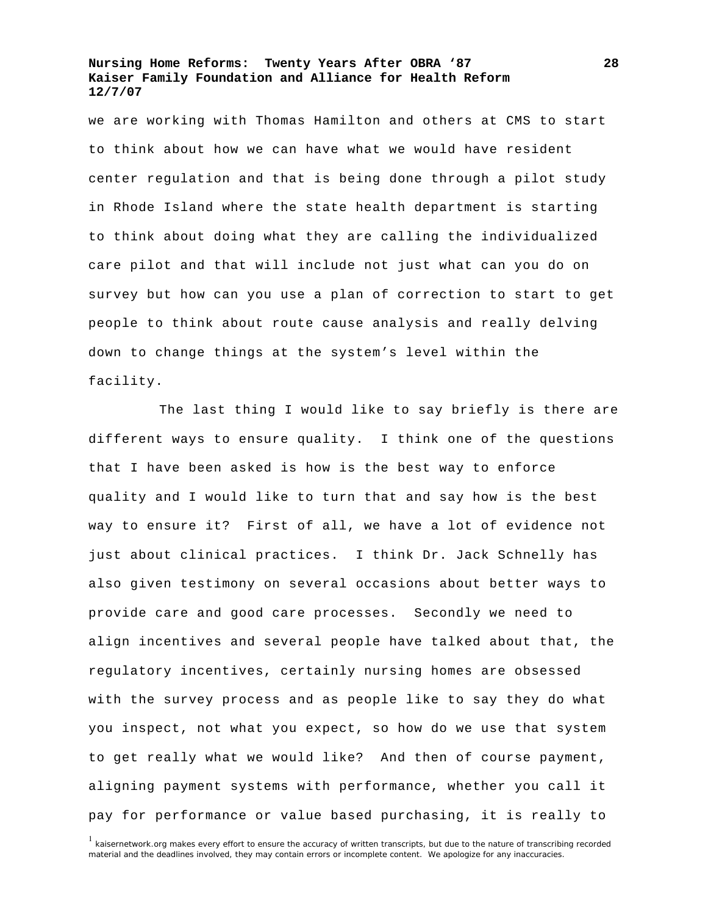we are working with Thomas Hamilton and others at CMS to start to think about how we can have what we would have resident center regulation and that is being done through a pilot study in Rhode Island where the state health department is starting to think about doing what they are calling the individualized care pilot and that will include not just what can you do on survey but how can you use a plan of correction to start to get people to think about route cause analysis and really delving down to change things at the system's level within the facility.

The last thing I would like to say briefly is there are different ways to ensure quality. I think one of the questions that I have been asked is how is the best way to enforce quality and I would like to turn that and say how is the best way to ensure it? First of all, we have a lot of evidence not just about clinical practices. I think Dr. Jack Schnelly has also given testimony on several occasions about better ways to provide care and good care processes. Secondly we need to align incentives and several people have talked about that, the regulatory incentives, certainly nursing homes are obsessed with the survey process and as people like to say they do what you inspect, not what you expect, so how do we use that system to get really what we would like? And then of course payment, aligning payment systems with performance, whether you call it pay for performance or value based purchasing, it is really to

[1] kaisernetwork.org makes every effort to ensure the accuracy of written transcripts, but due to the nature of transcribing recorded material and the deadlines involved, they may contain errors or incomplete content. We apologize for any inaccuracies.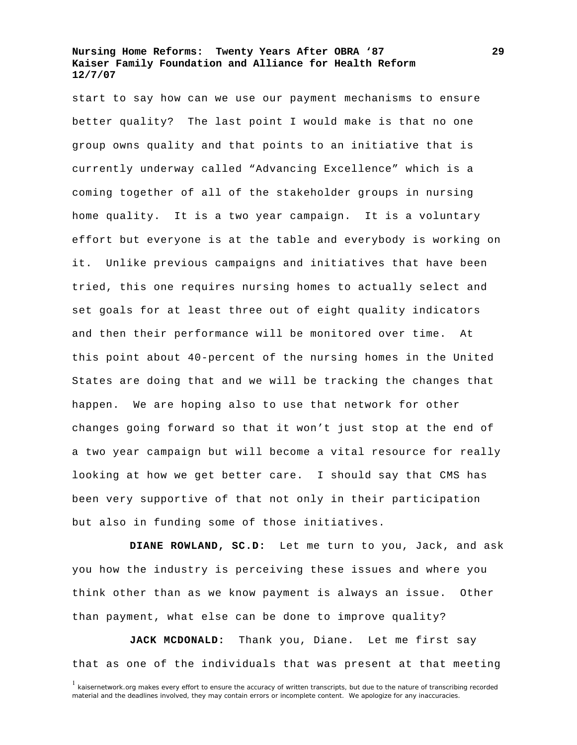start to say how can we use our payment mechanisms to ensure better quality? The last point I would make is that no one group owns quality and that points to an initiative that is currently underway called “Advancing Excellence” which is a coming together of all of the stakeholder groups in nursing home quality. It is a two year campaign. It is a voluntary effort but everyone is at the table and everybody is working on it. Unlike previous campaigns and initiatives that have been tried, this one requires nursing homes to actually select and set goals for at least three out of eight quality indicators and then their performance will be monitored over time. At this point about 40-percent of the nursing homes in the United States are doing that and we will be tracking the changes that happen. We are hoping also to use that network for other changes going forward so that it won’t just stop at the end of a two year campaign but will become a vital resource for really looking at how we get better care. I should say that CMS has been very supportive of that not only in their participation but also in funding some of those initiatives.

**DIANE ROWLAND, SC.D:** Let me turn to you, Jack, and ask you how the industry is perceiving these issues and where you think other than as we know payment is always an issue. Other than payment, what else can be done to improve quality?

**JACK MCDONALD:** Thank you, Diane. Let me first say that as one of the individuals that was present at that meeting

[1] kaisernetwork.org makes every effort to ensure the accuracy of written transcripts, but due to the nature of transcribing recorded material and the deadlines involved, they may contain errors or incomplete content. We apologize for any inaccuracies.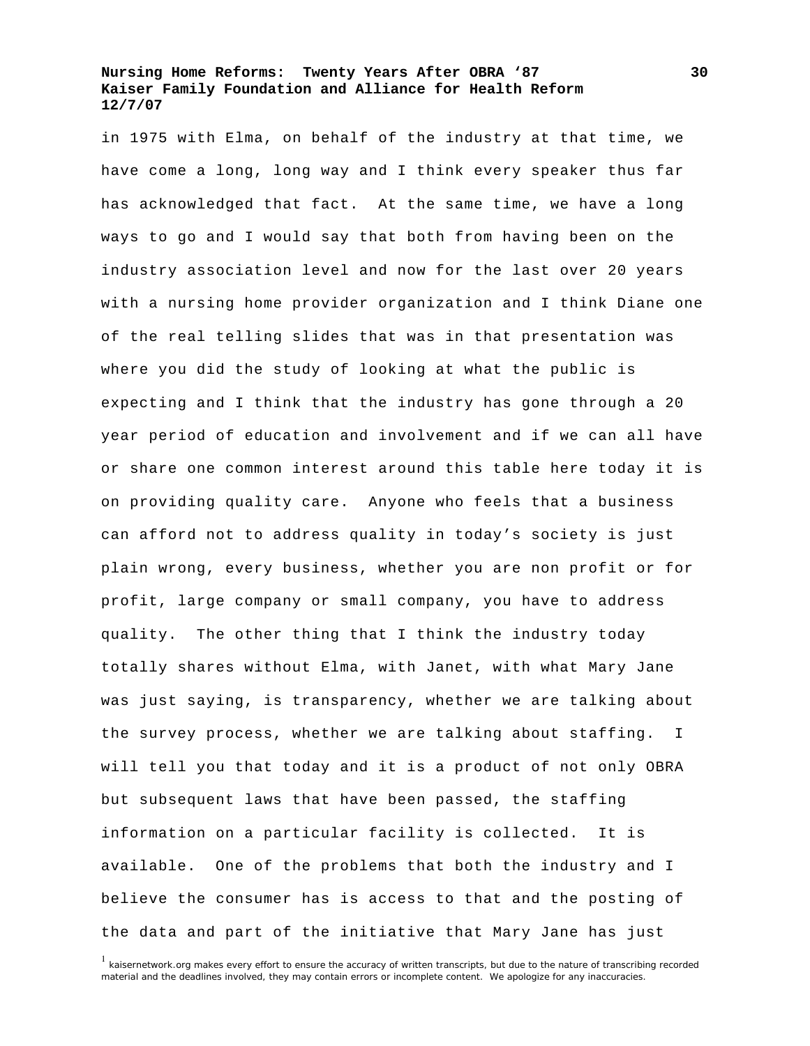in 1975 with Elma, on behalf of the industry at that time, we have come a long, long way and I think every speaker thus far has acknowledged that fact. At the same time, we have a long ways to go and I would say that both from having been on the industry association level and now for the last over 20 years with a nursing home provider organization and I think Diane one of the real telling slides that was in that presentation was where you did the study of looking at what the public is expecting and I think that the industry has gone through a 20 year period of education and involvement and if we can all have or share one common interest around this table here today it is on providing quality care. Anyone who feels that a business can afford not to address quality in today's society is just plain wrong, every business, whether you are non profit or for profit, large company or small company, you have to address quality. The other thing that I think the industry today totally shares without Elma, with Janet, with what Mary Jane was just saying, is transparency, whether we are talking about the survey process, whether we are talking about staffing. I will tell you that today and it is a product of not only OBRA but subsequent laws that have been passed, the staffing information on a particular facility is collected. It is available. One of the problems that both the industry and I believe the consumer has is access to that and the posting of the data and part of the initiative that Mary Jane has just

[1] kaisernetwork.org makes every effort to ensure the accuracy of written transcripts, but due to the nature of transcribing recorded material and the deadlines involved, they may contain errors or incomplete content. We apologize for any inaccuracies.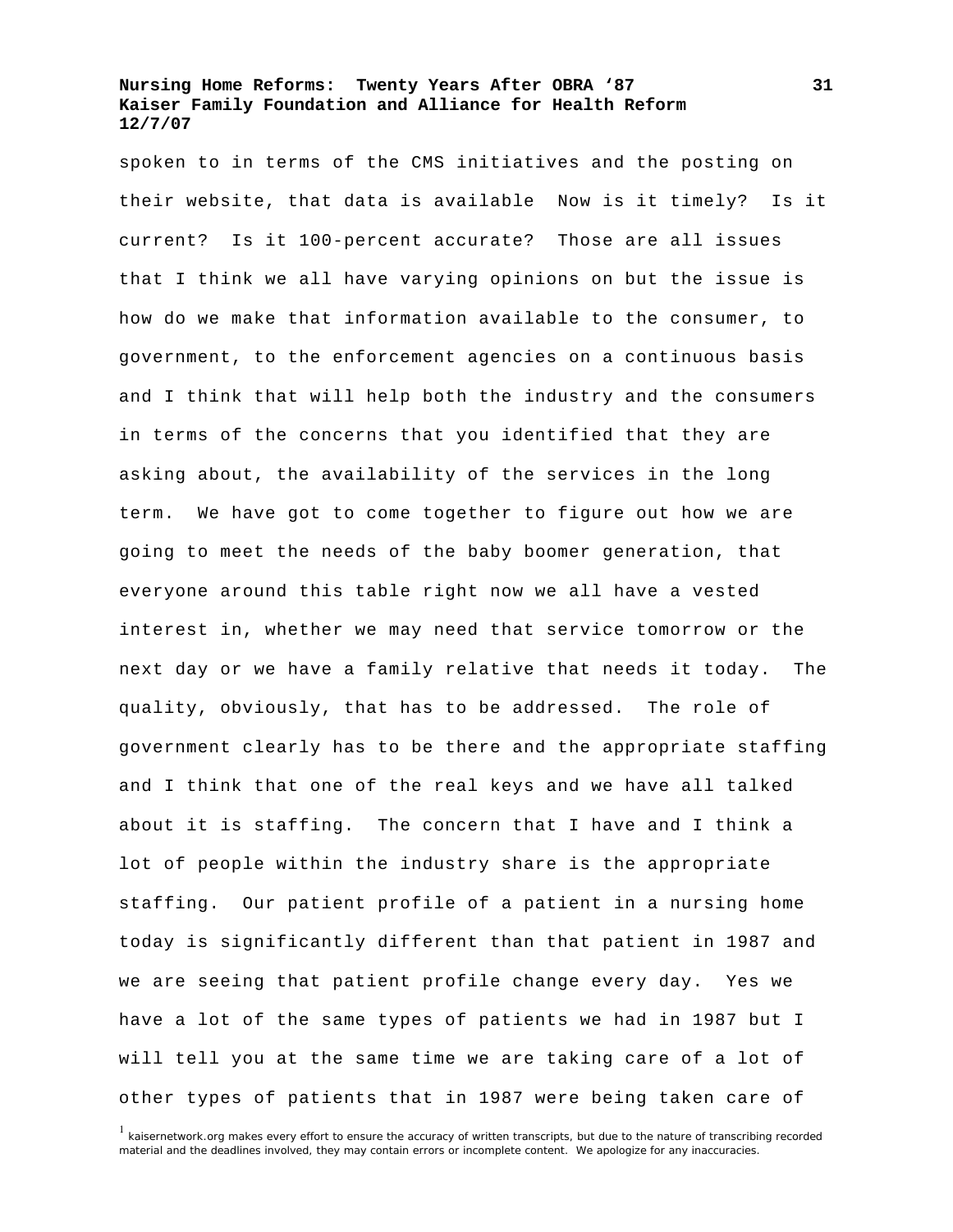spoken to in terms of the CMS initiatives and the posting on their website, that data is available  Now is it timely?  Is it current?  Is it 100-percent accurate?  Those are all issues that I think we all have varying opinions on but the issue is how do we make that information available to the consumer, to government, to the enforcement agencies on a continuous basis and I think that will help both the industry and the consumers in terms of the concerns that you identified that they are asking about, the availability of the services in the long term.  We have got to come together to figure out how we are going to meet the needs of the baby boomer generation, that everyone around this table right now we all have a vested interest in, whether we may need that service tomorrow or the next day or we have a family relative that needs it today.  The quality, obviously, that has to be addressed.  The role of government clearly has to be there and the appropriate staffing and I think that one of the real keys and we have all talked about it is staffing.  The concern that I have and I think a lot of people within the industry share is the appropriate staffing.  Our patient profile of a patient in a nursing home today is significantly different than that patient in 1987 and we are seeing that patient profile change every day.  Yes we have a lot of the same types of patients we had in 1987 but I will tell you at the same time we are taking care of a lot of other types of patients that in 1987 were being taken care of

[1] kaisernetwork.org makes every effort to ensure the accuracy of written transcripts, but due to the nature of transcribing recorded material and the deadlines involved, they may contain errors or incomplete content.  We apologize for any inaccuracies.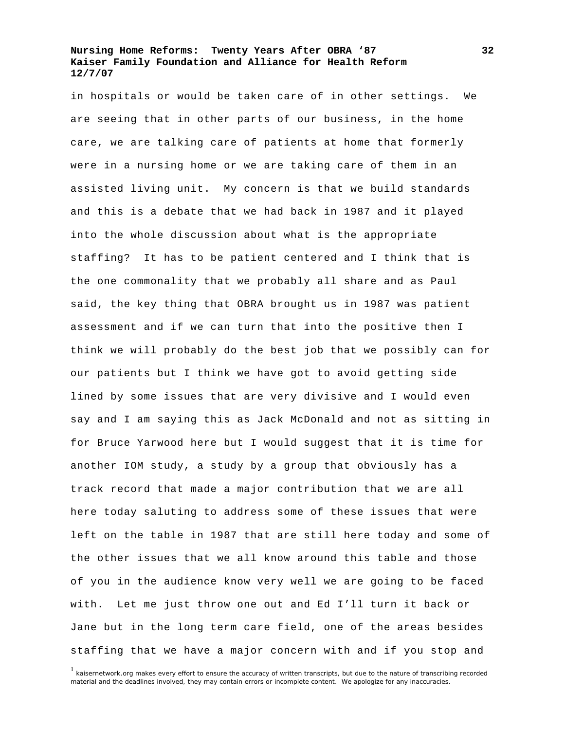in hospitals or would be taken care of in other settings. We are seeing that in other parts of our business, in the home care, we are talking care of patients at home that formerly were in a nursing home or we are taking care of them in an assisted living unit. My concern is that we build standards and this is a debate that we had back in 1987 and it played into the whole discussion about what is the appropriate staffing? It has to be patient centered and I think that is the one commonality that we probably all share and as Paul said, the key thing that OBRA brought us in 1987 was patient assessment and if we can turn that into the positive then I think we will probably do the best job that we possibly can for our patients but I think we have got to avoid getting side lined by some issues that are very divisive and I would even say and I am saying this as Jack McDonald and not as sitting in for Bruce Yarwood here but I would suggest that it is time for another IOM study, a study by a group that obviously has a track record that made a major contribution that we are all here today saluting to address some of these issues that were left on the table in 1987 that are still here today and some of the other issues that we all know around this table and those of you in the audience know very well we are going to be faced with. Let me just throw one out and Ed I'll turn it back or Jane but in the long term care field, one of the areas besides staffing that we have a major concern with and if you stop and

[1] kaisernetwork.org makes every effort to ensure the accuracy of written transcripts, but due to the nature of transcribing recorded material and the deadlines involved, they may contain errors or incomplete content. We apologize for any inaccuracies.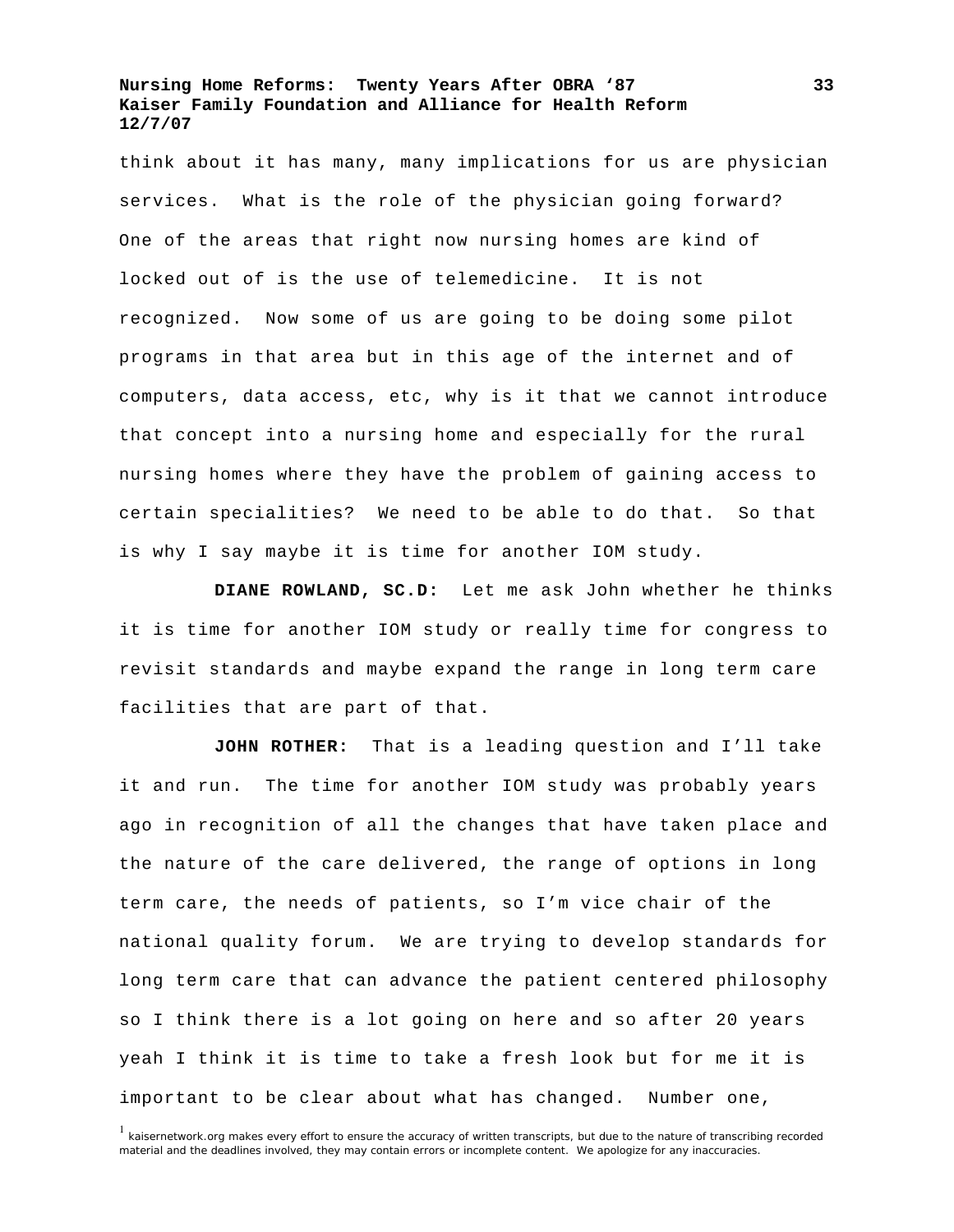think about it has many, many implications for us are physician services. What is the role of the physician going forward? One of the areas that right now nursing homes are kind of locked out of is the use of telemedicine. It is not recognized. Now some of us are going to be doing some pilot programs in that area but in this age of the internet and of computers, data access, etc, why is it that we cannot introduce that concept into a nursing home and especially for the rural nursing homes where they have the problem of gaining access to certain specialities? We need to be able to do that. So that is why I say maybe it is time for another IOM study.

**DIANE ROWLAND, SC.D:** Let me ask John whether he thinks it is time for another IOM study or really time for congress to revisit standards and maybe expand the range in long term care facilities that are part of that.

**JOHN ROTHER:** That is a leading question and I'll take it and run. The time for another IOM study was probably years ago in recognition of all the changes that have taken place and the nature of the care delivered, the range of options in long term care, the needs of patients, so I'm vice chair of the national quality forum. We are trying to develop standards for long term care that can advance the patient centered philosophy so I think there is a lot going on here and so after 20 years yeah I think it is time to take a fresh look but for me it is important to be clear about what has changed. Number one,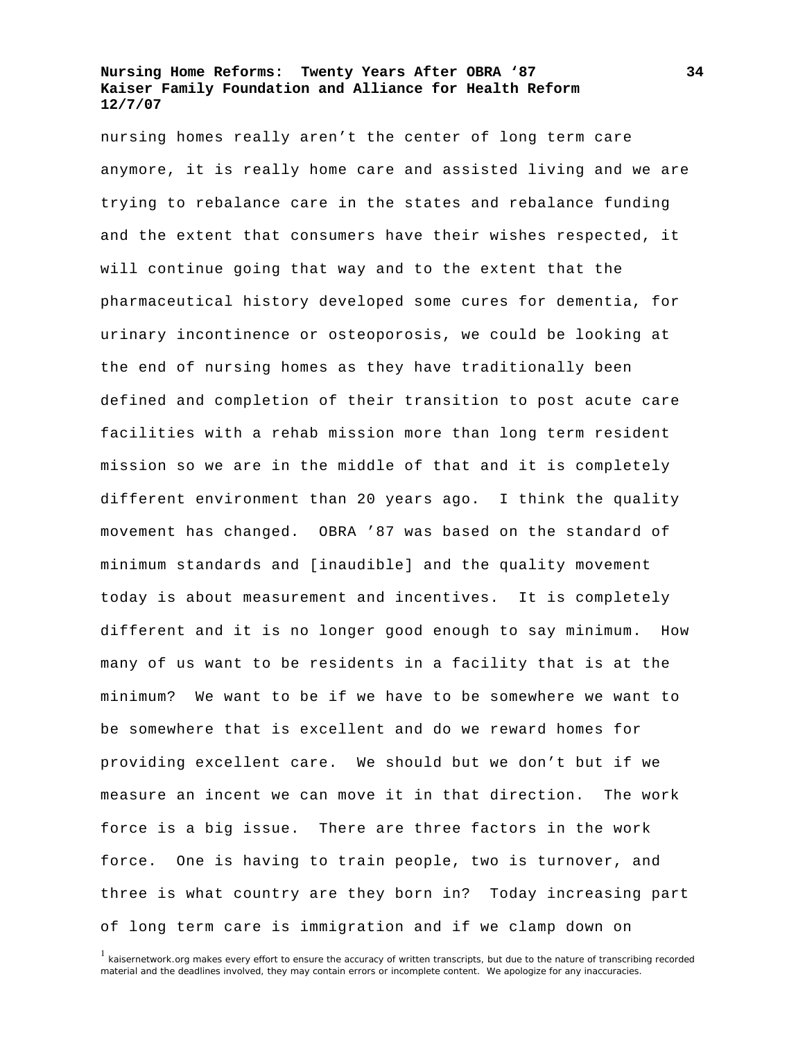nursing homes really aren't the center of long term care anymore, it is really home care and assisted living and we are trying to rebalance care in the states and rebalance funding and the extent that consumers have their wishes respected, it will continue going that way and to the extent that the pharmaceutical history developed some cures for dementia, for urinary incontinence or osteoporosis, we could be looking at the end of nursing homes as they have traditionally been defined and completion of their transition to post acute care facilities with a rehab mission more than long term resident mission so we are in the middle of that and it is completely different environment than 20 years ago. I think the quality movement has changed. OBRA '87 was based on the standard of minimum standards and [inaudible] and the quality movement today is about measurement and incentives. It is completely different and it is no longer good enough to say minimum. How many of us want to be residents in a facility that is at the minimum? We want to be if we have to be somewhere we want to be somewhere that is excellent and do we reward homes for providing excellent care. We should but we don't but if we measure an incent we can move it in that direction. The work force is a big issue. There are three factors in the work force. One is having to train people, two is turnover, and three is what country are they born in? Today increasing part of long term care is immigration and if we clamp down on

[1] kaisernetwork.org makes every effort to ensure the accuracy of written transcripts, but due to the nature of transcribing recorded material and the deadlines involved, they may contain errors or incomplete content. We apologize for any inaccuracies.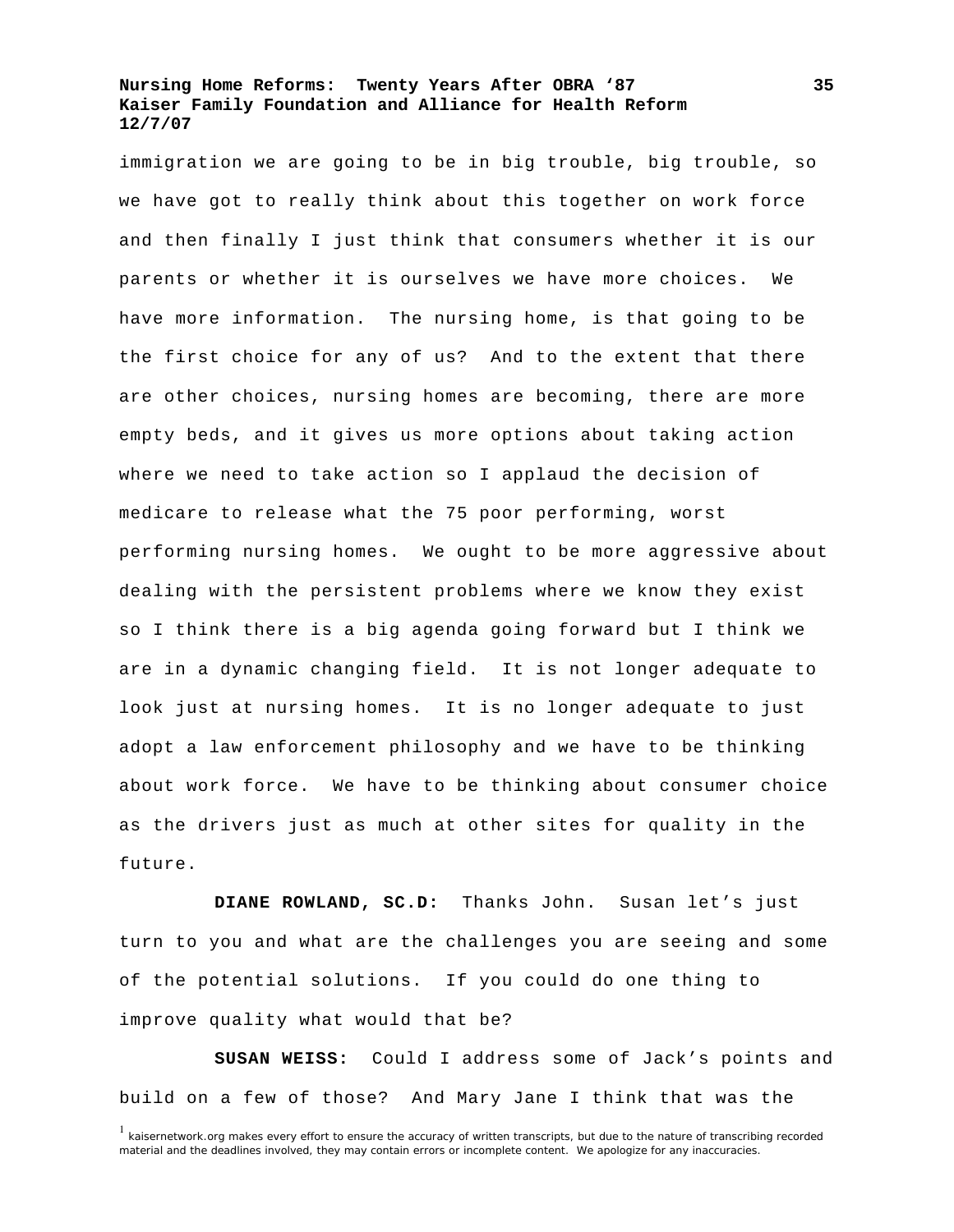immigration we are going to be in big trouble, big trouble, so we have got to really think about this together on work force and then finally I just think that consumers whether it is our parents or whether it is ourselves we have more choices. We have more information. The nursing home, is that going to be the first choice for any of us? And to the extent that there are other choices, nursing homes are becoming, there are more empty beds, and it gives us more options about taking action where we need to take action so I applaud the decision of medicare to release what the 75 poor performing, worst performing nursing homes. We ought to be more aggressive about dealing with the persistent problems where we know they exist so I think there is a big agenda going forward but I think we are in a dynamic changing field. It is not longer adequate to look just at nursing homes. It is no longer adequate to just adopt a law enforcement philosophy and we have to be thinking about work force. We have to be thinking about consumer choice as the drivers just as much at other sites for quality in the future.

**DIANE ROWLAND, SC.D:** Thanks John. Susan let's just turn to you and what are the challenges you are seeing and some of the potential solutions. If you could do one thing to improve quality what would that be?

**SUSAN WEISS:** Could I address some of Jack's points and build on a few of those? And Mary Jane I think that was the

[1] kaisernetwork.org makes every effort to ensure the accuracy of written transcripts, but due to the nature of transcribing recorded material and the deadlines involved, they may contain errors or incomplete content. We apologize for any inaccuracies.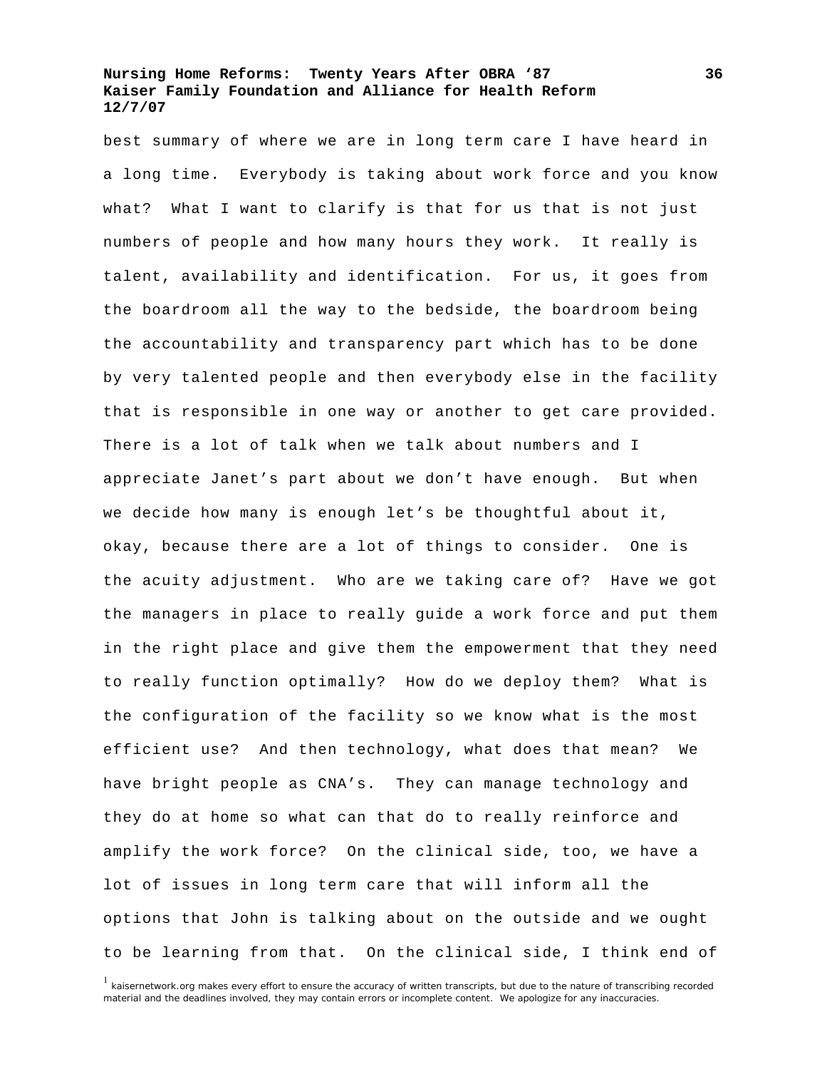best summary of where we are in long term care I have heard in a long time. Everybody is taking about work force and you know what? What I want to clarify is that for us that is not just numbers of people and how many hours they work. It really is talent, availability and identification. For us, it goes from the boardroom all the way to the bedside, the boardroom being the accountability and transparency part which has to be done by very talented people and then everybody else in the facility that is responsible in one way or another to get care provided. There is a lot of talk when we talk about numbers and I appreciate Janet's part about we don't have enough. But when we decide how many is enough let's be thoughtful about it, okay, because there are a lot of things to consider. One is the acuity adjustment. Who are we taking care of? Have we got the managers in place to really guide a work force and put them in the right place and give them the empowerment that they need to really function optimally? How do we deploy them? What is the configuration of the facility so we know what is the most efficient use? And then technology, what does that mean? We have bright people as CNA's. They can manage technology and they do at home so what can that do to really reinforce and amplify the work force? On the clinical side, too, we have a lot of issues in long term care that will inform all the options that John is talking about on the outside and we ought to be learning from that. On the clinical side, I think end of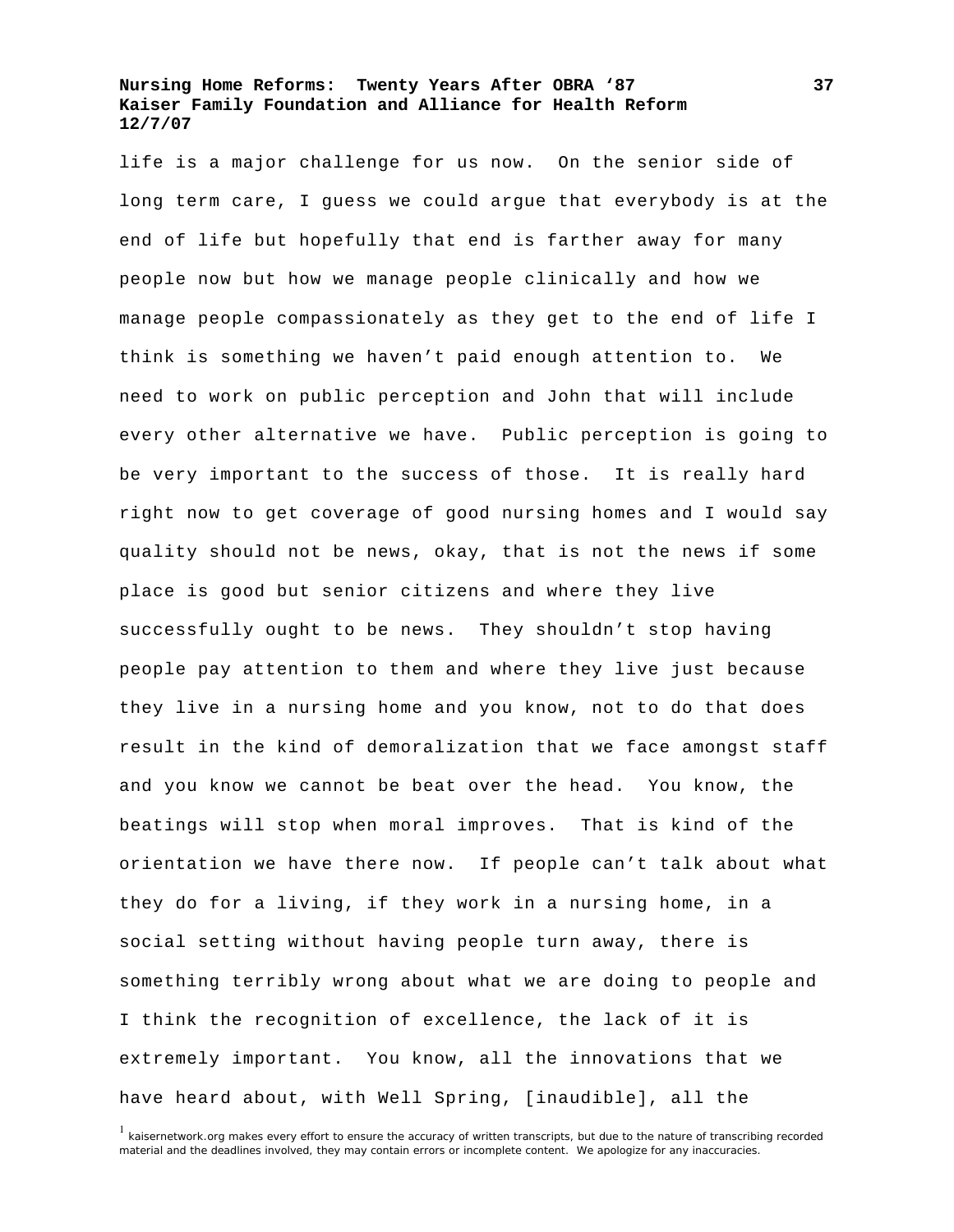life is a major challenge for us now. On the senior side of long term care, I guess we could argue that everybody is at the end of life but hopefully that end is farther away for many people now but how we manage people clinically and how we manage people compassionately as they get to the end of life I think is something we haven't paid enough attention to. We need to work on public perception and John that will include every other alternative we have. Public perception is going to be very important to the success of those. It is really hard right now to get coverage of good nursing homes and I would say quality should not be news, okay, that is not the news if some place is good but senior citizens and where they live successfully ought to be news. They shouldn't stop having people pay attention to them and where they live just because they live in a nursing home and you know, not to do that does result in the kind of demoralization that we face amongst staff and you know we cannot be beat over the head. You know, the beatings will stop when moral improves. That is kind of the orientation we have there now. If people can't talk about what they do for a living, if they work in a nursing home, in a social setting without having people turn away, there is something terribly wrong about what we are doing to people and I think the recognition of excellence, the lack of it is extremely important. You know, all the innovations that we have heard about, with Well Spring, [inaudible], all the

[1] kaisernetwork.org makes every effort to ensure the accuracy of written transcripts, but due to the nature of transcribing recorded material and the deadlines involved, they may contain errors or incomplete content. We apologize for any inaccuracies.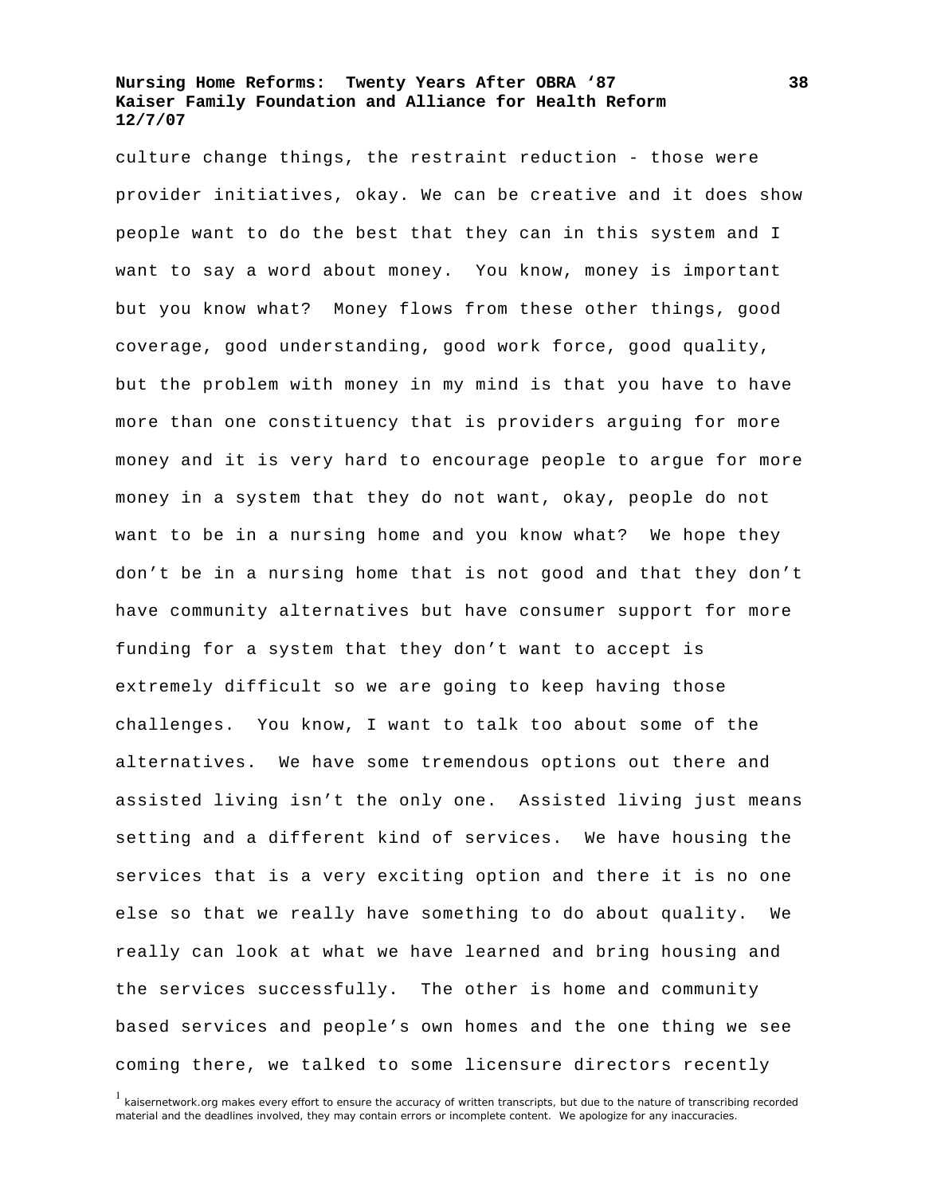culture change things, the restraint reduction - those were provider initiatives, okay. We can be creative and it does show people want to do the best that they can in this system and I want to say a word about money. You know, money is important but you know what? Money flows from these other things, good coverage, good understanding, good work force, good quality, but the problem with money in my mind is that you have to have more than one constituency that is providers arguing for more money and it is very hard to encourage people to argue for more money in a system that they do not want, okay, people do not want to be in a nursing home and you know what? We hope they don't be in a nursing home that is not good and that they don't have community alternatives but have consumer support for more funding for a system that they don't want to accept is extremely difficult so we are going to keep having those challenges. You know, I want to talk too about some of the alternatives. We have some tremendous options out there and assisted living isn't the only one. Assisted living just means setting and a different kind of services. We have housing the services that is a very exciting option and there it is no one else so that we really have something to do about quality. We really can look at what we have learned and bring housing and the services successfully. The other is home and community based services and people's own homes and the one thing we see coming there, we talked to some licensure directors recently

[1] kaisernetwork.org makes every effort to ensure the accuracy of written transcripts, but due to the nature of transcribing recorded material and the deadlines involved, they may contain errors or incomplete content. We apologize for any inaccuracies.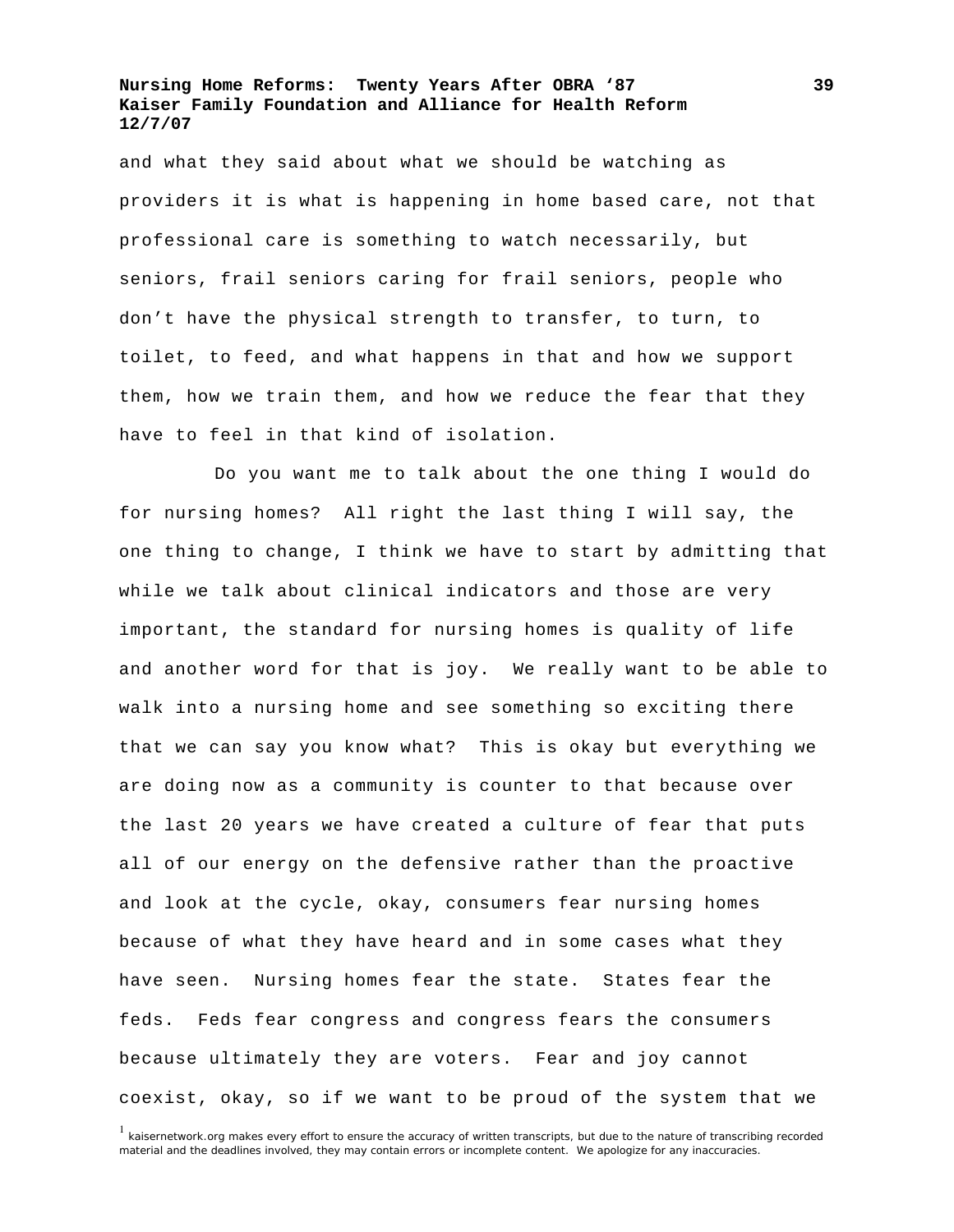and what they said about what we should be watching as providers it is what is happening in home based care, not that professional care is something to watch necessarily, but seniors, frail seniors caring for frail seniors, people who don't have the physical strength to transfer, to turn, to toilet, to feed, and what happens in that and how we support them, how we train them, and how we reduce the fear that they have to feel in that kind of isolation.

Do you want me to talk about the one thing I would do for nursing homes? All right the last thing I will say, the one thing to change, I think we have to start by admitting that while we talk about clinical indicators and those are very important, the standard for nursing homes is quality of life and another word for that is joy. We really want to be able to walk into a nursing home and see something so exciting there that we can say you know what? This is okay but everything we are doing now as a community is counter to that because over the last 20 years we have created a culture of fear that puts all of our energy on the defensive rather than the proactive and look at the cycle, okay, consumers fear nursing homes because of what they have heard and in some cases what they have seen. Nursing homes fear the state. States fear the feds. Feds fear congress and congress fears the consumers because ultimately they are voters. Fear and joy cannot coexist, okay, so if we want to be proud of the system that we

[1] kaisernetwork.org makes every effort to ensure the accuracy of written transcripts, but due to the nature of transcribing recorded material and the deadlines involved, they may contain errors or incomplete content. We apologize for any inaccuracies.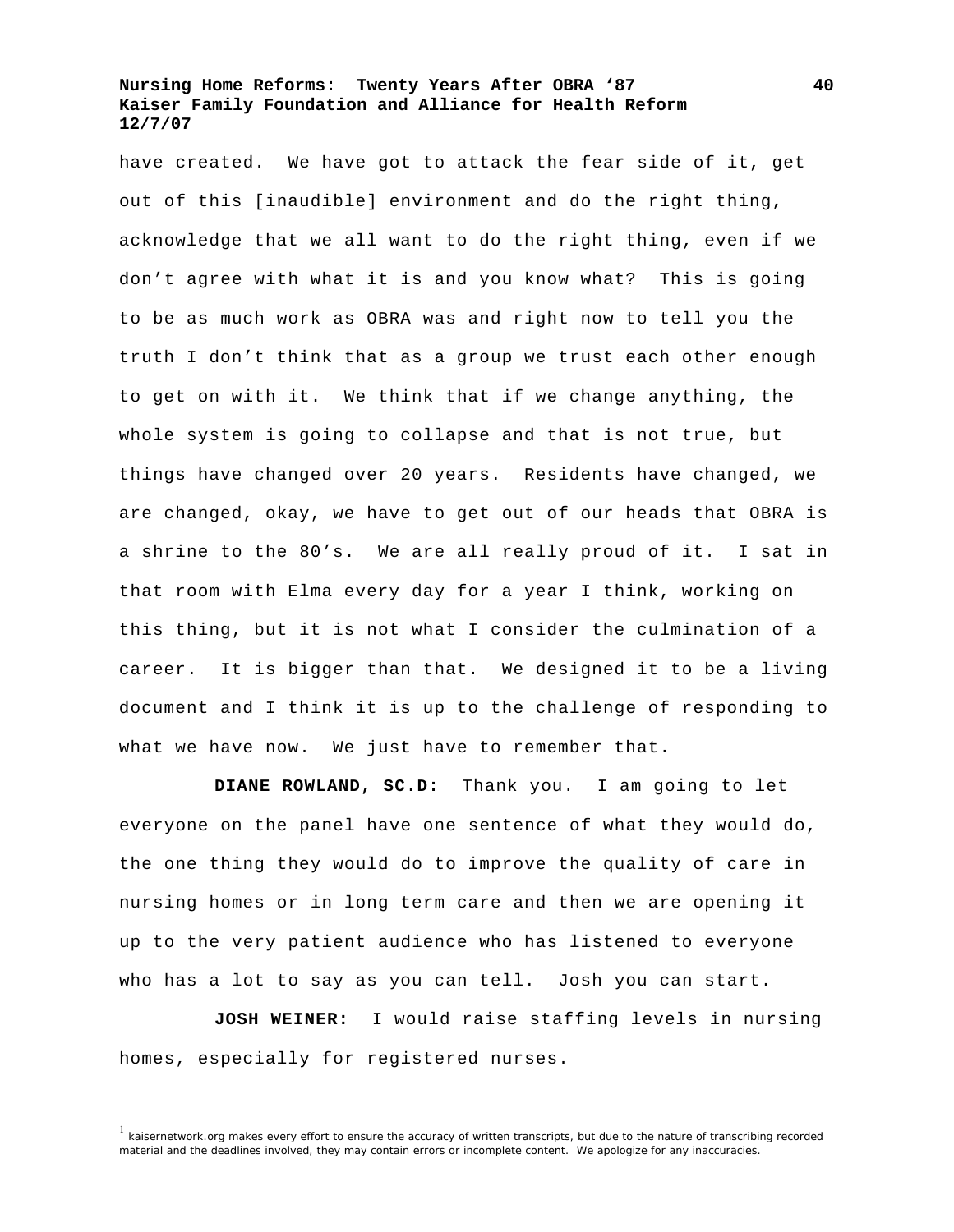have created. We have got to attack the fear side of it, get out of this [inaudible] environment and do the right thing, acknowledge that we all want to do the right thing, even if we don't agree with what it is and you know what? This is going to be as much work as OBRA was and right now to tell you the truth I don't think that as a group we trust each other enough to get on with it. We think that if we change anything, the whole system is going to collapse and that is not true, but things have changed over 20 years. Residents have changed, we are changed, okay, we have to get out of our heads that OBRA is a shrine to the 80's. We are all really proud of it. I sat in that room with Elma every day for a year I think, working on this thing, but it is not what I consider the culmination of a career. It is bigger than that. We designed it to be a living document and I think it is up to the challenge of responding to what we have now. We just have to remember that.

**DIANE ROWLAND, SC.D:** Thank you. I am going to let everyone on the panel have one sentence of what they would do, the one thing they would do to improve the quality of care in nursing homes or in long term care and then we are opening it up to the very patient audience who has listened to everyone who has a lot to say as you can tell. Josh you can start.

**JOSH WEINER:** I would raise staffing levels in nursing homes, especially for registered nurses.

[1] kaisernetwork.org makes every effort to ensure the accuracy of written transcripts, but due to the nature of transcribing recorded material and the deadlines involved, they may contain errors or incomplete content. We apologize for any inaccuracies.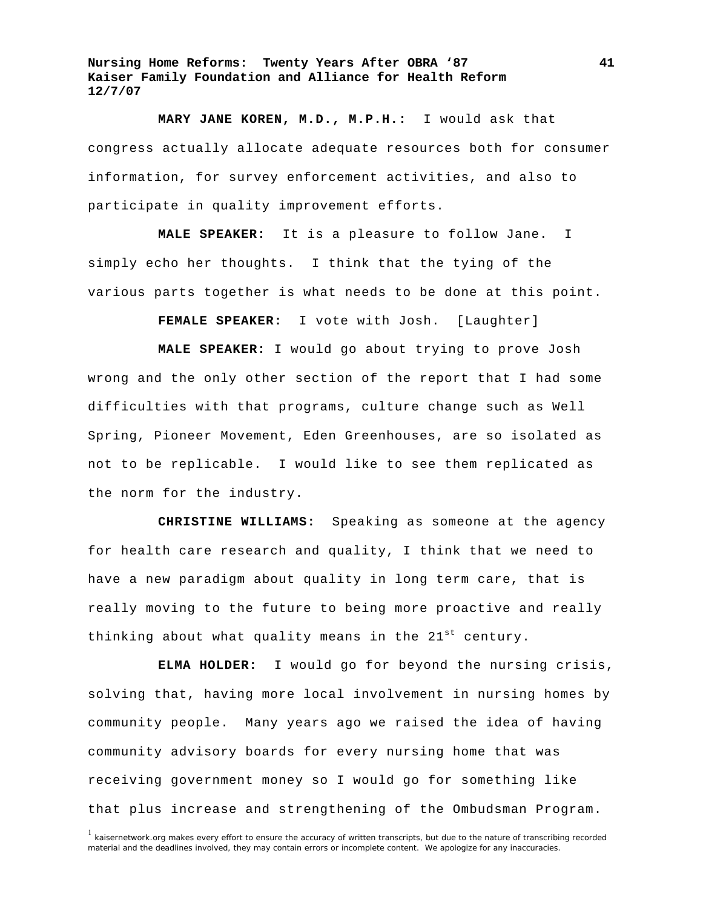**MARY JANE KOREN, M.D., M.P.H.:** I would ask that congress actually allocate adequate resources both for consumer information, for survey enforcement activities, and also to participate in quality improvement efforts.

**MALE SPEAKER:** It is a pleasure to follow Jane. I simply echo her thoughts. I think that the tying of the various parts together is what needs to be done at this point.

**FEMALE SPEAKER:** I vote with Josh. [Laughter]

**MALE SPEAKER:** I would go about trying to prove Josh wrong and the only other section of the report that I had some difficulties with that programs, culture change such as Well Spring, Pioneer Movement, Eden Greenhouses, are so isolated as not to be replicable. I would like to see them replicated as the norm for the industry.

**CHRISTINE WILLIAMS:** Speaking as someone at the agency for health care research and quality, I think that we need to have a new paradigm about quality in long term care, that is really moving to the future to being more proactive and really thinking about what quality means in the 21st century.

**ELMA HOLDER:** I would go for beyond the nursing crisis, solving that, having more local involvement in nursing homes by community people. Many years ago we raised the idea of having community advisory boards for every nursing home that was receiving government money so I would go for something like that plus increase and strengthening of the Ombudsman Program.

[1] kaisernetwork.org makes every effort to ensure the accuracy of written transcripts, but due to the nature of transcribing recorded material and the deadlines involved, they may contain errors or incomplete content. We apologize for any inaccuracies.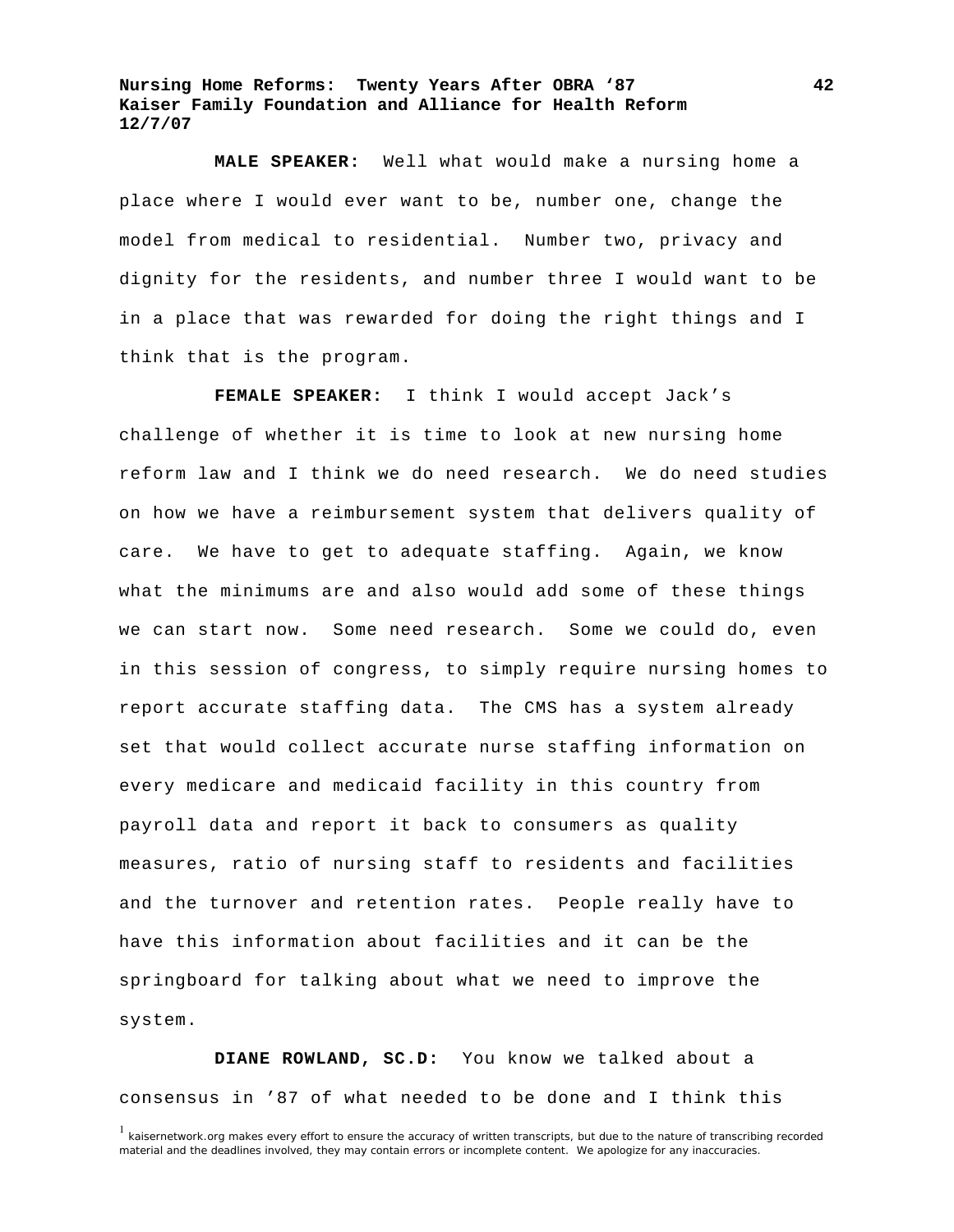**MALE SPEAKER:** Well what would make a nursing home a place where I would ever want to be, number one, change the model from medical to residential. Number two, privacy and dignity for the residents, and number three I would want to be in a place that was rewarded for doing the right things and I think that is the program.

**FEMALE SPEAKER:** I think I would accept Jack's challenge of whether it is time to look at new nursing home reform law and I think we do need research. We do need studies on how we have a reimbursement system that delivers quality of care. We have to get to adequate staffing. Again, we know what the minimums are and also would add some of these things we can start now. Some need research. Some we could do, even in this session of congress, to simply require nursing homes to report accurate staffing data. The CMS has a system already set that would collect accurate nurse staffing information on every medicare and medicaid facility in this country from payroll data and report it back to consumers as quality measures, ratio of nursing staff to residents and facilities and the turnover and retention rates. People really have to have this information about facilities and it can be the springboard for talking about what we need to improve the system.

**DIANE ROWLAND, SC.D:** You know we talked about a consensus in '87 of what needed to be done and I think this

[1] kaisernetwork.org makes every effort to ensure the accuracy of written transcripts, but due to the nature of transcribing recorded material and the deadlines involved, they may contain errors or incomplete content. We apologize for any inaccuracies.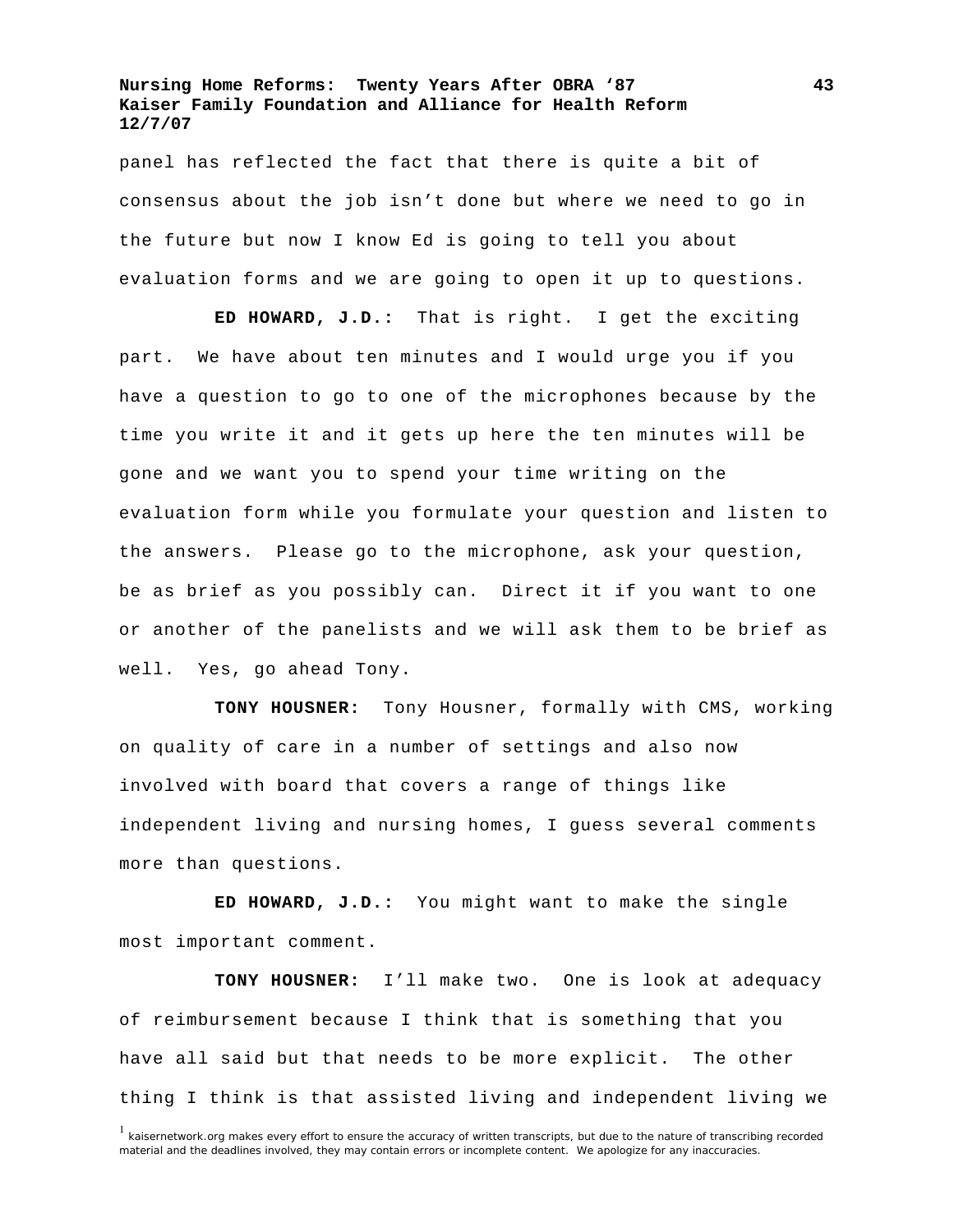panel has reflected the fact that there is quite a bit of consensus about the job isn't done but where we need to go in the future but now I know Ed is going to tell you about evaluation forms and we are going to open it up to questions.

**ED HOWARD, J.D.:** That is right. I get the exciting part. We have about ten minutes and I would urge you if you have a question to go to one of the microphones because by the time you write it and it gets up here the ten minutes will be gone and we want you to spend your time writing on the evaluation form while you formulate your question and listen to the answers. Please go to the microphone, ask your question, be as brief as you possibly can. Direct it if you want to one or another of the panelists and we will ask them to be brief as well. Yes, go ahead Tony.

**TONY HOUSNER:** Tony Housner, formally with CMS, working on quality of care in a number of settings and also now involved with board that covers a range of things like independent living and nursing homes, I guess several comments more than questions.

**ED HOWARD, J.D.:** You might want to make the single most important comment.

**TONY HOUSNER:** I'll make two. One is look at adequacy of reimbursement because I think that is something that you have all said but that needs to be more explicit. The other thing I think is that assisted living and independent living we

[1] kaisernetwork.org makes every effort to ensure the accuracy of written transcripts, but due to the nature of transcribing recorded material and the deadlines involved, they may contain errors or incomplete content. We apologize for any inaccuracies.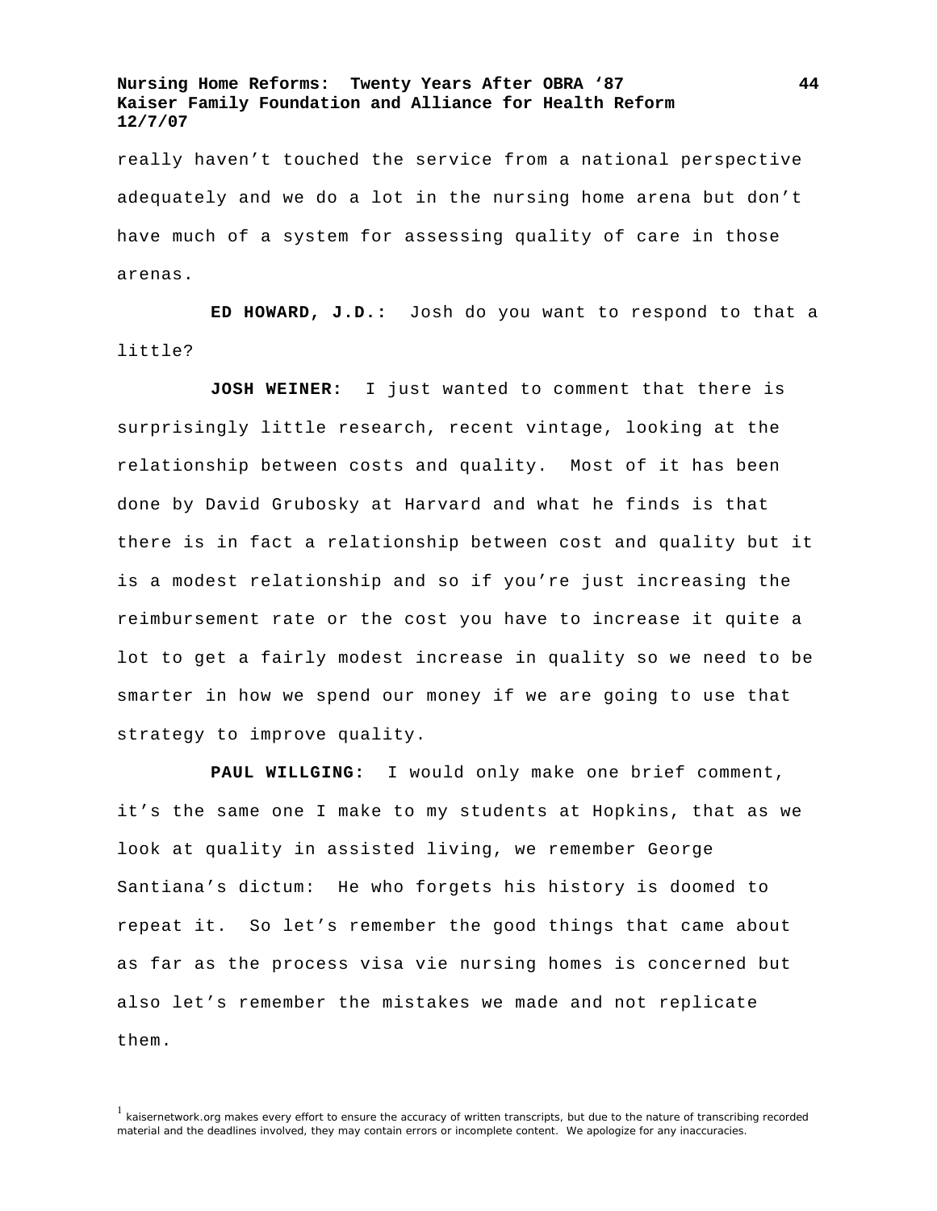really haven't touched the service from a national perspective adequately and we do a lot in the nursing home arena but don't have much of a system for assessing quality of care in those arenas.

**ED HOWARD, J.D.:** Josh do you want to respond to that a little?

**JOSH WEINER:** I just wanted to comment that there is surprisingly little research, recent vintage, looking at the relationship between costs and quality. Most of it has been done by David Grubosky at Harvard and what he finds is that there is in fact a relationship between cost and quality but it is a modest relationship and so if you're just increasing the reimbursement rate or the cost you have to increase it quite a lot to get a fairly modest increase in quality so we need to be smarter in how we spend our money if we are going to use that strategy to improve quality.

**PAUL WILLGING:** I would only make one brief comment, it's the same one I make to my students at Hopkins, that as we look at quality in assisted living, we remember George Santiana's dictum: He who forgets his history is doomed to repeat it. So let's remember the good things that came about as far as the process visa vie nursing homes is concerned but also let's remember the mistakes we made and not replicate them.

[1] kaisernetwork.org makes every effort to ensure the accuracy of written transcripts, but due to the nature of transcribing recorded material and the deadlines involved, they may contain errors or incomplete content. We apologize for any inaccuracies.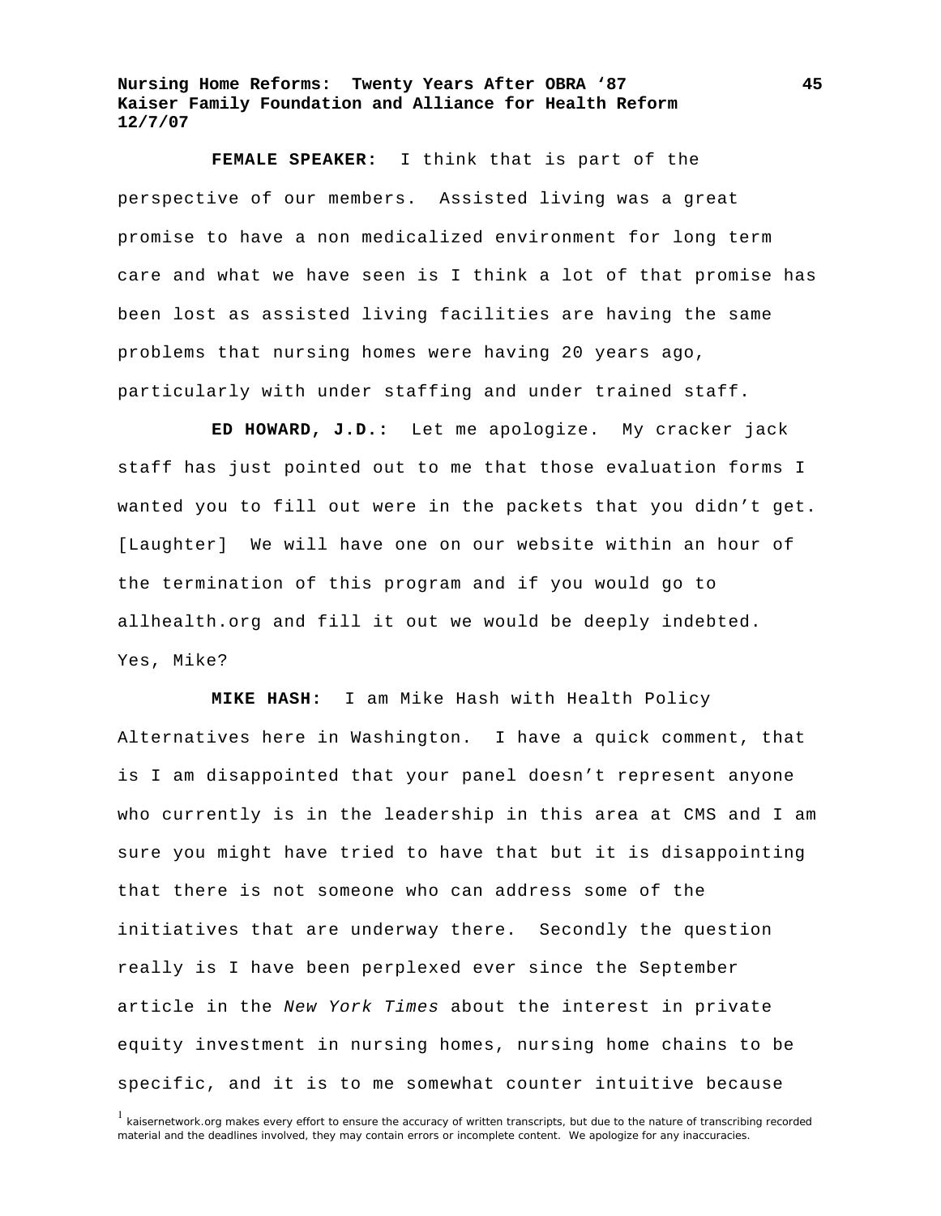**FEMALE SPEAKER:** I think that is part of the perspective of our members. Assisted living was a great promise to have a non medicalized environment for long term care and what we have seen is I think a lot of that promise has been lost as assisted living facilities are having the same problems that nursing homes were having 20 years ago, particularly with under staffing and under trained staff.

**ED HOWARD, J.D.:** Let me apologize. My cracker jack staff has just pointed out to me that those evaluation forms I wanted you to fill out were in the packets that you didn't get. [Laughter] We will have one on our website within an hour of the termination of this program and if you would go to allhealth.org and fill it out we would be deeply indebted. Yes, Mike?

**MIKE HASH:** I am Mike Hash with Health Policy Alternatives here in Washington. I have a quick comment, that is I am disappointed that your panel doesn't represent anyone who currently is in the leadership in this area at CMS and I am sure you might have tried to have that but it is disappointing that there is not someone who can address some of the initiatives that are underway there. Secondly the question really is I have been perplexed ever since the September article in the *New York Times* about the interest in private equity investment in nursing homes, nursing home chains to be specific, and it is to me somewhat counter intuitive because

[1] kaisernetwork.org makes every effort to ensure the accuracy of written transcripts, but due to the nature of transcribing recorded material and the deadlines involved, they may contain errors or incomplete content. We apologize for any inaccuracies.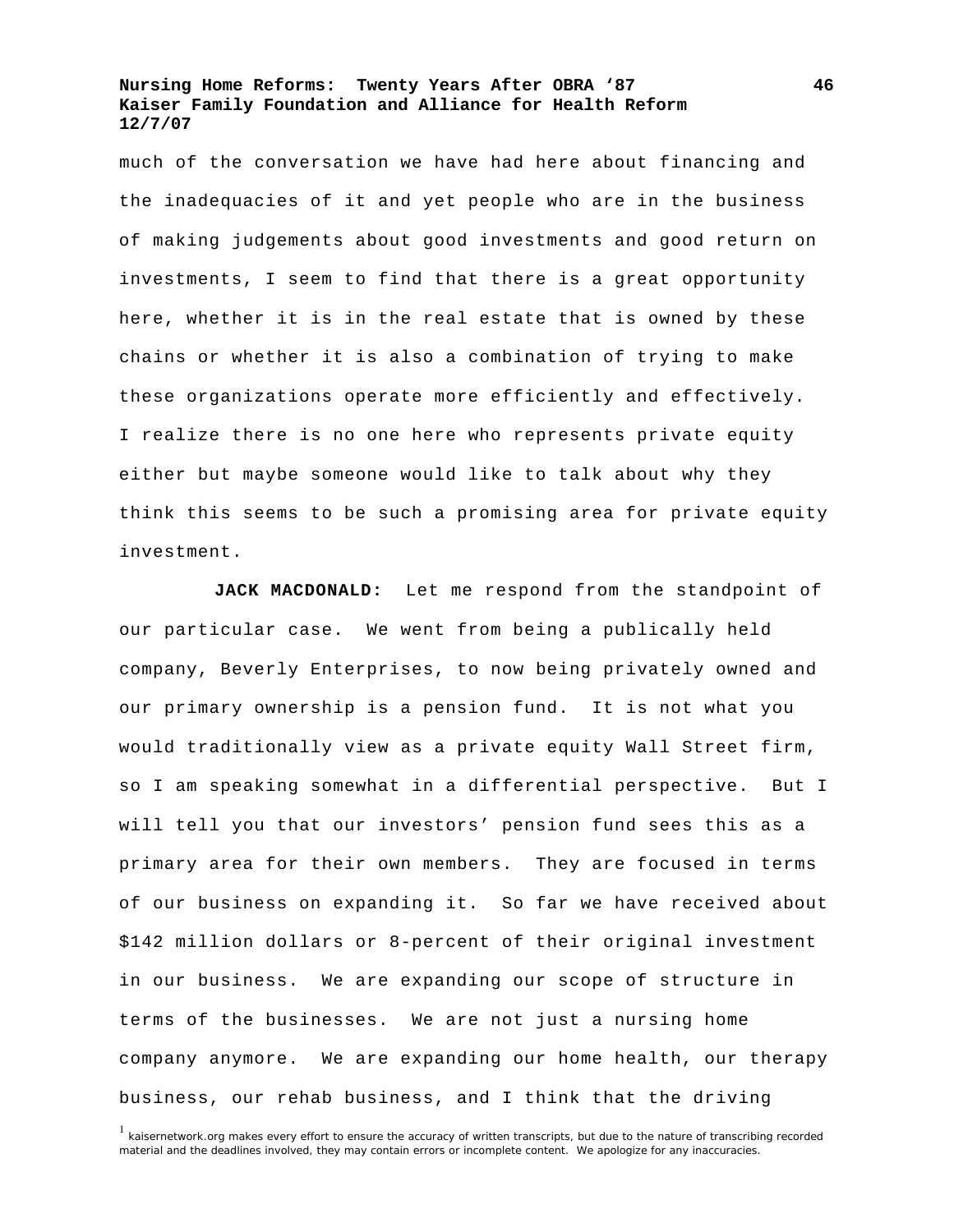much of the conversation we have had here about financing and the inadequacies of it and yet people who are in the business of making judgements about good investments and good return on investments, I seem to find that there is a great opportunity here, whether it is in the real estate that is owned by these chains or whether it is also a combination of trying to make these organizations operate more efficiently and effectively. I realize there is no one here who represents private equity either but maybe someone would like to talk about why they think this seems to be such a promising area for private equity investment.

**JACK MACDONALD:** Let me respond from the standpoint of our particular case. We went from being a publically held company, Beverly Enterprises, to now being privately owned and our primary ownership is a pension fund. It is not what you would traditionally view as a private equity Wall Street firm, so I am speaking somewhat in a differential perspective. But I will tell you that our investors' pension fund sees this as a primary area for their own members. They are focused in terms of our business on expanding it. So far we have received about $142 million dollars or 8-percent of their original investment in our business. We are expanding our scope of structure in terms of the businesses. We are not just a nursing home company anymore. We are expanding our home health, our therapy business, our rehab business, and I think that the driving

[1] kaisernetwork.org makes every effort to ensure the accuracy of written transcripts, but due to the nature of transcribing recorded material and the deadlines involved, they may contain errors or incomplete content. We apologize for any inaccuracies.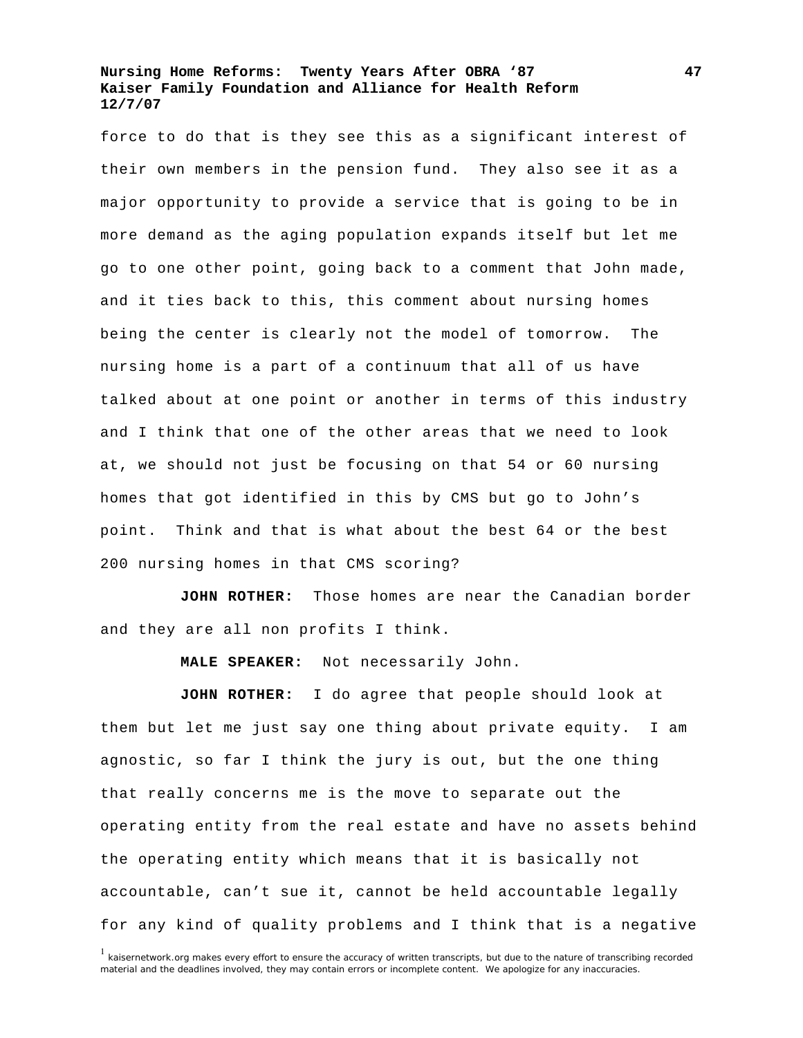force to do that is they see this as a significant interest of their own members in the pension fund. They also see it as a major opportunity to provide a service that is going to be in more demand as the aging population expands itself but let me go to one other point, going back to a comment that John made, and it ties back to this, this comment about nursing homes being the center is clearly not the model of tomorrow. The nursing home is a part of a continuum that all of us have talked about at one point or another in terms of this industry and I think that one of the other areas that we need to look at, we should not just be focusing on that 54 or 60 nursing homes that got identified in this by CMS but go to John's point. Think and that is what about the best 64 or the best 200 nursing homes in that CMS scoring?

**JOHN ROTHER:** Those homes are near the Canadian border and they are all non profits I think.

**MALE SPEAKER:** Not necessarily John.

**JOHN ROTHER:** I do agree that people should look at them but let me just say one thing about private equity. I am agnostic, so far I think the jury is out, but the one thing that really concerns me is the move to separate out the operating entity from the real estate and have no assets behind the operating entity which means that it is basically not accountable, can't sue it, cannot be held accountable legally for any kind of quality problems and I think that is a negative

[1] kaisernetwork.org makes every effort to ensure the accuracy of written transcripts, but due to the nature of transcribing recorded material and the deadlines involved, they may contain errors or incomplete content. We apologize for any inaccuracies.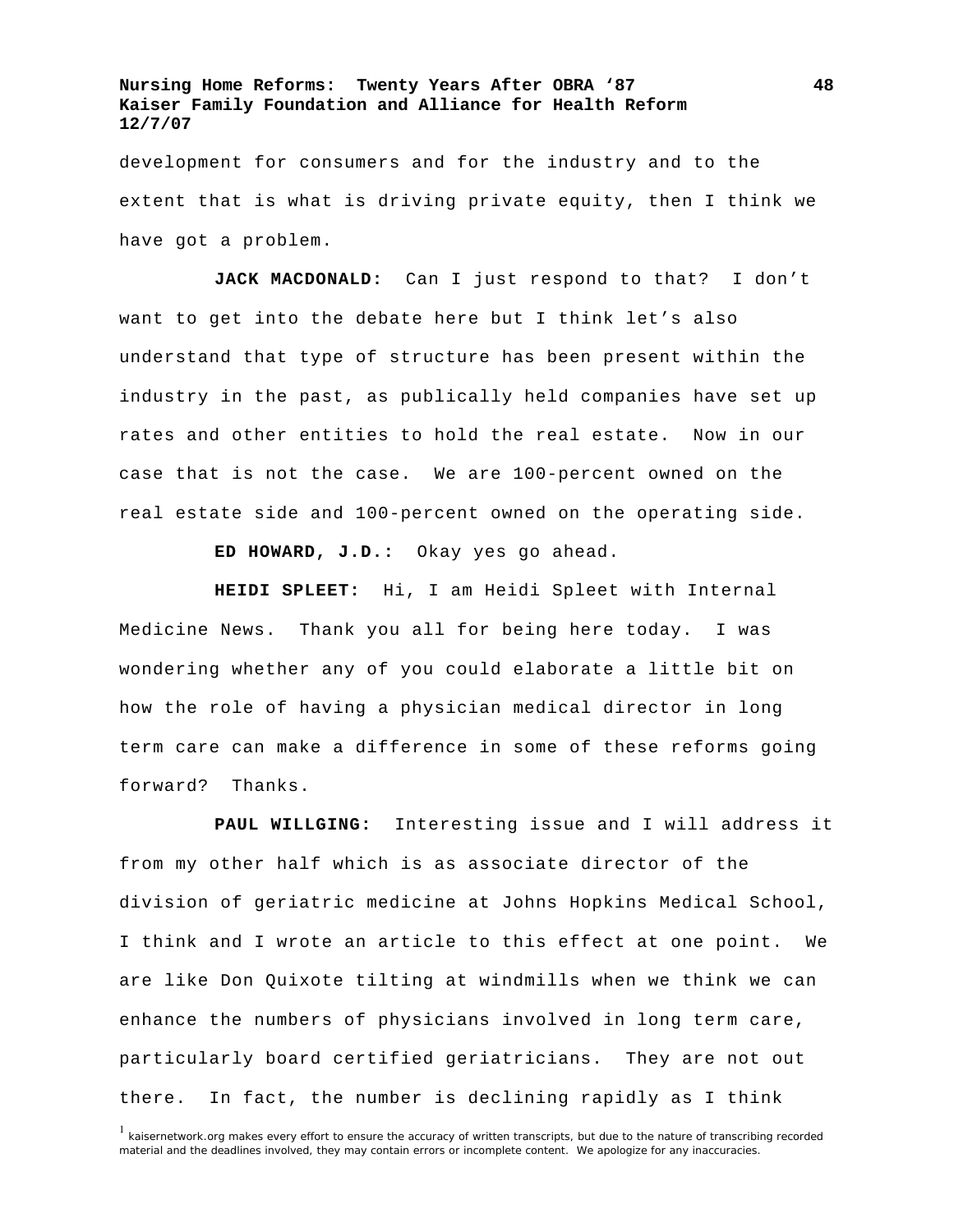development for consumers and for the industry and to the extent that is what is driving private equity, then I think we have got a problem.

**JACK MACDONALD:** Can I just respond to that? I don't want to get into the debate here but I think let's also understand that type of structure has been present within the industry in the past, as publically held companies have set up rates and other entities to hold the real estate. Now in our case that is not the case. We are 100-percent owned on the real estate side and 100-percent owned on the operating side.

**ED HOWARD, J.D.:** Okay yes go ahead.

**HEIDI SPLEET:** Hi, I am Heidi Spleet with Internal Medicine News. Thank you all for being here today. I was wondering whether any of you could elaborate a little bit on how the role of having a physician medical director in long term care can make a difference in some of these reforms going forward? Thanks.

**PAUL WILLGING:** Interesting issue and I will address it from my other half which is as associate director of the division of geriatric medicine at Johns Hopkins Medical School, I think and I wrote an article to this effect at one point. We are like Don Quixote tilting at windmills when we think we can enhance the numbers of physicians involved in long term care, particularly board certified geriatricians. They are not out there. In fact, the number is declining rapidly as I think

[1] kaisernetwork.org makes every effort to ensure the accuracy of written transcripts, but due to the nature of transcribing recorded material and the deadlines involved, they may contain errors or incomplete content. We apologize for any inaccuracies.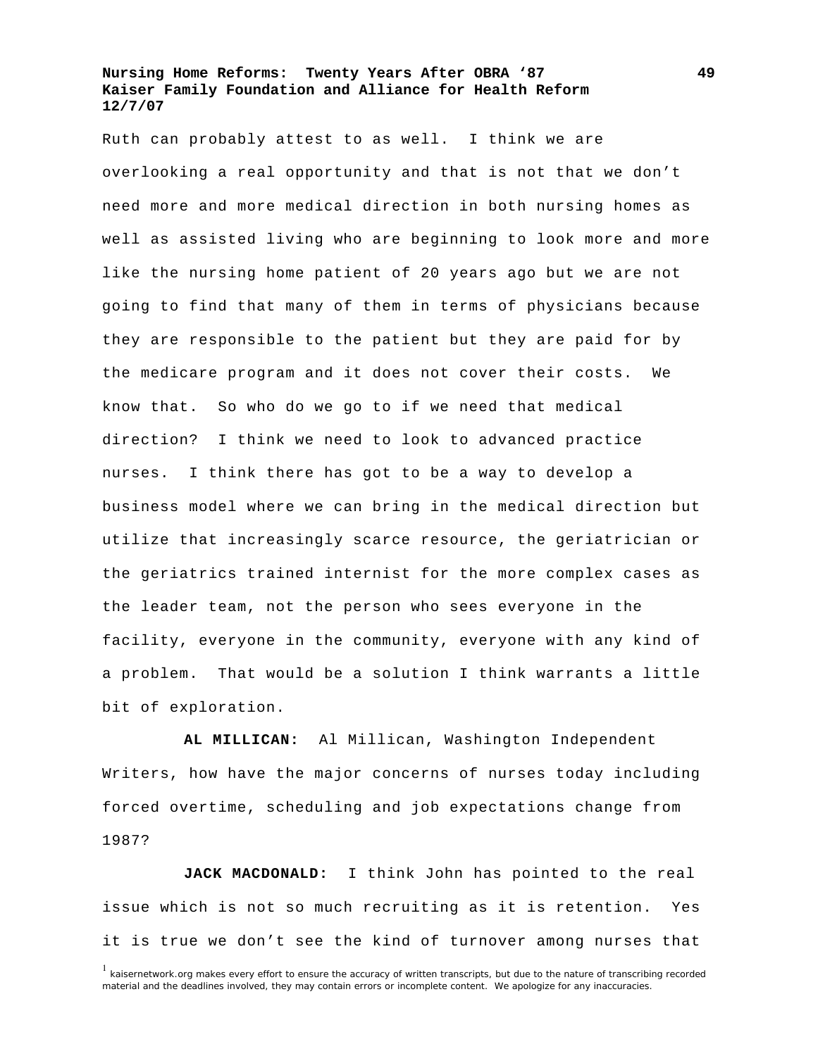Ruth can probably attest to as well. I think we are overlooking a real opportunity and that is not that we don't need more and more medical direction in both nursing homes as well as assisted living who are beginning to look more and more like the nursing home patient of 20 years ago but we are not going to find that many of them in terms of physicians because they are responsible to the patient but they are paid for by the medicare program and it does not cover their costs. We know that. So who do we go to if we need that medical direction? I think we need to look to advanced practice nurses. I think there has got to be a way to develop a business model where we can bring in the medical direction but utilize that increasingly scarce resource, the geriatrician or the geriatrics trained internist for the more complex cases as the leader team, not the person who sees everyone in the facility, everyone in the community, everyone with any kind of a problem. That would be a solution I think warrants a little bit of exploration.

**AL MILLICAN:** Al Millican, Washington Independent Writers, how have the major concerns of nurses today including forced overtime, scheduling and job expectations change from 1987?

**JACK MACDONALD:** I think John has pointed to the real issue which is not so much recruiting as it is retention. Yes it is true we don't see the kind of turnover among nurses that

[1] kaisernetwork.org makes every effort to ensure the accuracy of written transcripts, but due to the nature of transcribing recorded material and the deadlines involved, they may contain errors or incomplete content. We apologize for any inaccuracies.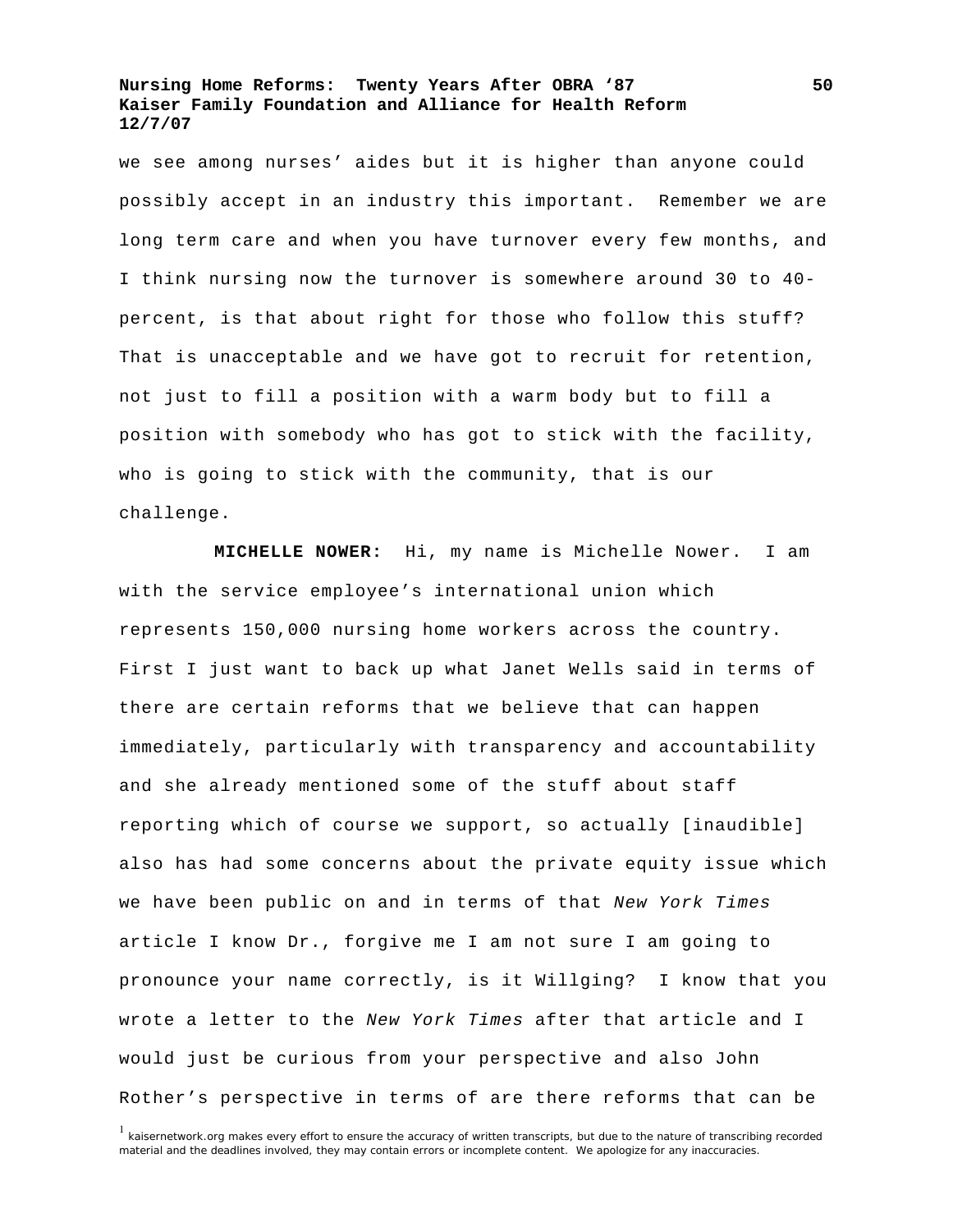we see among nurses' aides but it is higher than anyone could possibly accept in an industry this important. Remember we are long term care and when you have turnover every few months, and I think nursing now the turnover is somewhere around 30 to 40-percent, is that about right for those who follow this stuff? That is unacceptable and we have got to recruit for retention, not just to fill a position with a warm body but to fill a position with somebody who has got to stick with the facility, who is going to stick with the community, that is our challenge.

**MICHELLE NOWER:** Hi, my name is Michelle Nower. I am with the service employee's international union which represents 150,000 nursing home workers across the country. First I just want to back up what Janet Wells said in terms of there are certain reforms that we believe that can happen immediately, particularly with transparency and accountability and she already mentioned some of the stuff about staff reporting which of course we support, so actually [inaudible] also has had some concerns about the private equity issue which we have been public on and in terms of that *New York Times* article I know Dr., forgive me I am not sure I am going to pronounce your name correctly, is it Willging? I know that you wrote a letter to the *New York Times* after that article and I would just be curious from your perspective and also John Rother's perspective in terms of are there reforms that can be

[1] kaisernetwork.org makes every effort to ensure the accuracy of written transcripts, but due to the nature of transcribing recorded material and the deadlines involved, they may contain errors or incomplete content. We apologize for any inaccuracies.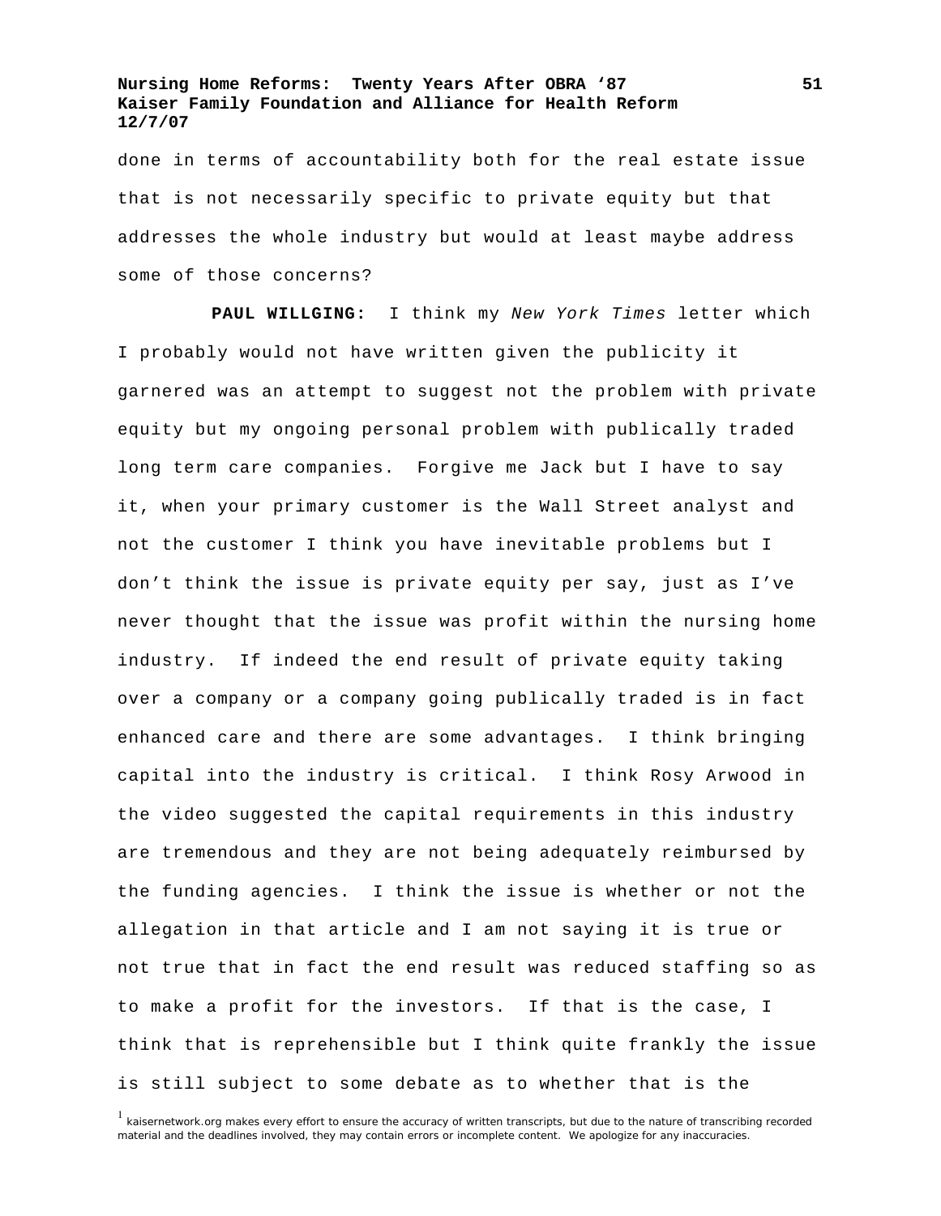done in terms of accountability both for the real estate issue that is not necessarily specific to private equity but that addresses the whole industry but would at least maybe address some of those concerns?

**PAUL WILLGING:** I think my *New York Times* letter which I probably would not have written given the publicity it garnered was an attempt to suggest not the problem with private equity but my ongoing personal problem with publically traded long term care companies. Forgive me Jack but I have to say it, when your primary customer is the Wall Street analyst and not the customer I think you have inevitable problems but I don't think the issue is private equity per say, just as I've never thought that the issue was profit within the nursing home industry. If indeed the end result of private equity taking over a company or a company going publically traded is in fact enhanced care and there are some advantages. I think bringing capital into the industry is critical. I think Rosy Arwood in the video suggested the capital requirements in this industry are tremendous and they are not being adequately reimbursed by the funding agencies. I think the issue is whether or not the allegation in that article and I am not saying it is true or not true that in fact the end result was reduced staffing so as to make a profit for the investors. If that is the case, I think that is reprehensible but I think quite frankly the issue is still subject to some debate as to whether that is the

[1] kaisernetwork.org makes every effort to ensure the accuracy of written transcripts, but due to the nature of transcribing recorded material and the deadlines involved, they may contain errors or incomplete content. We apologize for any inaccuracies.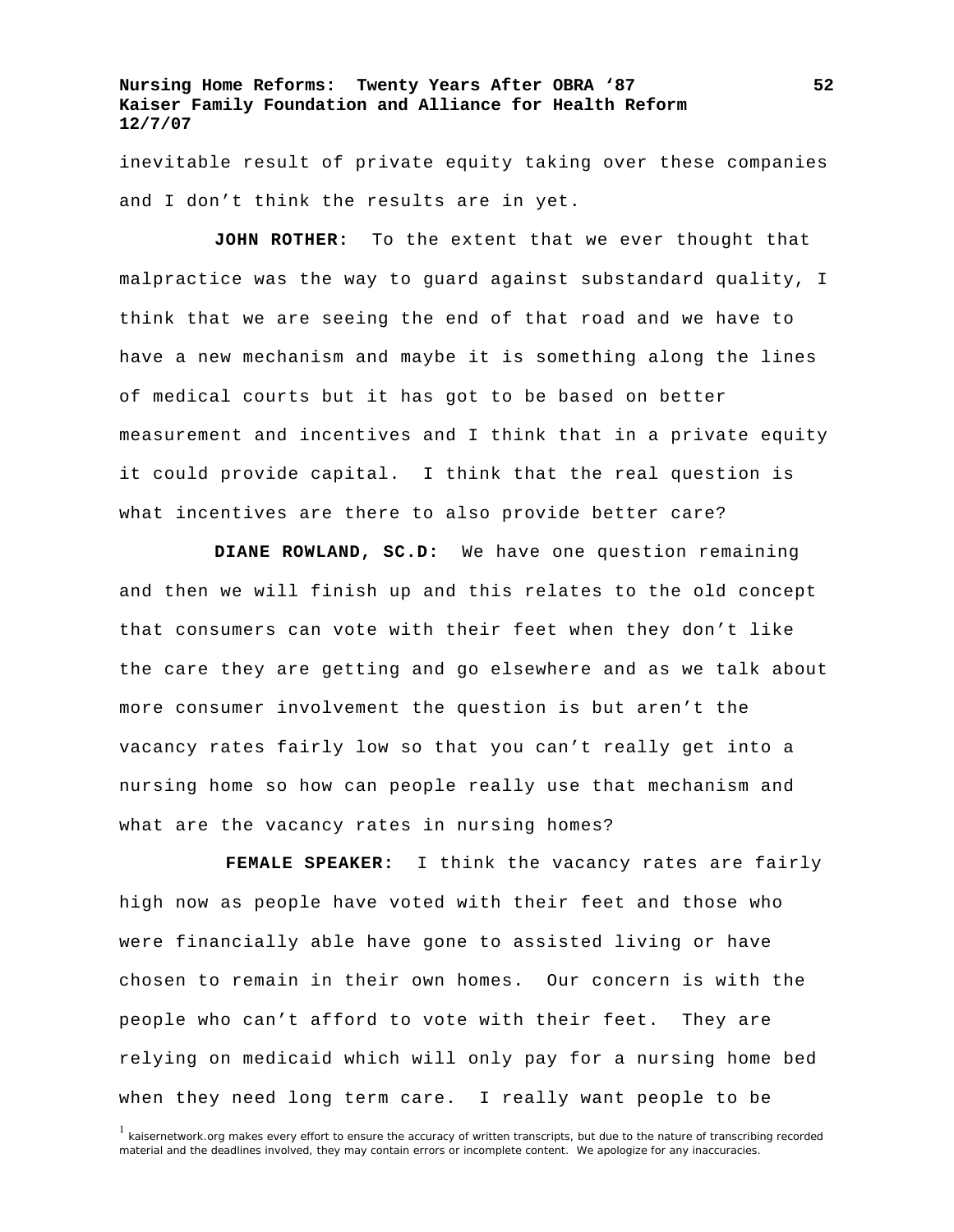inevitable result of private equity taking over these companies and I don’t think the results are in yet.

**JOHN ROTHER:** To the extent that we ever thought that malpractice was the way to guard against substandard quality, I think that we are seeing the end of that road and we have to have a new mechanism and maybe it is something along the lines of medical courts but it has got to be based on better measurement and incentives and I think that in a private equity it could provide capital. I think that the real question is what incentives are there to also provide better care?

**DIANE ROWLAND, SC.D:** We have one question remaining and then we will finish up and this relates to the old concept that consumers can vote with their feet when they don’t like the care they are getting and go elsewhere and as we talk about more consumer involvement the question is but aren’t the vacancy rates fairly low so that you can’t really get into a nursing home so how can people really use that mechanism and what are the vacancy rates in nursing homes?

**FEMALE SPEAKER:** I think the vacancy rates are fairly high now as people have voted with their feet and those who were financially able have gone to assisted living or have chosen to remain in their own homes. Our concern is with the people who can’t afford to vote with their feet. They are relying on medicaid which will only pay for a nursing home bed when they need long term care. I really want people to be

[1] kaisernetwork.org makes every effort to ensure the accuracy of written transcripts, but due to the nature of transcribing recorded material and the deadlines involved, they may contain errors or incomplete content. We apologize for any inaccuracies.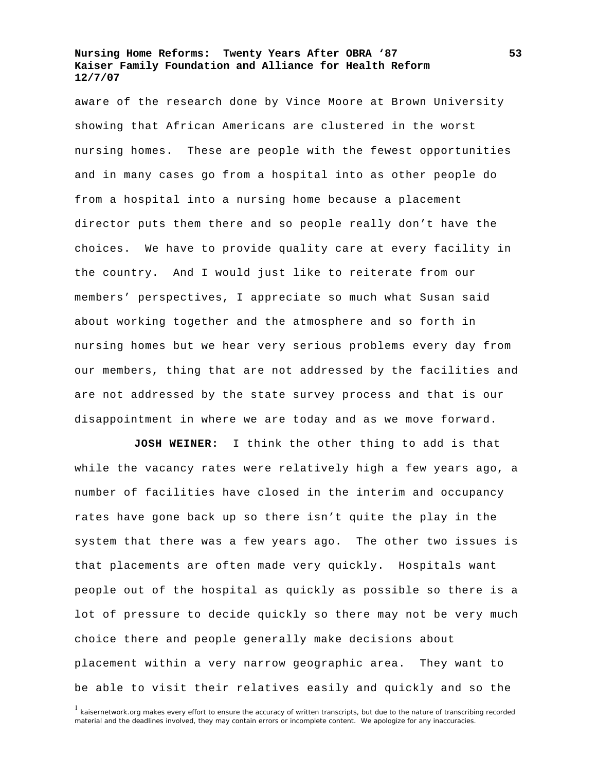aware of the research done by Vince Moore at Brown University showing that African Americans are clustered in the worst nursing homes. These are people with the fewest opportunities and in many cases go from a hospital into as other people do from a hospital into a nursing home because a placement director puts them there and so people really don't have the choices. We have to provide quality care at every facility in the country. And I would just like to reiterate from our members' perspectives, I appreciate so much what Susan said about working together and the atmosphere and so forth in nursing homes but we hear very serious problems every day from our members, thing that are not addressed by the facilities and are not addressed by the state survey process and that is our disappointment in where we are today and as we move forward.

**JOSH WEINER:** I think the other thing to add is that while the vacancy rates were relatively high a few years ago, a number of facilities have closed in the interim and occupancy rates have gone back up so there isn't quite the play in the system that there was a few years ago. The other two issues is that placements are often made very quickly. Hospitals want people out of the hospital as quickly as possible so there is a lot of pressure to decide quickly so there may not be very much choice there and people generally make decisions about placement within a very narrow geographic area. They want to be able to visit their relatives easily and quickly and so the

[1] kaisernetwork.org makes every effort to ensure the accuracy of written transcripts, but due to the nature of transcribing recorded material and the deadlines involved, they may contain errors or incomplete content. We apologize for any inaccuracies.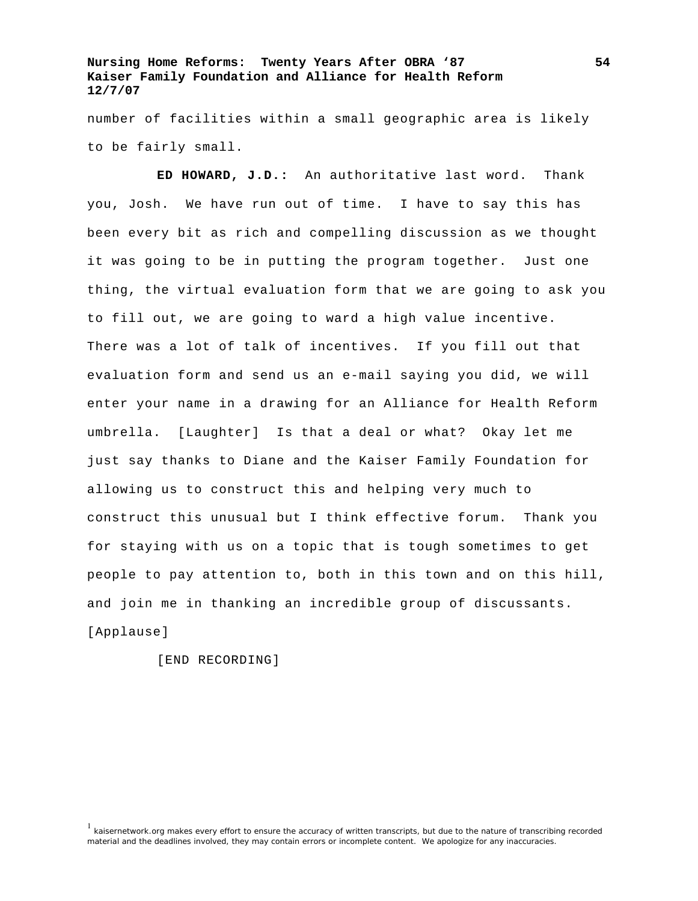number of facilities within a small geographic area is likely to be fairly small.

**ED HOWARD, J.D.:** An authoritative last word. Thank you, Josh. We have run out of time. I have to say this has been every bit as rich and compelling discussion as we thought it was going to be in putting the program together. Just one thing, the virtual evaluation form that we are going to ask you to fill out, we are going to ward a high value incentive. There was a lot of talk of incentives. If you fill out that evaluation form and send us an e-mail saying you did, we will enter your name in a drawing for an Alliance for Health Reform umbrella. [Laughter] Is that a deal or what? Okay let me just say thanks to Diane and the Kaiser Family Foundation for allowing us to construct this and helping very much to construct this unusual but I think effective forum. Thank you for staying with us on a topic that is tough sometimes to get people to pay attention to, both in this town and on this hill, and join me in thanking an incredible group of discussants. [Applause]

[END RECORDING]

[1] kaisernetwork.org makes every effort to ensure the accuracy of written transcripts, but due to the nature of transcribing recorded material and the deadlines involved, they may contain errors or incomplete content. We apologize for any inaccuracies.